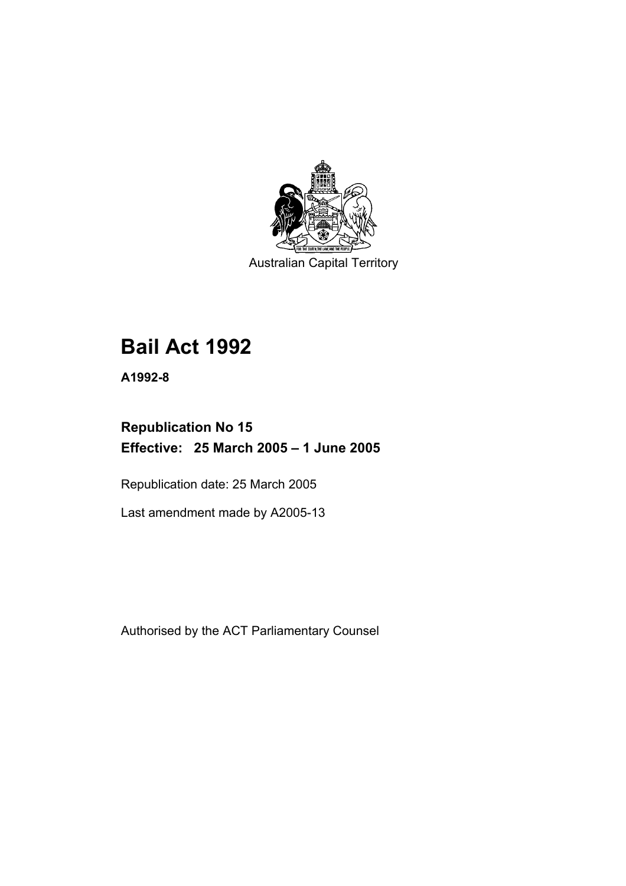Australian Capital Territory

# Bail Act 1992

**A1992-8**

## Republication No 15
**Effective: 25 March 2005 – 1 June 2005**

Republication date: 25 March 2005

Last amendment made by A2005-13

Authorised by the ACT Parliamentary Counsel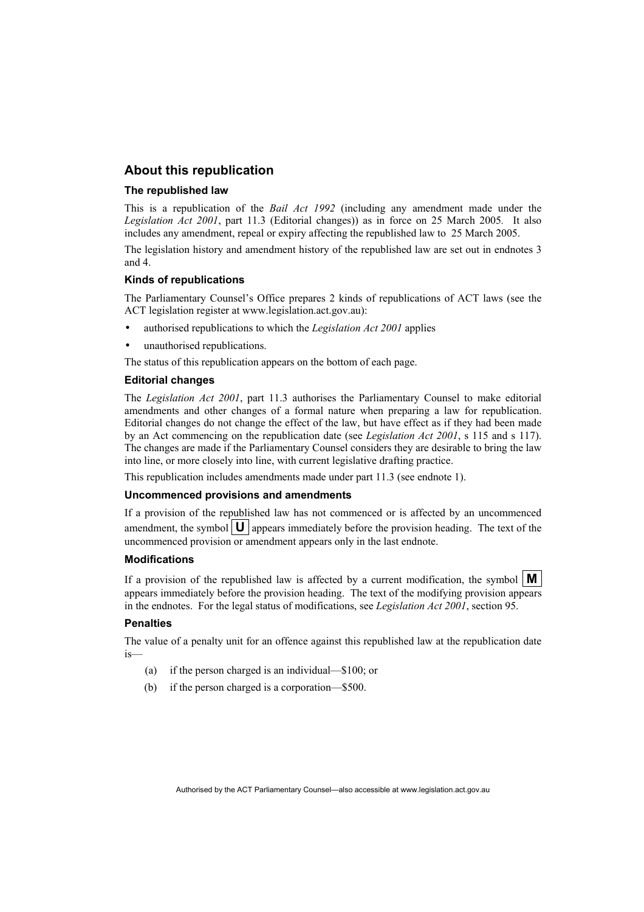## About this republication

### The republished law

This is a republication of the *Bail Act 1992* (including any amendment made under the *Legislation Act 2001*, part 11.3 (Editorial changes)) as in force on 25 March 2005*.* It also includes any amendment, repeal or expiry affecting the republished law to 25 March 2005.

The legislation history and amendment history of the republished law are set out in endnotes 3 and 4.

### Kinds of republications

The Parliamentary Counsel's Office prepares 2 kinds of republications of ACT laws (see the ACT legislation register at www.legislation.act.gov.au):

- authorised republications to which the *Legislation Act 2001* applies
- unauthorised republications.

The status of this republication appears on the bottom of each page.

### Editorial changes

The *Legislation Act 2001*, part 11.3 authorises the Parliamentary Counsel to make editorial amendments and other changes of a formal nature when preparing a law for republication. Editorial changes do not change the effect of the law, but have effect as if they had been made by an Act commencing on the republication date (see *Legislation Act 2001*, s 115 and s 117). The changes are made if the Parliamentary Counsel considers they are desirable to bring the law into line, or more closely into line, with current legislative drafting practice.

This republication includes amendments made under part 11.3 (see endnote 1).

### Uncommenced provisions and amendments

If a provision of the republished law has not commenced or is affected by an uncommenced amendment, the symbol **U** appears immediately before the provision heading. The text of the uncommenced provision or amendment appears only in the last endnote.

### Modifications

If a provision of the republished law is affected by a current modification, the symbol **M** appears immediately before the provision heading. The text of the modifying provision appears in the endnotes. For the legal status of modifications, see *Legislation Act 2001*, section 95.

### Penalties

The value of a penalty unit for an offence against this republished law at the republication date is—

(a) if the person charged is an individual—$100; or

(b) if the person charged is a corporation—$500.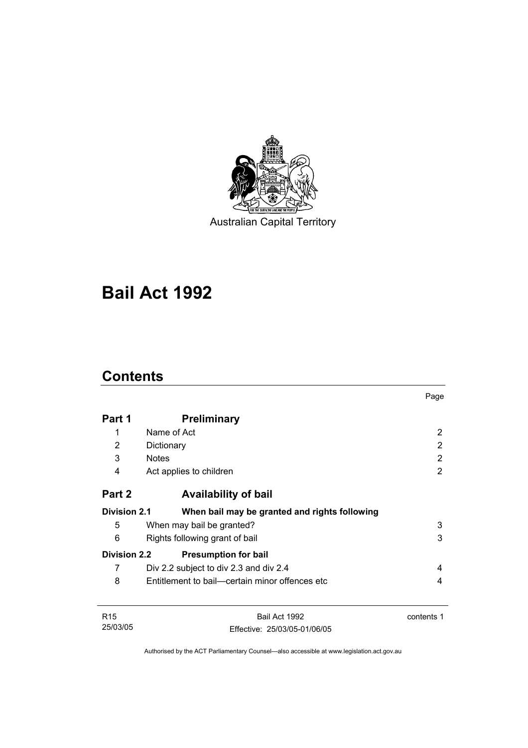Australian Capital Territory

# Bail Act 1992

## Contents

| | | Page |
|---|---|---|
| **Part 1** | **Preliminary** | |
| 1 | Name of Act | 2 |
| 2 | Dictionary | 2 |
| 3 | Notes | 2 |
| 4 | Act applies to children | 2 |
| **Part 2** | **Availability of bail** | |
| **Division 2.1** | **When bail may be granted and rights following** | |
| 5 | When may bail be granted? | 3 |
| 6 | Rights following grant of bail | 3 |
| **Division 2.2** | **Presumption for bail** | |
| 7 | Div 2.2 subject to div 2.3 and div 2.4 | 4 |
| 8 | Entitlement to bail—certain minor offences etc | 4 |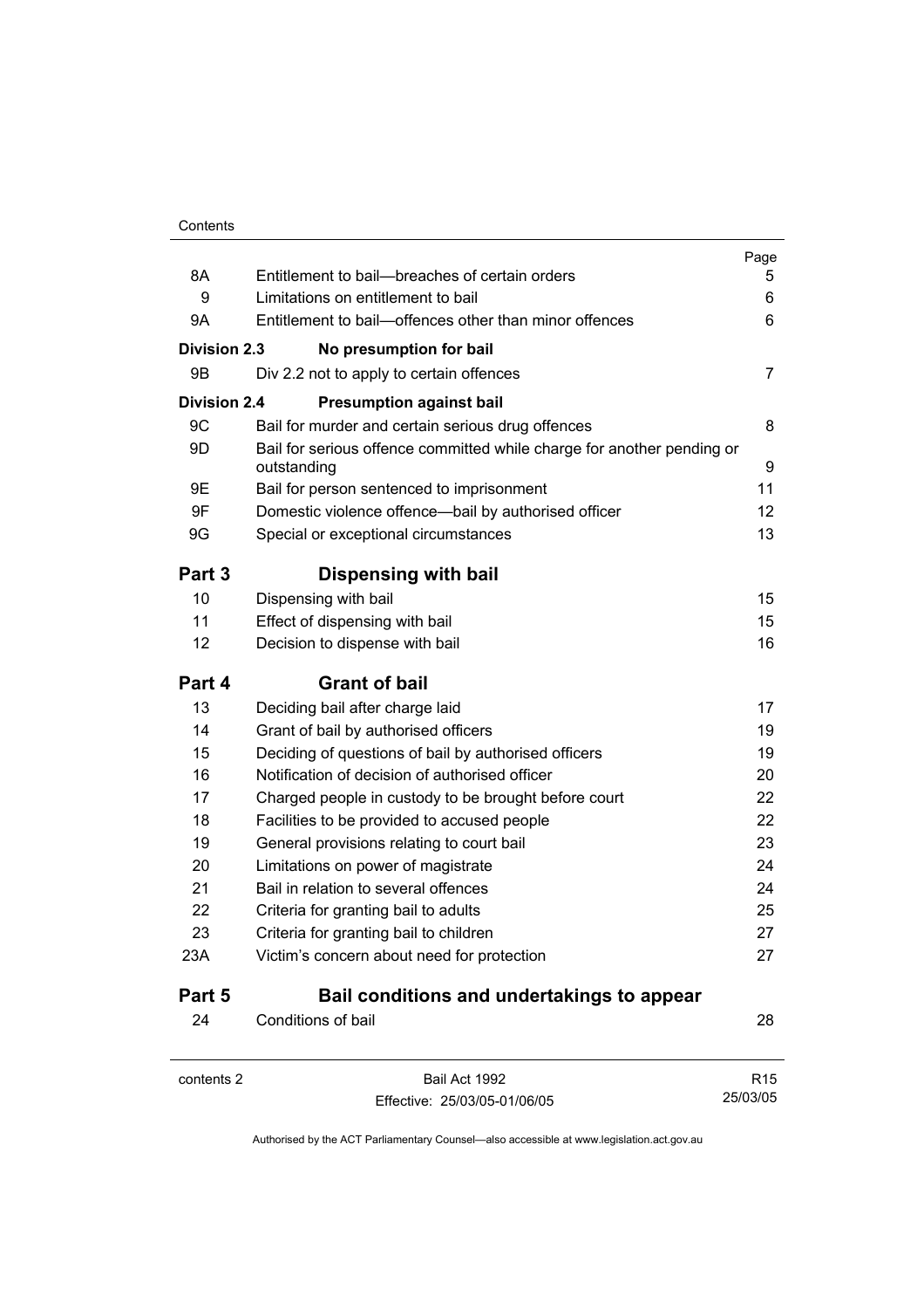| | | Page |
|---|---|---|
| 8A | Entitlement to bail—breaches of certain orders | 5 |
| 9 | Limitations on entitlement to bail | 6 |
| 9A | Entitlement to bail—offences other than minor offences | 6 |
| **Division 2.3** | **No presumption for bail** | |
| 9B | Div 2.2 not to apply to certain offences | 7 |
| **Division 2.4** | **Presumption against bail** | |
| 9C | Bail for murder and certain serious drug offences | 8 |
| 9D | Bail for serious offence committed while charge for another pending or outstanding | 9 |
| 9E | Bail for person sentenced to imprisonment | 11 |
| 9F | Domestic violence offence—bail by authorised officer | 12 |
| 9G | Special or exceptional circumstances | 13 |
| **Part 3** | **Dispensing with bail** | |
| 10 | Dispensing with bail | 15 |
| 11 | Effect of dispensing with bail | 15 |
| 12 | Decision to dispense with bail | 16 |
| **Part 4** | **Grant of bail** | |
| 13 | Deciding bail after charge laid | 17 |
| 14 | Grant of bail by authorised officers | 19 |
| 15 | Deciding of questions of bail by authorised officers | 19 |
| 16 | Notification of decision of authorised officer | 20 |
| 17 | Charged people in custody to be brought before court | 22 |
| 18 | Facilities to be provided to accused people | 22 |
| 19 | General provisions relating to court bail | 23 |
| 20 | Limitations on power of magistrate | 24 |
| 21 | Bail in relation to several offences | 24 |
| 22 | Criteria for granting bail to adults | 25 |
| 23 | Criteria for granting bail to children | 27 |
| 23A | Victim's concern about need for protection | 27 |
| **Part 5** | **Bail conditions and undertakings to appear** | |
| 24 | Conditions of bail | 28 |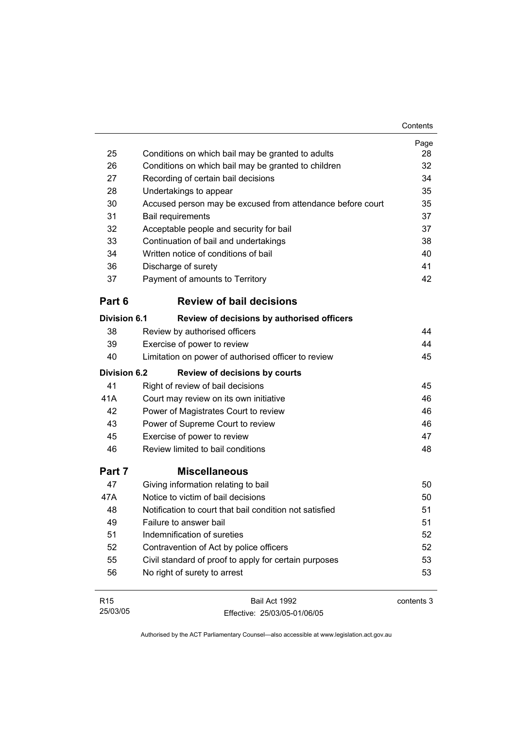| | | Page |
|---|---|---|
| 25 | Conditions on which bail may be granted to adults | 28 |
| 26 | Conditions on which bail may be granted to children | 32 |
| 27 | Recording of certain bail decisions | 34 |
| 28 | Undertakings to appear | 35 |
| 30 | Accused person may be excused from attendance before court | 35 |
| 31 | Bail requirements | 37 |
| 32 | Acceptable people and security for bail | 37 |
| 33 | Continuation of bail and undertakings | 38 |
| 34 | Written notice of conditions of bail | 40 |
| 36 | Discharge of surety | 41 |
| 37 | Payment of amounts to Territory | 42 |

## Part 6 Review of bail decisions

**Division 6.1 Review of decisions by authorised officers**

| | | |
|---|---|---|
| 38 | Review by authorised officers | 44 |
| 39 | Exercise of power to review | 44 |
| 40 | Limitation on power of authorised officer to review | 45 |

**Division 6.2 Review of decisions by courts**

| | | |
|---|---|---|
| 41 | Right of review of bail decisions | 45 |
| 41A | Court may review on its own initiative | 46 |
| 42 | Power of Magistrates Court to review | 46 |
| 43 | Power of Supreme Court to review | 46 |
| 45 | Exercise of power to review | 47 |
| 46 | Review limited to bail conditions | 48 |

## Part 7 Miscellaneous

| | | |
|---|---|---|
| 47 | Giving information relating to bail | 50 |
| 47A | Notice to victim of bail decisions | 50 |
| 48 | Notification to court that bail condition not satisfied | 51 |
| 49 | Failure to answer bail | 51 |
| 51 | Indemnification of sureties | 52 |
| 52 | Contravention of Act by police officers | 52 |
| 55 | Civil standard of proof to apply for certain purposes | 53 |
| 56 | No right of surety to arrest | 53 |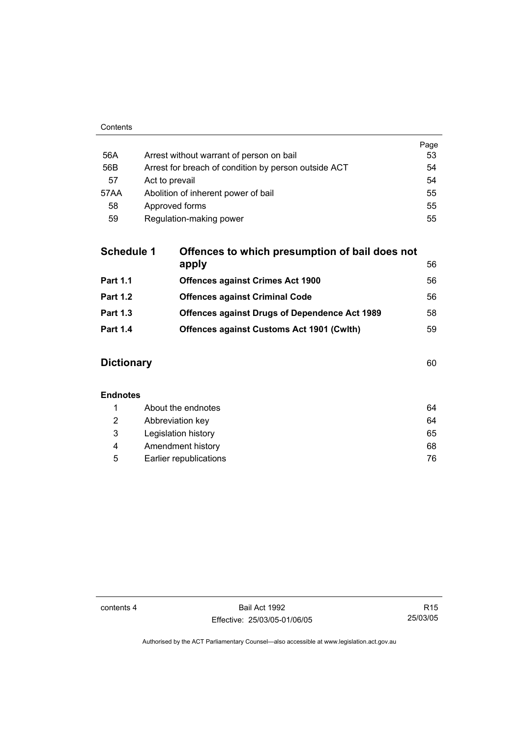| | | Page |
|---|---|---|
| 56A | Arrest without warrant of person on bail | 53 |
| 56B | Arrest for breach of condition by person outside ACT | 54 |
| 57 | Act to prevail | 54 |
| 57AA | Abolition of inherent power of bail | 55 |
| 58 | Approved forms | 55 |
| 59 | Regulation-making power | 55 |

| | | |
|---|---|---|
| **Schedule 1** | **Offences to which presumption of bail does not apply** | 56 |
| **Part 1.1** | **Offences against Crimes Act 1900** | 56 |
| **Part 1.2** | **Offences against Criminal Code** | 56 |
| **Part 1.3** | **Offences against Drugs of Dependence Act 1989** | 58 |
| **Part 1.4** | **Offences against Customs Act 1901 (Cwlth)** | 59 |

**Dictionary** 60

**Endnotes**

| | | |
|---|---|---|
| 1 | About the endnotes | 64 |
| 2 | Abbreviation key | 64 |
| 3 | Legislation history | 65 |
| 4 | Amendment history | 68 |
| 5 | Earlier republications | 76 |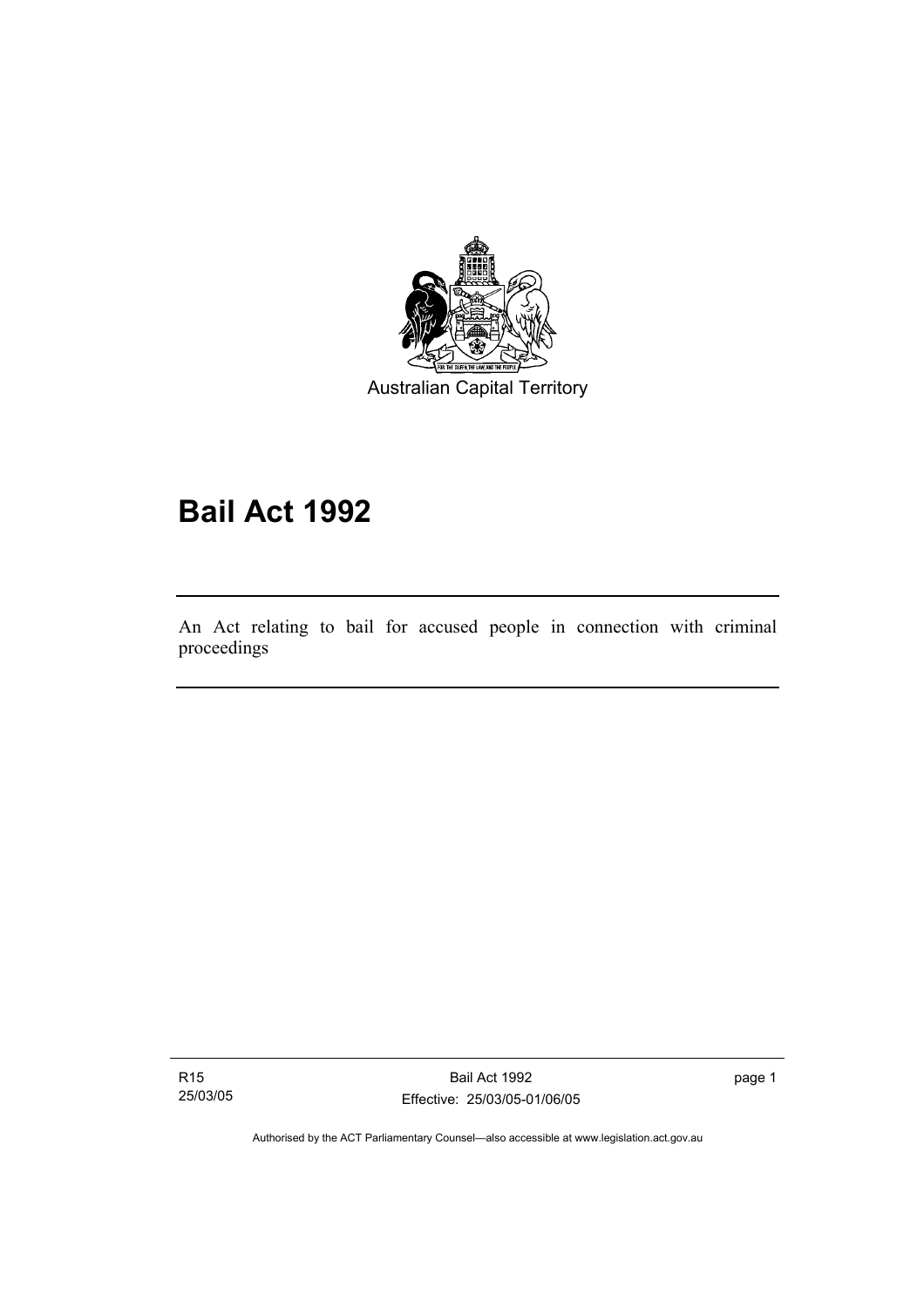Australian Capital Territory

# Bail Act 1992

An Act relating to bail for accused people in connection with criminal proceedings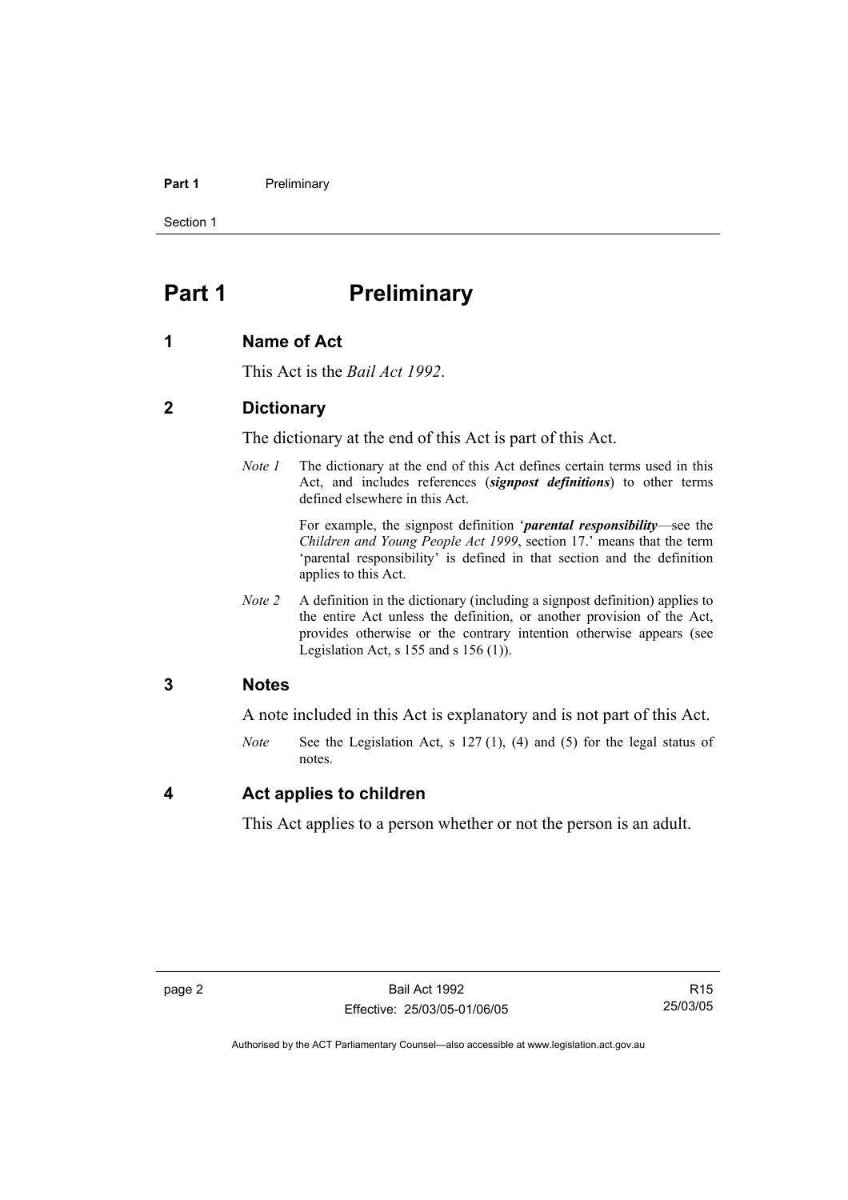# Part 1 Preliminary

## 1 Name of Act

This Act is the *Bail Act 1992*.

## 2 Dictionary

The dictionary at the end of this Act is part of this Act.

*Note 1* The dictionary at the end of this Act defines certain terms used in this Act, and includes references (***signpost definitions***) to other terms defined elsewhere in this Act.

For example, the signpost definition '***parental responsibility***—see the *Children and Young People Act 1999*, section 17.' means that the term 'parental responsibility' is defined in that section and the definition applies to this Act.

*Note 2* A definition in the dictionary (including a signpost definition) applies to the entire Act unless the definition, or another provision of the Act, provides otherwise or the contrary intention otherwise appears (see Legislation Act, s 155 and s 156 (1)).

## 3 Notes

A note included in this Act is explanatory and is not part of this Act.

*Note* See the Legislation Act, s 127 (1), (4) and (5) for the legal status of notes.

## 4 Act applies to children

This Act applies to a person whether or not the person is an adult.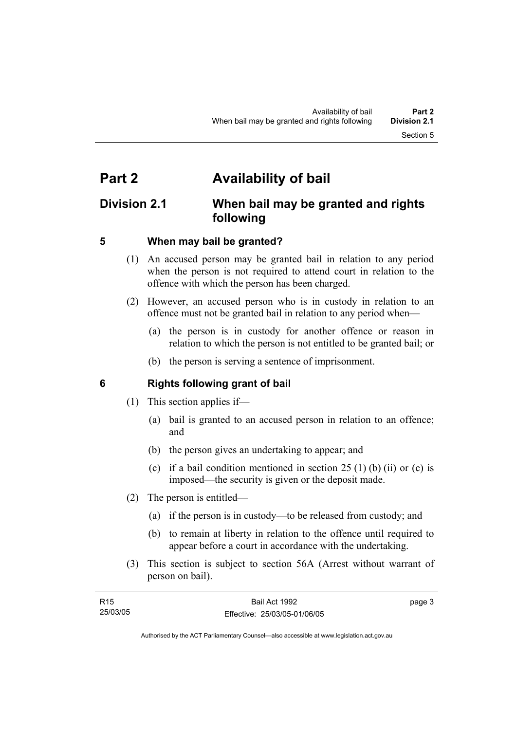# Part 2 Availability of bail

## Division 2.1 When bail may be granted and rights following

### 5 When may bail be granted?

(1) An accused person may be granted bail in relation to any period when the person is not required to attend court in relation to the offence with which the person has been charged.

(2) However, an accused person who is in custody in relation to an offence must not be granted bail in relation to any period when—

(a) the person is in custody for another offence or reason in relation to which the person is not entitled to be granted bail; or

(b) the person is serving a sentence of imprisonment.

### 6 Rights following grant of bail

(1) This section applies if—

(a) bail is granted to an accused person in relation to an offence; and

(b) the person gives an undertaking to appear; and

(c) if a bail condition mentioned in section 25 (1) (b) (ii) or (c) is imposed—the security is given or the deposit made.

(2) The person is entitled—

(a) if the person is in custody—to be released from custody; and

(b) to remain at liberty in relation to the offence until required to appear before a court in accordance with the undertaking.

(3) This section is subject to section 56A (Arrest without warrant of person on bail).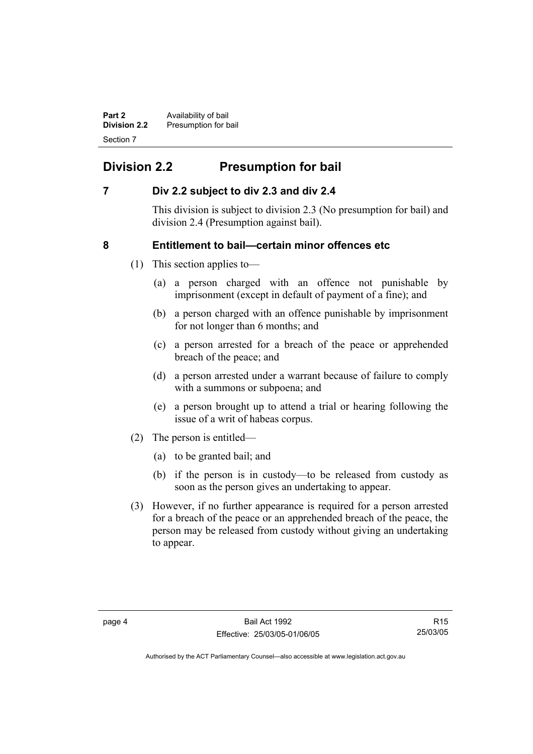## Division 2.2 Presumption for bail

### 7 Div 2.2 subject to div 2.3 and div 2.4

This division is subject to division 2.3 (No presumption for bail) and division 2.4 (Presumption against bail).

### 8 Entitlement to bail—certain minor offences etc

(1) This section applies to—

(a) a person charged with an offence not punishable by imprisonment (except in default of payment of a fine); and

(b) a person charged with an offence punishable by imprisonment for not longer than 6 months; and

(c) a person arrested for a breach of the peace or apprehended breach of the peace; and

(d) a person arrested under a warrant because of failure to comply with a summons or subpoena; and

(e) a person brought up to attend a trial or hearing following the issue of a writ of habeas corpus.

(2) The person is entitled—

(a) to be granted bail; and

(b) if the person is in custody—to be released from custody as soon as the person gives an undertaking to appear.

(3) However, if no further appearance is required for a person arrested for a breach of the peace or an apprehended breach of the peace, the person may be released from custody without giving an undertaking to appear.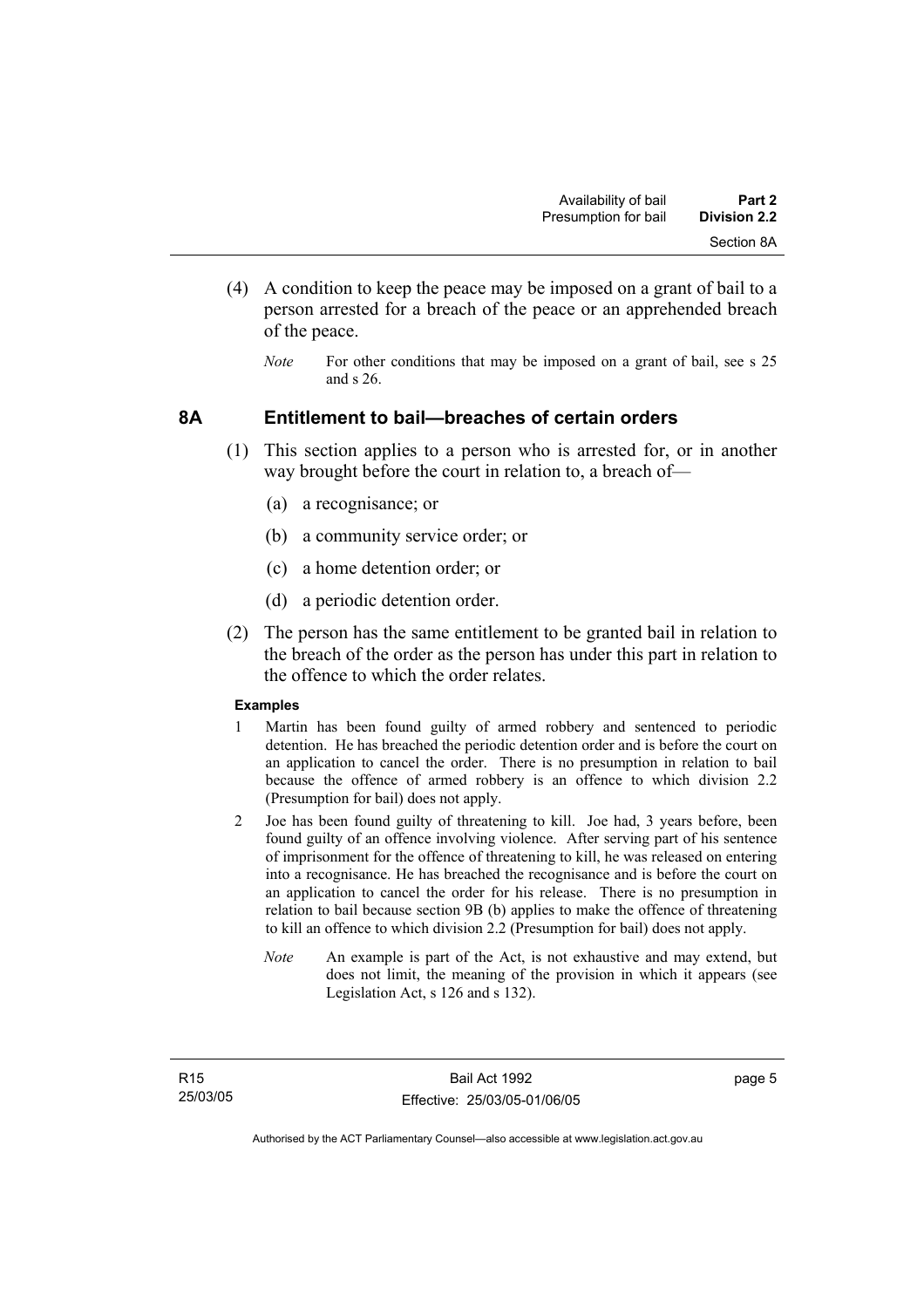(4) A condition to keep the peace may be imposed on a grant of bail to a person arrested for a breach of the peace or an apprehended breach of the peace.

*Note* For other conditions that may be imposed on a grant of bail, see s 25 and s 26.

## 8A Entitlement to bail—breaches of certain orders

(1) This section applies to a person who is arrested for, or in another way brought before the court in relation to, a breach of—

(a) a recognisance; or

(b) a community service order; or

(c) a home detention order; or

(d) a periodic detention order.

(2) The person has the same entitlement to be granted bail in relation to the breach of the order as the person has under this part in relation to the offence to which the order relates.

**Examples**

1 Martin has been found guilty of armed robbery and sentenced to periodic detention. He has breached the periodic detention order and is before the court on an application to cancel the order. There is no presumption in relation to bail because the offence of armed robbery is an offence to which division 2.2 (Presumption for bail) does not apply.

2 Joe has been found guilty of threatening to kill. Joe had, 3 years before, been found guilty of an offence involving violence. After serving part of his sentence of imprisonment for the offence of threatening to kill, he was released on entering into a recognisance. He has breached the recognisance and is before the court on an application to cancel the order for his release. There is no presumption in relation to bail because section 9B (b) applies to make the offence of threatening to kill an offence to which division 2.2 (Presumption for bail) does not apply.

*Note* An example is part of the Act, is not exhaustive and may extend, but does not limit, the meaning of the provision in which it appears (see Legislation Act, s 126 and s 132).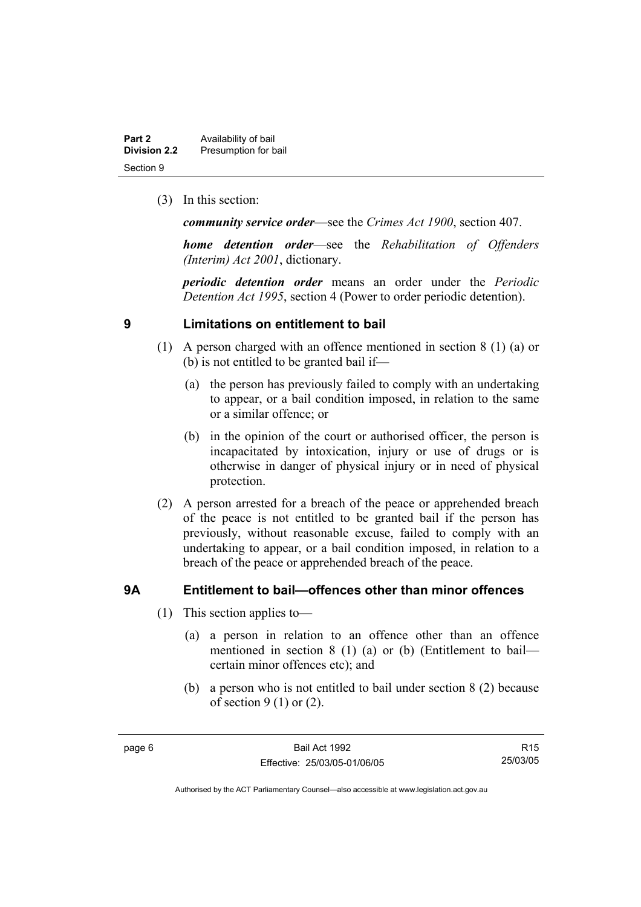(3) In this section:

***community service order***—see the *Crimes Act 1900*, section 407.

***home detention order***—see the *Rehabilitation of Offenders (Interim) Act 2001*, dictionary.

***periodic detention order*** means an order under the *Periodic Detention Act 1995*, section 4 (Power to order periodic detention).

## 9 Limitations on entitlement to bail

(1) A person charged with an offence mentioned in section 8 (1) (a) or (b) is not entitled to be granted bail if—

(a) the person has previously failed to comply with an undertaking to appear, or a bail condition imposed, in relation to the same or a similar offence; or

(b) in the opinion of the court or authorised officer, the person is incapacitated by intoxication, injury or use of drugs or is otherwise in danger of physical injury or in need of physical protection.

(2) A person arrested for a breach of the peace or apprehended breach of the peace is not entitled to be granted bail if the person has previously, without reasonable excuse, failed to comply with an undertaking to appear, or a bail condition imposed, in relation to a breach of the peace or apprehended breach of the peace.

## 9A Entitlement to bail—offences other than minor offences

(1) This section applies to—

(a) a person in relation to an offence other than an offence mentioned in section 8 (1) (a) or (b) (Entitlement to bail—certain minor offences etc); and

(b) a person who is not entitled to bail under section 8 (2) because of section 9 (1) or (2).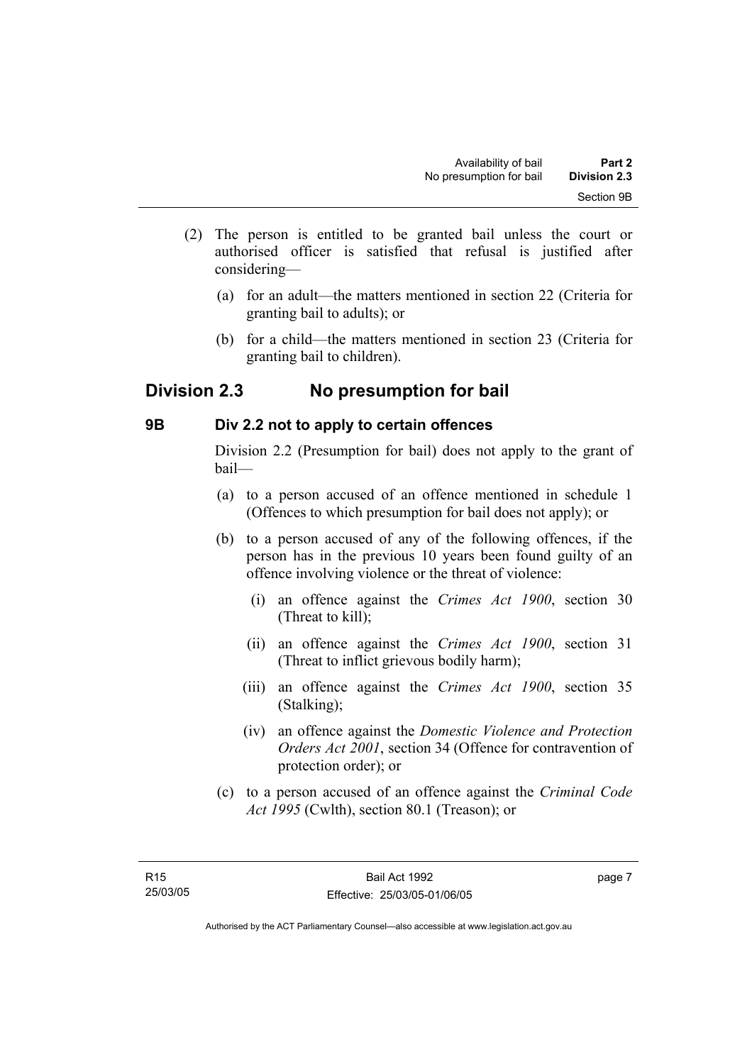(2) The person is entitled to be granted bail unless the court or authorised officer is satisfied that refusal is justified after considering—

  (a) for an adult—the matters mentioned in section 22 (Criteria for granting bail to adults); or

  (b) for a child—the matters mentioned in section 23 (Criteria for granting bail to children).

## Division 2.3 No presumption for bail

### 9B Div 2.2 not to apply to certain offences

Division 2.2 (Presumption for bail) does not apply to the grant of bail—

  (a) to a person accused of an offence mentioned in schedule 1 (Offences to which presumption for bail does not apply); or

  (b) to a person accused of any of the following offences, if the person has in the previous 10 years been found guilty of an offence involving violence or the threat of violence:

    (i) an offence against the *Crimes Act 1900*, section 30 (Threat to kill);

    (ii) an offence against the *Crimes Act 1900*, section 31 (Threat to inflict grievous bodily harm);

    (iii) an offence against the *Crimes Act 1900*, section 35 (Stalking);

    (iv) an offence against the *Domestic Violence and Protection Orders Act 2001*, section 34 (Offence for contravention of protection order); or

  (c) to a person accused of an offence against the *Criminal Code Act 1995* (Cwlth), section 80.1 (Treason); or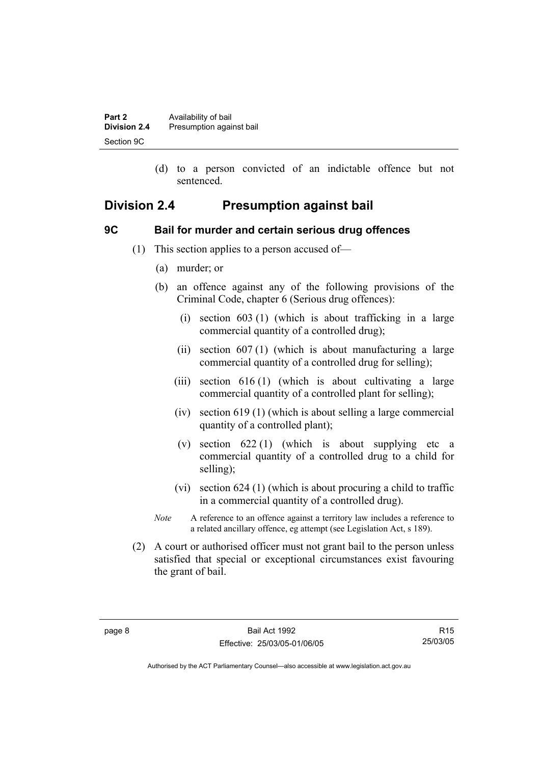(d) to a person convicted of an indictable offence but not sentenced.

## Division 2.4 Presumption against bail

### 9C Bail for murder and certain serious drug offences

(1) This section applies to a person accused of—

(a) murder; or

(b) an offence against any of the following provisions of the Criminal Code, chapter 6 (Serious drug offences):

(i) section 603 (1) (which is about trafficking in a large commercial quantity of a controlled drug);

(ii) section 607 (1) (which is about manufacturing a large commercial quantity of a controlled drug for selling);

(iii) section 616 (1) (which is about cultivating a large commercial quantity of a controlled plant for selling);

(iv) section 619 (1) (which is about selling a large commercial quantity of a controlled plant);

(v) section 622 (1) (which is about supplying etc a commercial quantity of a controlled drug to a child for selling);

(vi) section 624 (1) (which is about procuring a child to traffic in a commercial quantity of a controlled drug).

*Note* A reference to an offence against a territory law includes a reference to a related ancillary offence, eg attempt (see Legislation Act, s 189).

(2) A court or authorised officer must not grant bail to the person unless satisfied that special or exceptional circumstances exist favouring the grant of bail.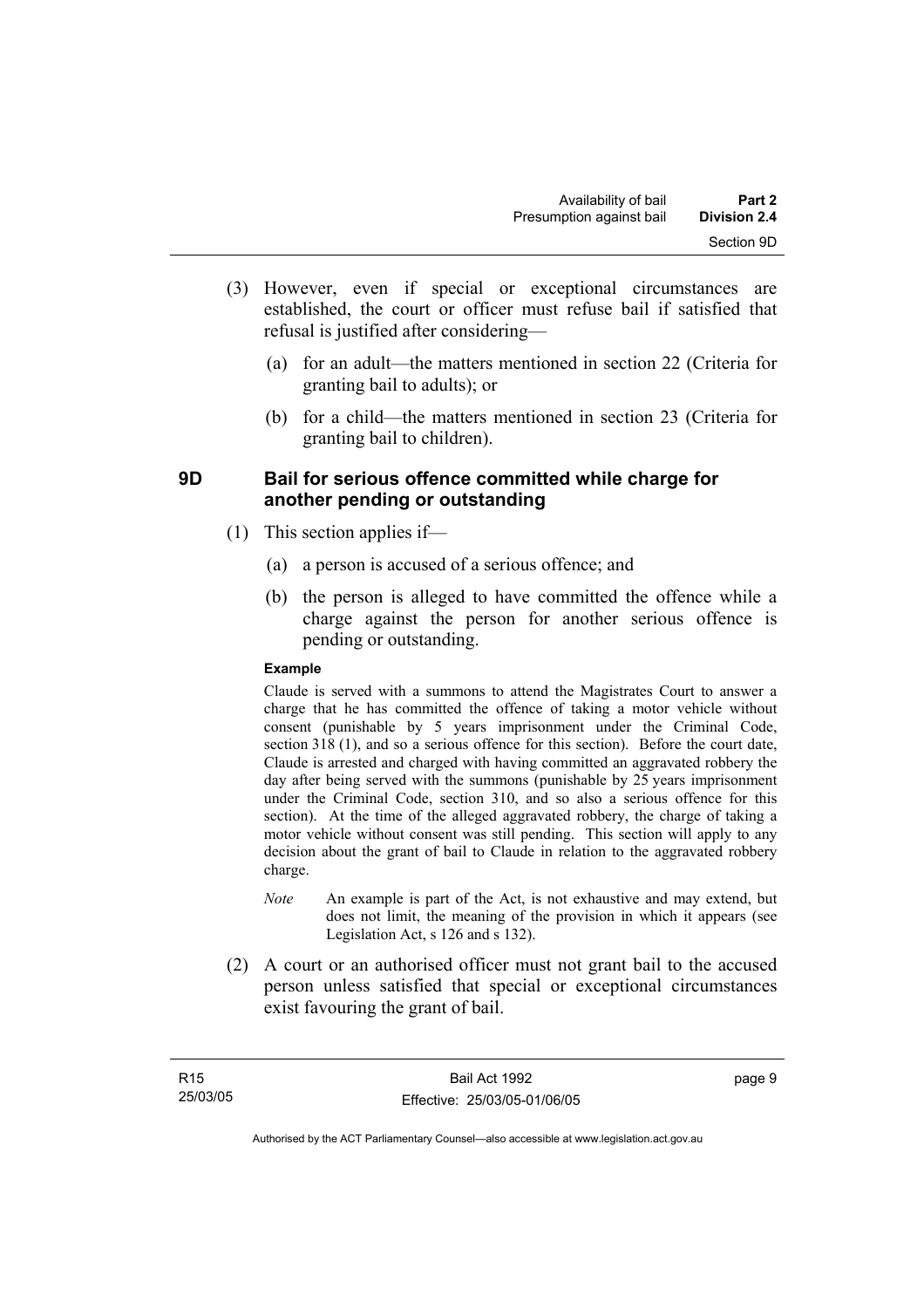(3) However, even if special or exceptional circumstances are established, the court or officer must refuse bail if satisfied that refusal is justified after considering—

(a) for an adult—the matters mentioned in section 22 (Criteria for granting bail to adults); or

(b) for a child—the matters mentioned in section 23 (Criteria for granting bail to children).

### 9D Bail for serious offence committed while charge for another pending or outstanding

(1) This section applies if—

(a) a person is accused of a serious offence; and

(b) the person is alleged to have committed the offence while a charge against the person for another serious offence is pending or outstanding.

**Example**

Claude is served with a summons to attend the Magistrates Court to answer a charge that he has committed the offence of taking a motor vehicle without consent (punishable by 5 years imprisonment under the Criminal Code, section 318 (1), and so a serious offence for this section). Before the court date, Claude is arrested and charged with having committed an aggravated robbery the day after being served with the summons (punishable by 25 years imprisonment under the Criminal Code, section 310, and so also a serious offence for this section). At the time of the alleged aggravated robbery, the charge of taking a motor vehicle without consent was still pending. This section will apply to any decision about the grant of bail to Claude in relation to the aggravated robbery charge.

*Note* An example is part of the Act, is not exhaustive and may extend, but does not limit, the meaning of the provision in which it appears (see Legislation Act, s 126 and s 132).

(2) A court or an authorised officer must not grant bail to the accused person unless satisfied that special or exceptional circumstances exist favouring the grant of bail.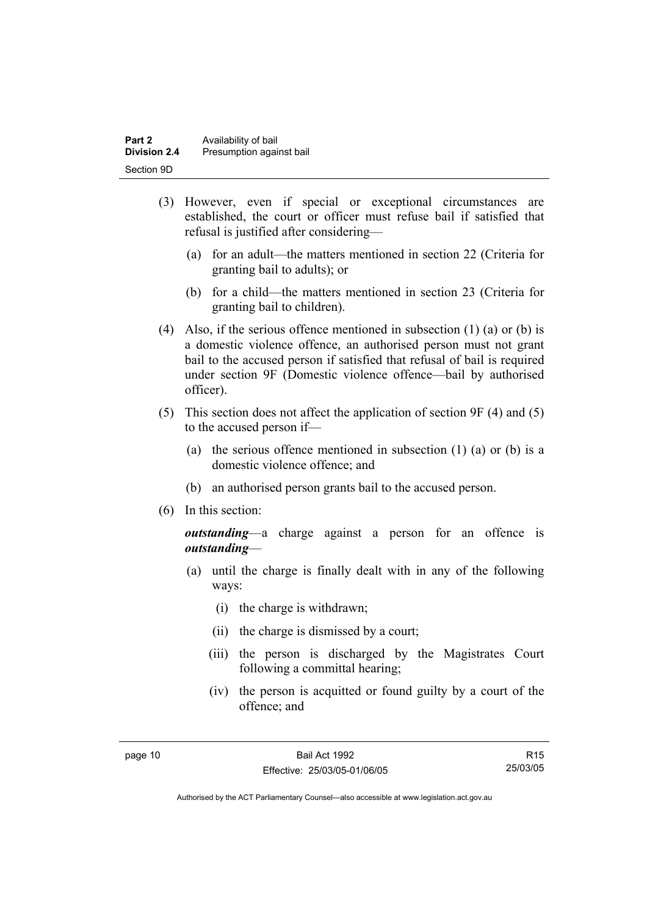(3) However, even if special or exceptional circumstances are established, the court or officer must refuse bail if satisfied that refusal is justified after considering—

(a) for an adult—the matters mentioned in section 22 (Criteria for granting bail to adults); or

(b) for a child—the matters mentioned in section 23 (Criteria for granting bail to children).

(4) Also, if the serious offence mentioned in subsection (1) (a) or (b) is a domestic violence offence, an authorised person must not grant bail to the accused person if satisfied that refusal of bail is required under section 9F (Domestic violence offence—bail by authorised officer).

(5) This section does not affect the application of section 9F (4) and (5) to the accused person if—

(a) the serious offence mentioned in subsection (1) (a) or (b) is a domestic violence offence; and

(b) an authorised person grants bail to the accused person.

(6) In this section:

***outstanding***—a charge against a person for an offence is ***outstanding***—

(a) until the charge is finally dealt with in any of the following ways:

(i) the charge is withdrawn;

(ii) the charge is dismissed by a court;

(iii) the person is discharged by the Magistrates Court following a committal hearing;

(iv) the person is acquitted or found guilty by a court of the offence; and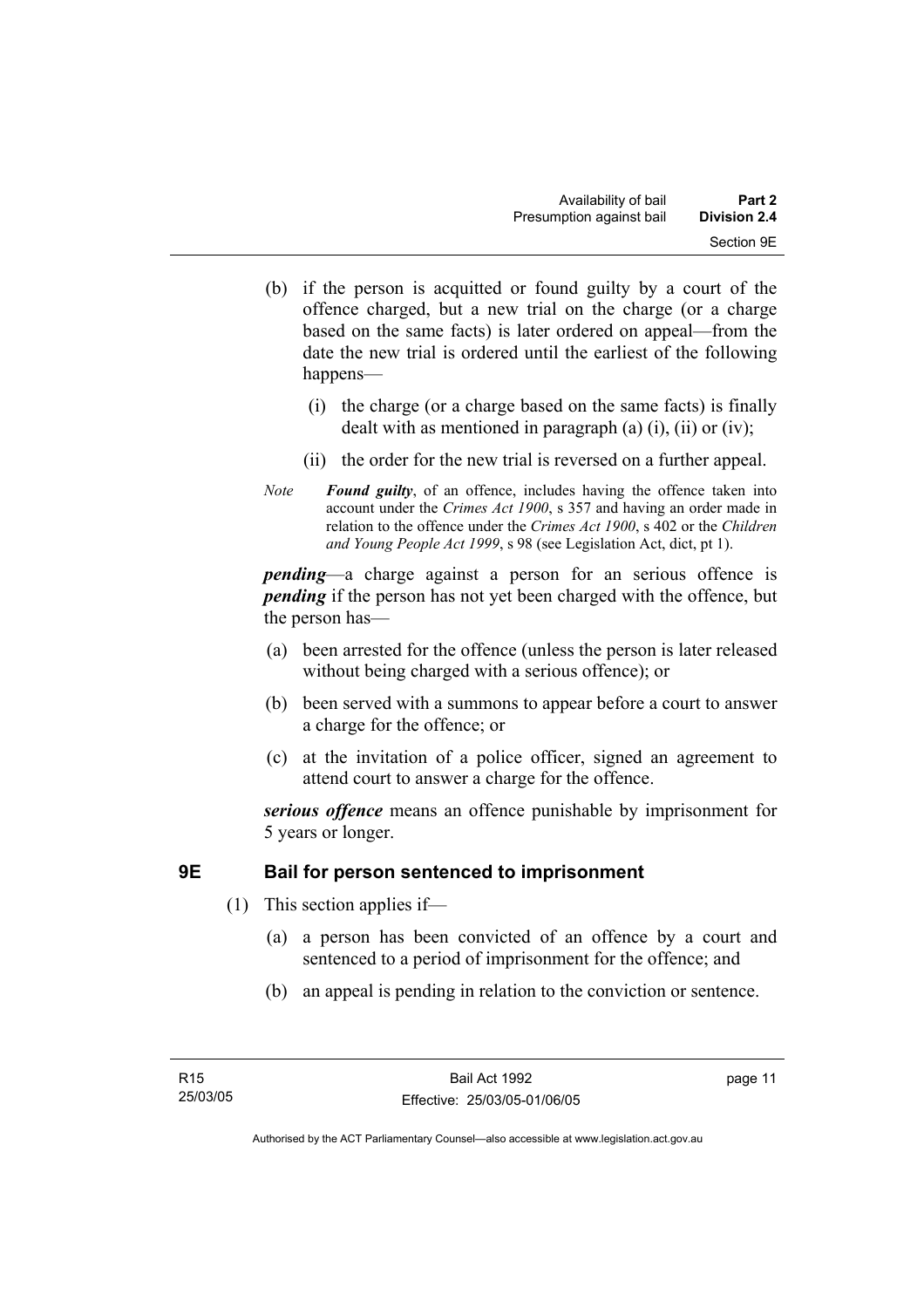(b) if the person is acquitted or found guilty by a court of the offence charged, but a new trial on the charge (or a charge based on the same facts) is later ordered on appeal—from the date the new trial is ordered until the earliest of the following happens—

(i) the charge (or a charge based on the same facts) is finally dealt with as mentioned in paragraph (a) (i), (ii) or (iv);

(ii) the order for the new trial is reversed on a further appeal.

*Note* ***Found guilty***, of an offence, includes having the offence taken into account under the *Crimes Act 1900*, s 357 and having an order made in relation to the offence under the *Crimes Act 1900*, s 402 or the *Children and Young People Act 1999*, s 98 (see Legislation Act, dict, pt 1).

***pending***—a charge against a person for an serious offence is ***pending*** if the person has not yet been charged with the offence, but the person has—

(a) been arrested for the offence (unless the person is later released without being charged with a serious offence); or

(b) been served with a summons to appear before a court to answer a charge for the offence; or

(c) at the invitation of a police officer, signed an agreement to attend court to answer a charge for the offence.

***serious offence*** means an offence punishable by imprisonment for 5 years or longer.

## 9E Bail for person sentenced to imprisonment

(1) This section applies if—

(a) a person has been convicted of an offence by a court and sentenced to a period of imprisonment for the offence; and

(b) an appeal is pending in relation to the conviction or sentence.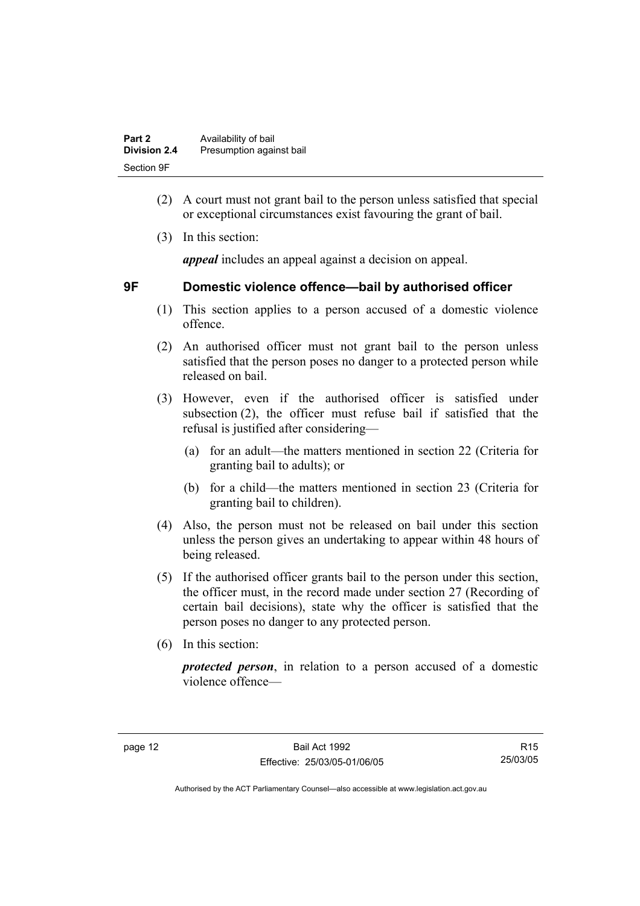(2) A court must not grant bail to the person unless satisfied that special or exceptional circumstances exist favouring the grant of bail.

(3) In this section:

***appeal*** includes an appeal against a decision on appeal.

## 9F Domestic violence offence—bail by authorised officer

(1) This section applies to a person accused of a domestic violence offence.

(2) An authorised officer must not grant bail to the person unless satisfied that the person poses no danger to a protected person while released on bail.

(3) However, even if the authorised officer is satisfied under subsection (2), the officer must refuse bail if satisfied that the refusal is justified after considering—

(a) for an adult—the matters mentioned in section 22 (Criteria for granting bail to adults); or

(b) for a child—the matters mentioned in section 23 (Criteria for granting bail to children).

(4) Also, the person must not be released on bail under this section unless the person gives an undertaking to appear within 48 hours of being released.

(5) If the authorised officer grants bail to the person under this section, the officer must, in the record made under section 27 (Recording of certain bail decisions), state why the officer is satisfied that the person poses no danger to any protected person.

(6) In this section:

***protected person***, in relation to a person accused of a domestic violence offence—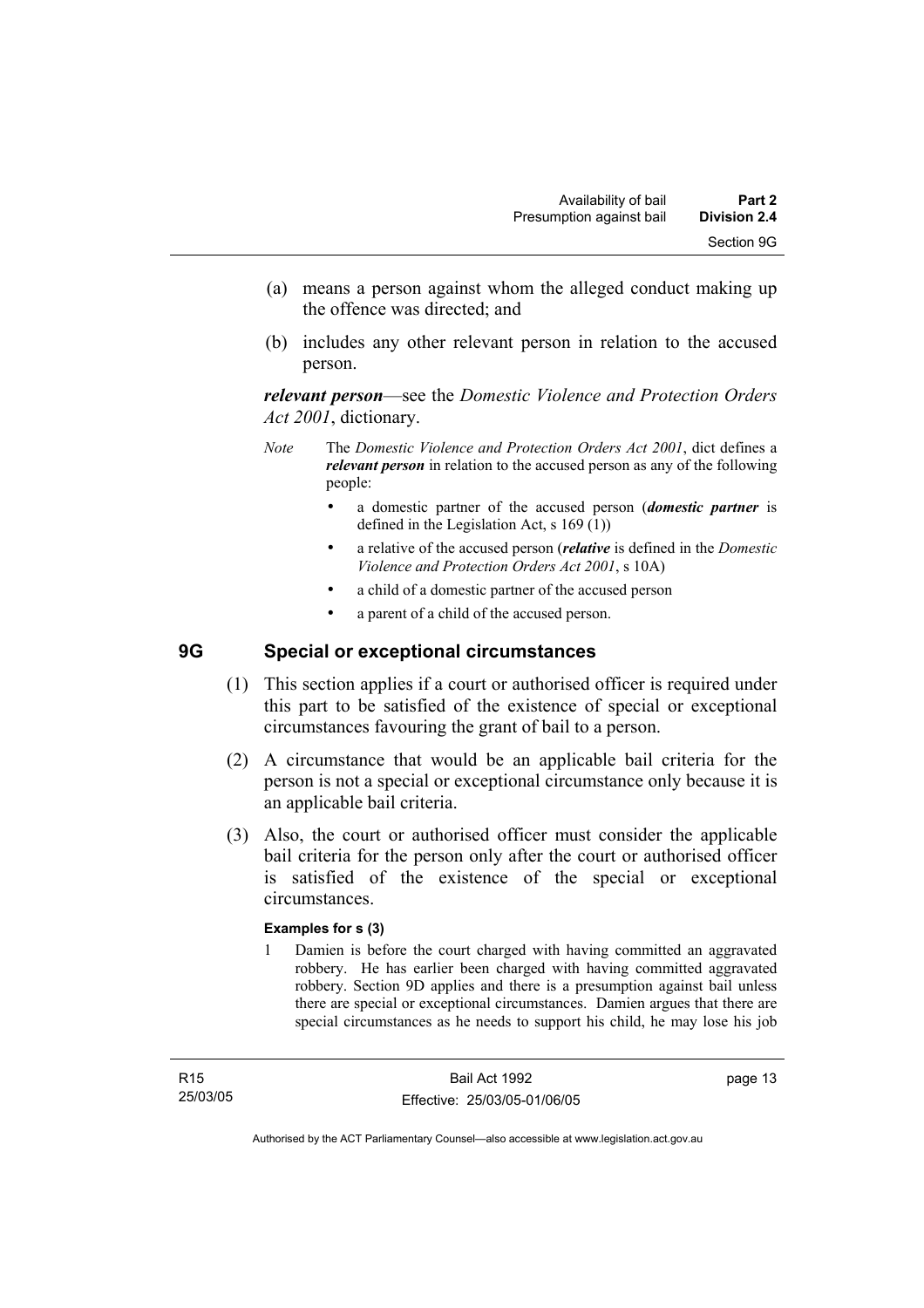(a) means a person against whom the alleged conduct making up the offence was directed; and

(b) includes any other relevant person in relation to the accused person.

***relevant person***—see the *Domestic Violence and Protection Orders Act 2001*, dictionary.

*Note* The *Domestic Violence and Protection Orders Act 2001*, dict defines a ***relevant person*** in relation to the accused person as any of the following people:

- a domestic partner of the accused person (***domestic partner*** is defined in the Legislation Act, s 169 (1))
- a relative of the accused person (***relative*** is defined in the *Domestic Violence and Protection Orders Act 2001*, s 10A)
- a child of a domestic partner of the accused person
- a parent of a child of the accused person.

## 9G Special or exceptional circumstances

(1) This section applies if a court or authorised officer is required under this part to be satisfied of the existence of special or exceptional circumstances favouring the grant of bail to a person.

(2) A circumstance that would be an applicable bail criteria for the person is not a special or exceptional circumstance only because it is an applicable bail criteria.

(3) Also, the court or authorised officer must consider the applicable bail criteria for the person only after the court or authorised officer is satisfied of the existence of the special or exceptional circumstances.

**Examples for s (3)**

1 Damien is before the court charged with having committed an aggravated robbery. He has earlier been charged with having committed aggravated robbery. Section 9D applies and there is a presumption against bail unless there are special or exceptional circumstances. Damien argues that there are special circumstances as he needs to support his child, he may lose his job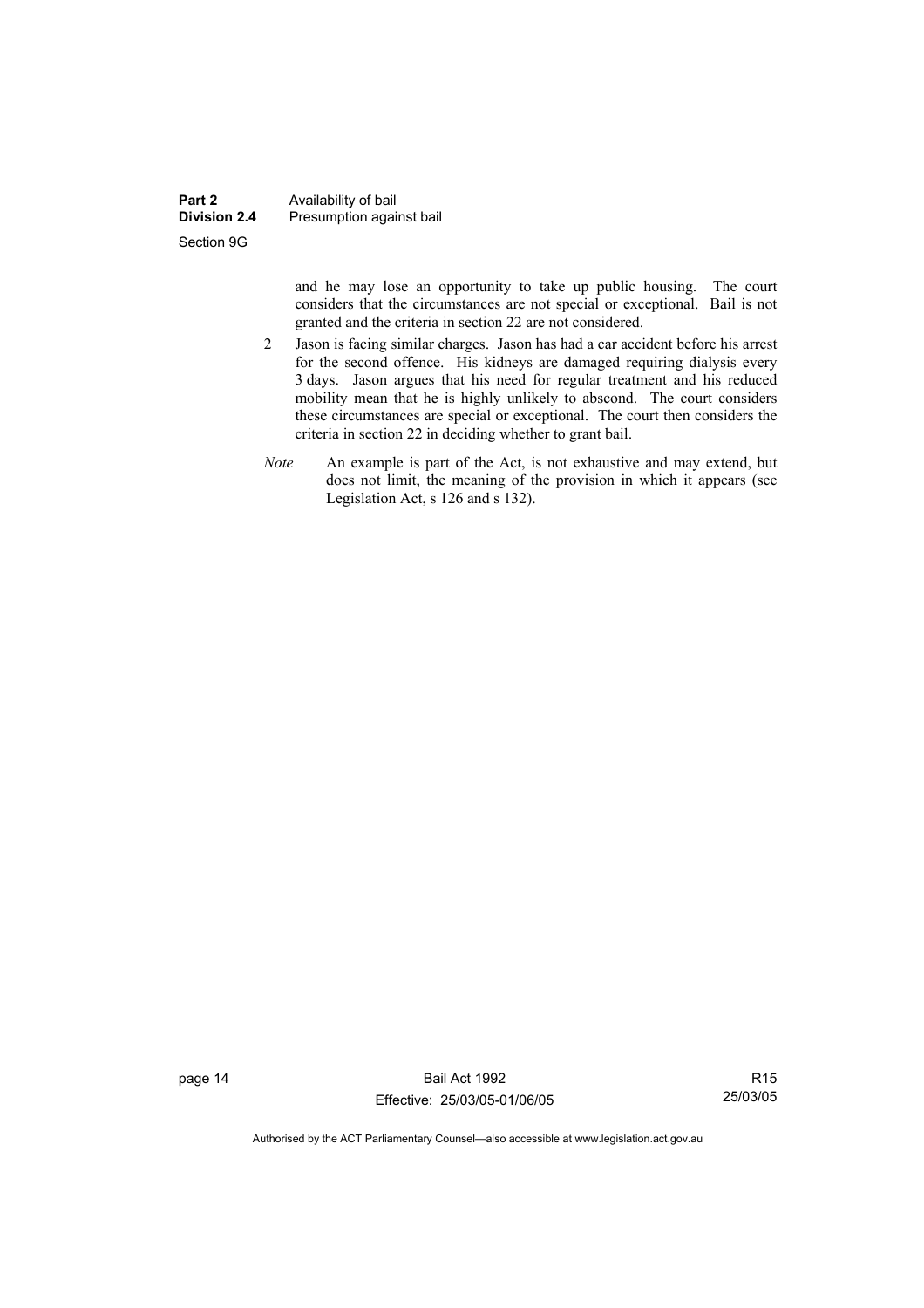and he may lose an opportunity to take up public housing. The court considers that the circumstances are not special or exceptional. Bail is not granted and the criteria in section 22 are not considered.

2 Jason is facing similar charges. Jason has had a car accident before his arrest for the second offence. His kidneys are damaged requiring dialysis every 3 days. Jason argues that his need for regular treatment and his reduced mobility mean that he is highly unlikely to abscond. The court considers these circumstances are special or exceptional. The court then considers the criteria in section 22 in deciding whether to grant bail.

*Note* An example is part of the Act, is not exhaustive and may extend, but does not limit, the meaning of the provision in which it appears (see Legislation Act, s 126 and s 132).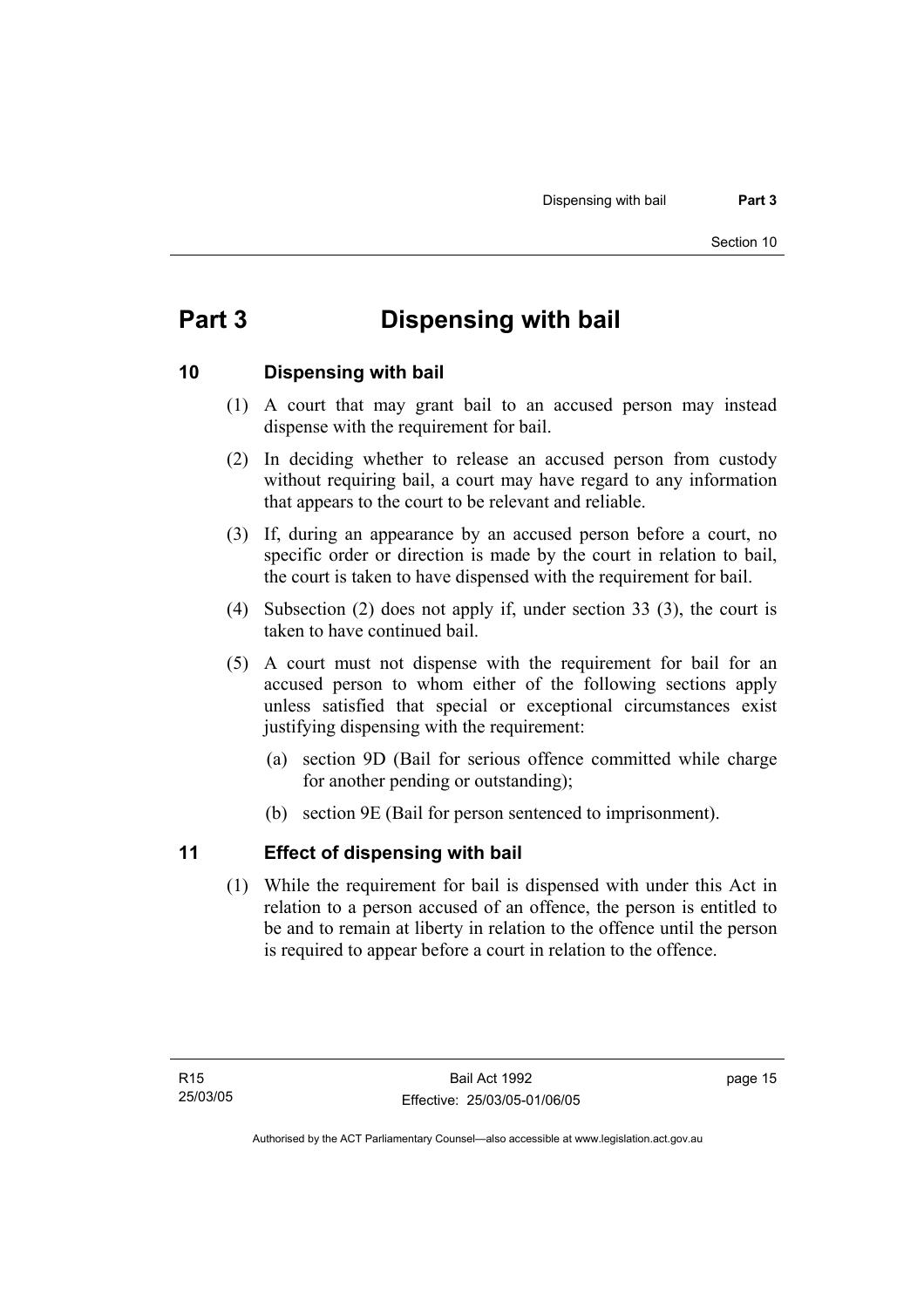# Part 3 Dispensing with bail

## 10 Dispensing with bail

(1) A court that may grant bail to an accused person may instead dispense with the requirement for bail.

(2) In deciding whether to release an accused person from custody without requiring bail, a court may have regard to any information that appears to the court to be relevant and reliable.

(3) If, during an appearance by an accused person before a court, no specific order or direction is made by the court in relation to bail, the court is taken to have dispensed with the requirement for bail.

(4) Subsection (2) does not apply if, under section 33 (3), the court is taken to have continued bail.

(5) A court must not dispense with the requirement for bail for an accused person to whom either of the following sections apply unless satisfied that special or exceptional circumstances exist justifying dispensing with the requirement:

(a) section 9D (Bail for serious offence committed while charge for another pending or outstanding);

(b) section 9E (Bail for person sentenced to imprisonment).

## 11 Effect of dispensing with bail

(1) While the requirement for bail is dispensed with under this Act in relation to a person accused of an offence, the person is entitled to be and to remain at liberty in relation to the offence until the person is required to appear before a court in relation to the offence.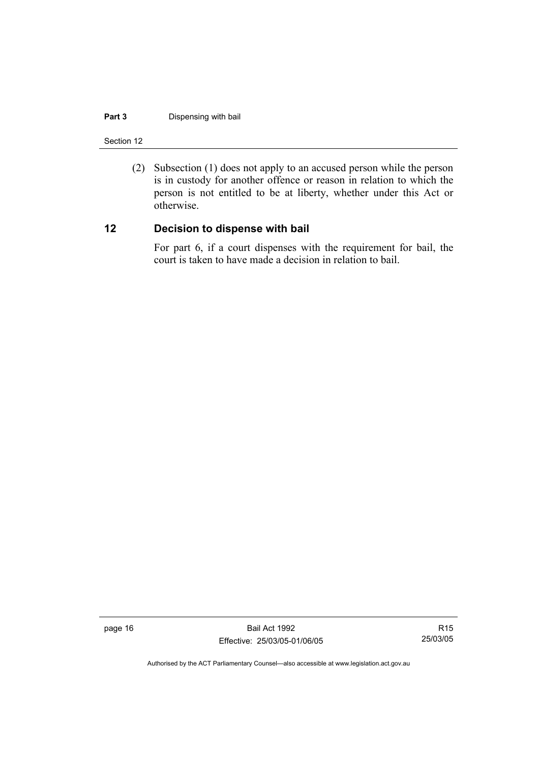(2) Subsection (1) does not apply to an accused person while the person is in custody for another offence or reason in relation to which the person is not entitled to be at liberty, whether under this Act or otherwise.

## 12 Decision to dispense with bail

For part 6, if a court dispenses with the requirement for bail, the court is taken to have made a decision in relation to bail.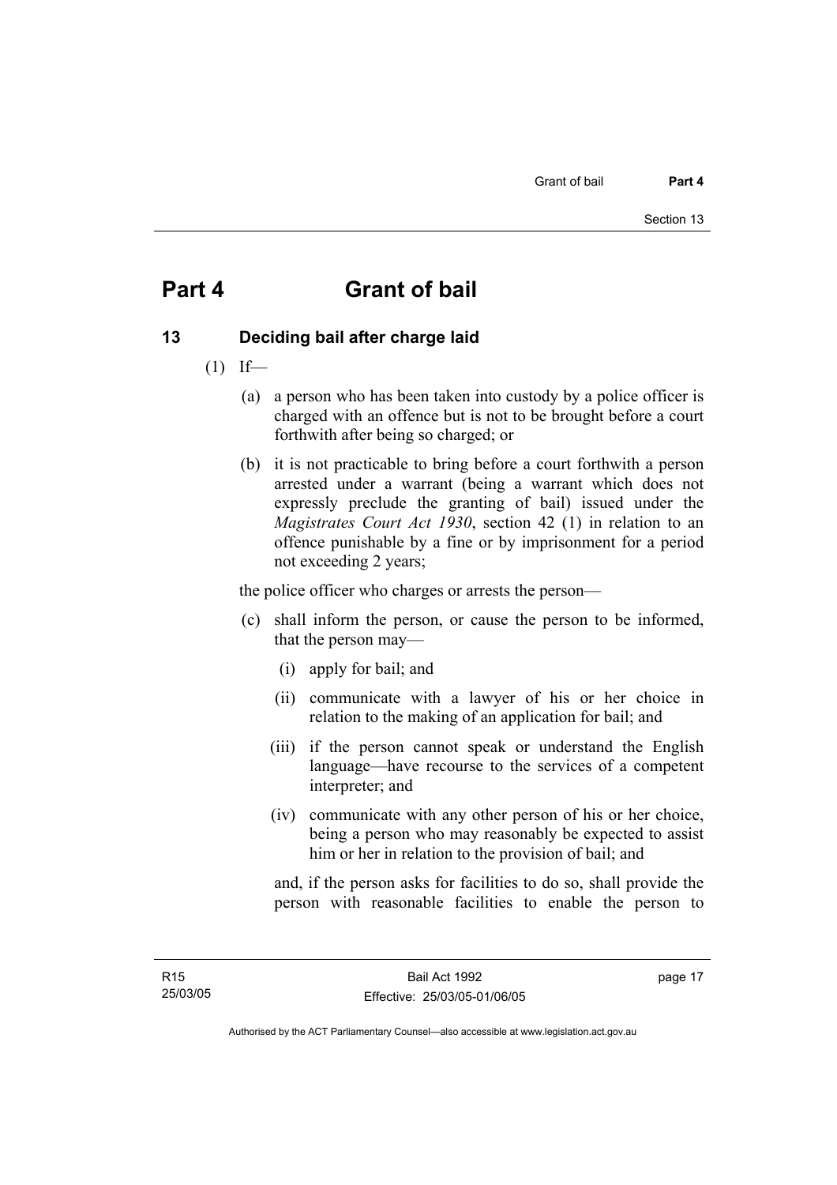# Part 4 Grant of bail

## 13 Deciding bail after charge laid

(1) If—

(a) a person who has been taken into custody by a police officer is charged with an offence but is not to be brought before a court forthwith after being so charged; or

(b) it is not practicable to bring before a court forthwith a person arrested under a warrant (being a warrant which does not expressly preclude the granting of bail) issued under the *Magistrates Court Act 1930*, section 42 (1) in relation to an offence punishable by a fine or by imprisonment for a period not exceeding 2 years;

the police officer who charges or arrests the person—

(c) shall inform the person, or cause the person to be informed, that the person may—

(i) apply for bail; and

(ii) communicate with a lawyer of his or her choice in relation to the making of an application for bail; and

(iii) if the person cannot speak or understand the English language—have recourse to the services of a competent interpreter; and

(iv) communicate with any other person of his or her choice, being a person who may reasonably be expected to assist him or her in relation to the provision of bail; and

and, if the person asks for facilities to do so, shall provide the person with reasonable facilities to enable the person to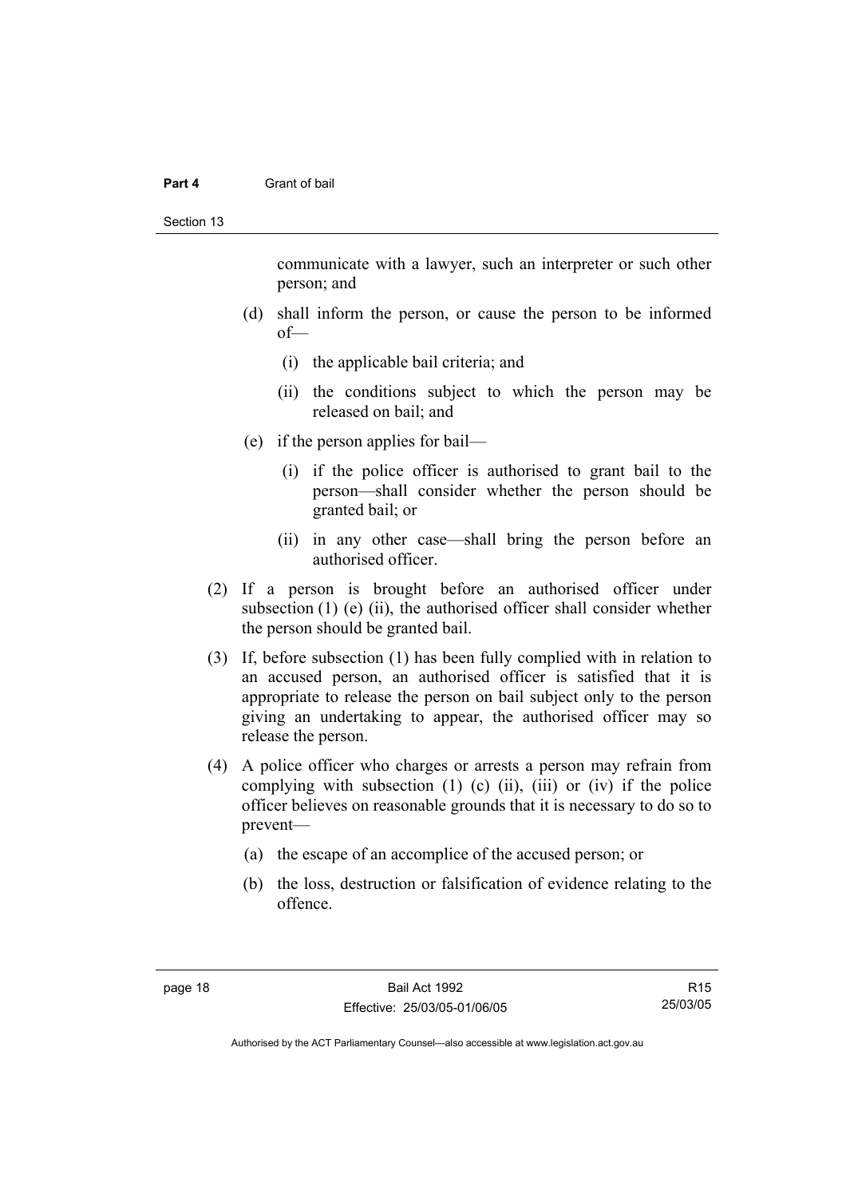communicate with a lawyer, such an interpreter or such other person; and

(d) shall inform the person, or cause the person to be informed of—

(i) the applicable bail criteria; and

(ii) the conditions subject to which the person may be released on bail; and

(e) if the person applies for bail—

(i) if the police officer is authorised to grant bail to the person—shall consider whether the person should be granted bail; or

(ii) in any other case—shall bring the person before an authorised officer.

(2) If a person is brought before an authorised officer under subsection (1) (e) (ii), the authorised officer shall consider whether the person should be granted bail.

(3) If, before subsection (1) has been fully complied with in relation to an accused person, an authorised officer is satisfied that it is appropriate to release the person on bail subject only to the person giving an undertaking to appear, the authorised officer may so release the person.

(4) A police officer who charges or arrests a person may refrain from complying with subsection (1) (c) (ii), (iii) or (iv) if the police officer believes on reasonable grounds that it is necessary to do so to prevent—

(a) the escape of an accomplice of the accused person; or

(b) the loss, destruction or falsification of evidence relating to the offence.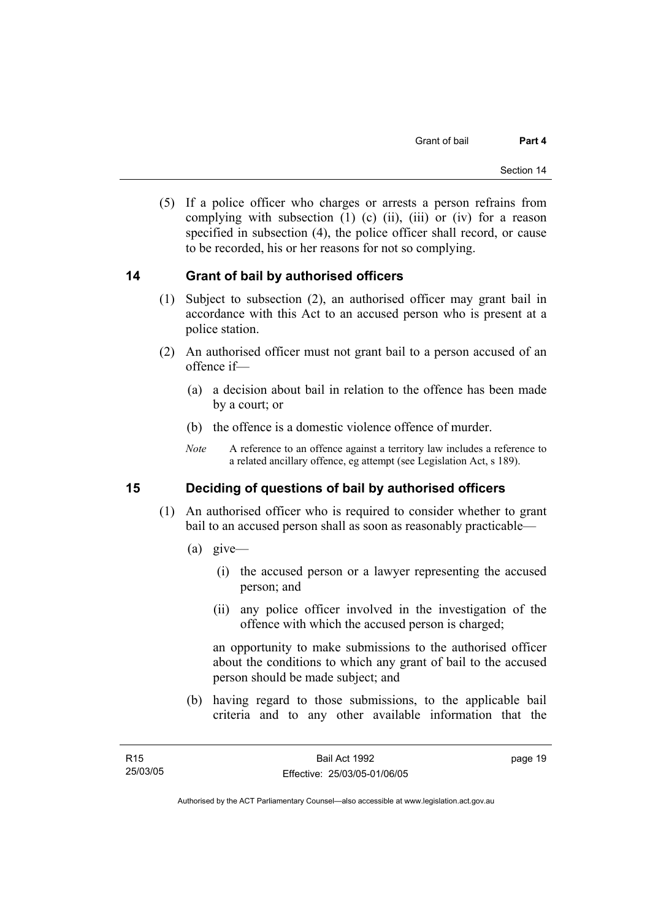(5) If a police officer who charges or arrests a person refrains from complying with subsection (1) (c) (ii), (iii) or (iv) for a reason specified in subsection (4), the police officer shall record, or cause to be recorded, his or her reasons for not so complying.

## 14 Grant of bail by authorised officers

(1) Subject to subsection (2), an authorised officer may grant bail in accordance with this Act to an accused person who is present at a police station.

(2) An authorised officer must not grant bail to a person accused of an offence if—

(a) a decision about bail in relation to the offence has been made by a court; or

(b) the offence is a domestic violence offence of murder.

*Note* A reference to an offence against a territory law includes a reference to a related ancillary offence, eg attempt (see Legislation Act, s 189).

## 15 Deciding of questions of bail by authorised officers

(1) An authorised officer who is required to consider whether to grant bail to an accused person shall as soon as reasonably practicable—

(a) give—

(i) the accused person or a lawyer representing the accused person; and

(ii) any police officer involved in the investigation of the offence with which the accused person is charged;

an opportunity to make submissions to the authorised officer about the conditions to which any grant of bail to the accused person should be made subject; and

(b) having regard to those submissions, to the applicable bail criteria and to any other available information that the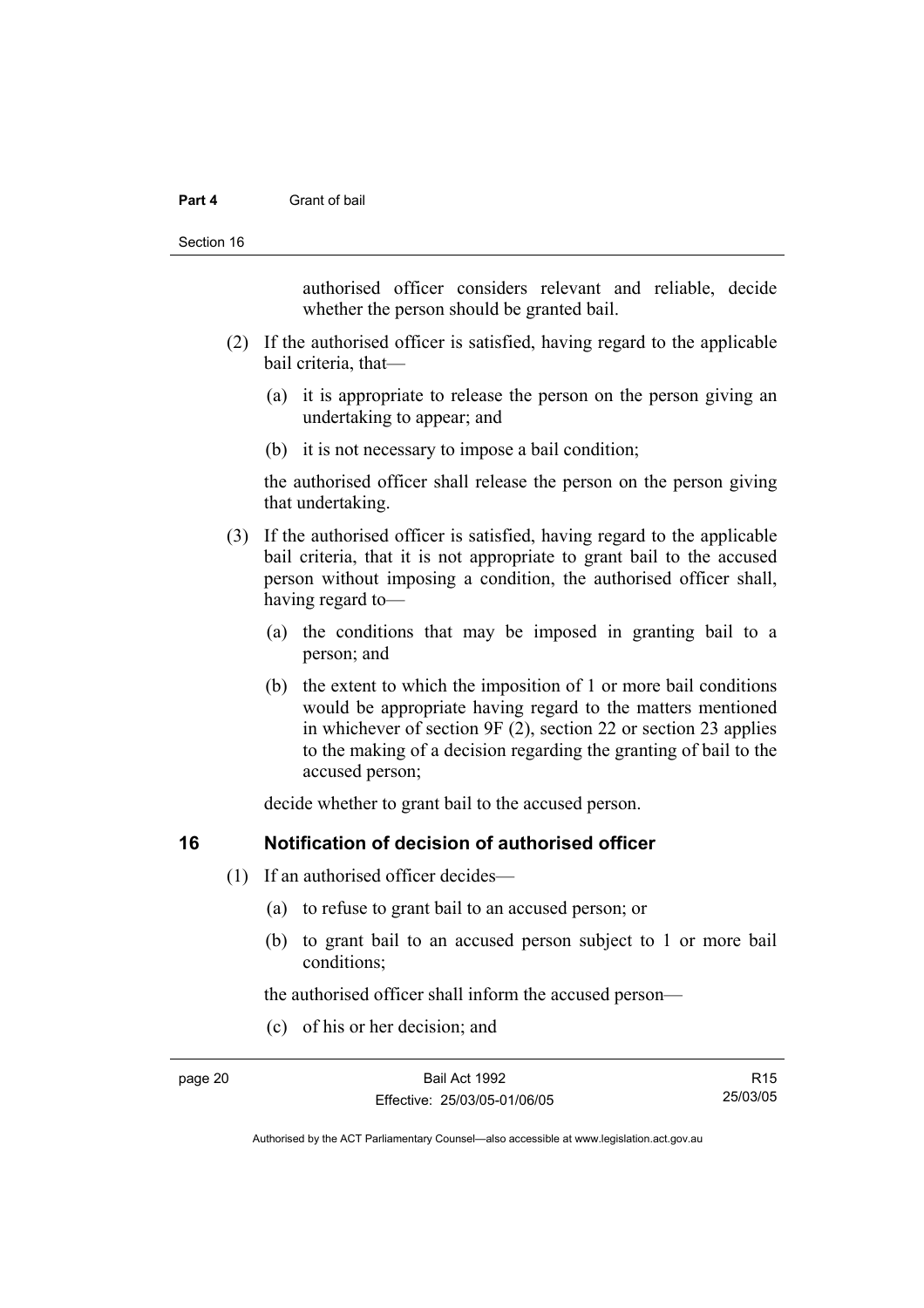authorised officer considers relevant and reliable, decide whether the person should be granted bail.

(2) If the authorised officer is satisfied, having regard to the applicable bail criteria, that—

(a) it is appropriate to release the person on the person giving an undertaking to appear; and

(b) it is not necessary to impose a bail condition;

the authorised officer shall release the person on the person giving that undertaking.

(3) If the authorised officer is satisfied, having regard to the applicable bail criteria, that it is not appropriate to grant bail to the accused person without imposing a condition, the authorised officer shall, having regard to—

(a) the conditions that may be imposed in granting bail to a person; and

(b) the extent to which the imposition of 1 or more bail conditions would be appropriate having regard to the matters mentioned in whichever of section 9F (2), section 22 or section 23 applies to the making of a decision regarding the granting of bail to the accused person;

decide whether to grant bail to the accused person.

## 16 Notification of decision of authorised officer

(1) If an authorised officer decides—

(a) to refuse to grant bail to an accused person; or

(b) to grant bail to an accused person subject to 1 or more bail conditions;

the authorised officer shall inform the accused person—

(c) of his or her decision; and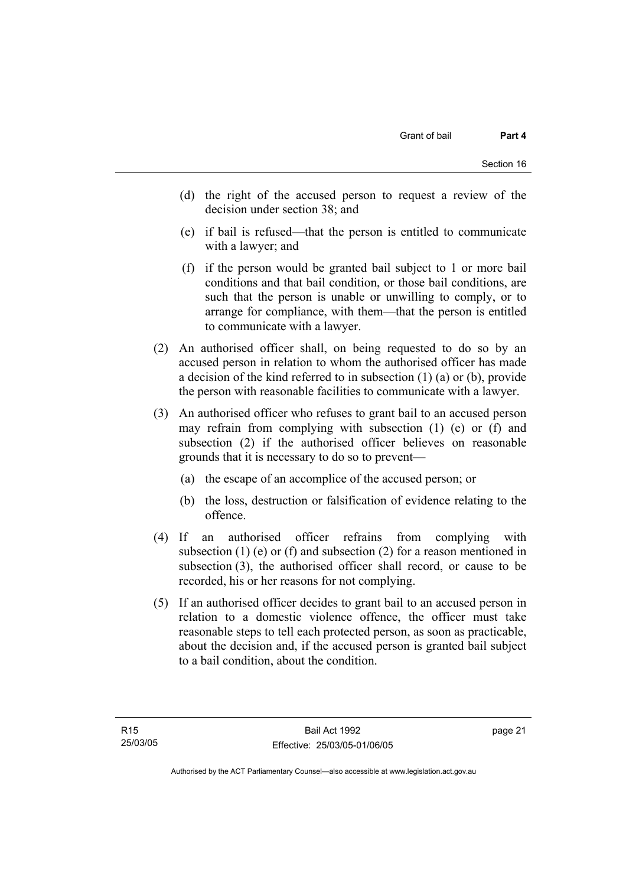(d) the right of the accused person to request a review of the decision under section 38; and

(e) if bail is refused—that the person is entitled to communicate with a lawyer; and

(f) if the person would be granted bail subject to 1 or more bail conditions and that bail condition, or those bail conditions, are such that the person is unable or unwilling to comply, or to arrange for compliance, with them—that the person is entitled to communicate with a lawyer.

(2) An authorised officer shall, on being requested to do so by an accused person in relation to whom the authorised officer has made a decision of the kind referred to in subsection (1) (a) or (b), provide the person with reasonable facilities to communicate with a lawyer.

(3) An authorised officer who refuses to grant bail to an accused person may refrain from complying with subsection (1) (e) or (f) and subsection (2) if the authorised officer believes on reasonable grounds that it is necessary to do so to prevent—

(a) the escape of an accomplice of the accused person; or

(b) the loss, destruction or falsification of evidence relating to the offence.

(4) If an authorised officer refrains from complying with subsection (1) (e) or (f) and subsection (2) for a reason mentioned in subsection (3), the authorised officer shall record, or cause to be recorded, his or her reasons for not complying.

(5) If an authorised officer decides to grant bail to an accused person in relation to a domestic violence offence, the officer must take reasonable steps to tell each protected person, as soon as practicable, about the decision and, if the accused person is granted bail subject to a bail condition, about the condition.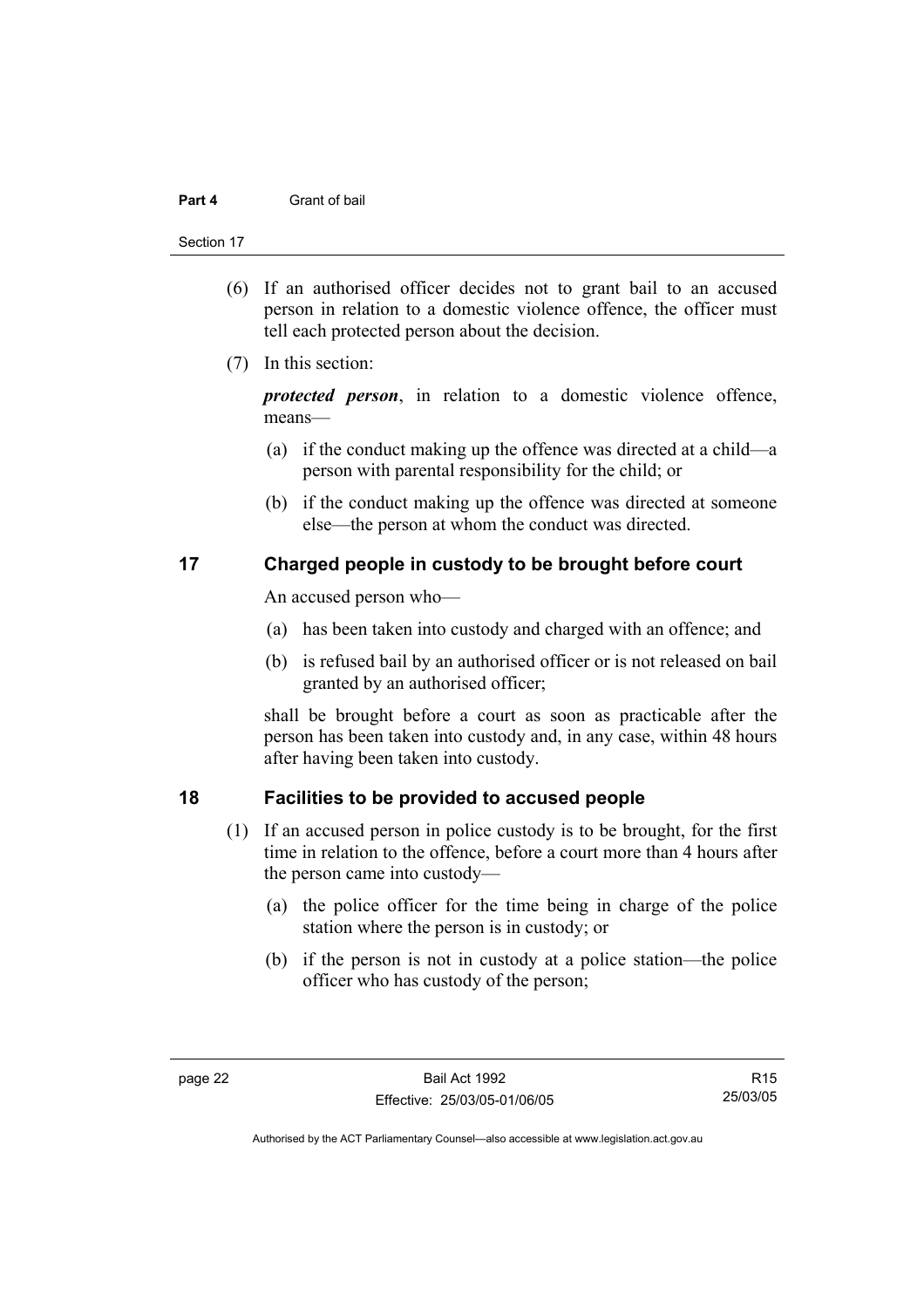(6) If an authorised officer decides not to grant bail to an accused person in relation to a domestic violence offence, the officer must tell each protected person about the decision.

(7) In this section:

***protected person***, in relation to a domestic violence offence, means—

(a) if the conduct making up the offence was directed at a child—a person with parental responsibility for the child; or

(b) if the conduct making up the offence was directed at someone else—the person at whom the conduct was directed.

## 17 Charged people in custody to be brought before court

An accused person who—

(a) has been taken into custody and charged with an offence; and

(b) is refused bail by an authorised officer or is not released on bail granted by an authorised officer;

shall be brought before a court as soon as practicable after the person has been taken into custody and, in any case, within 48 hours after having been taken into custody.

## 18 Facilities to be provided to accused people

(1) If an accused person in police custody is to be brought, for the first time in relation to the offence, before a court more than 4 hours after the person came into custody—

(a) the police officer for the time being in charge of the police station where the person is in custody; or

(b) if the person is not in custody at a police station—the police officer who has custody of the person;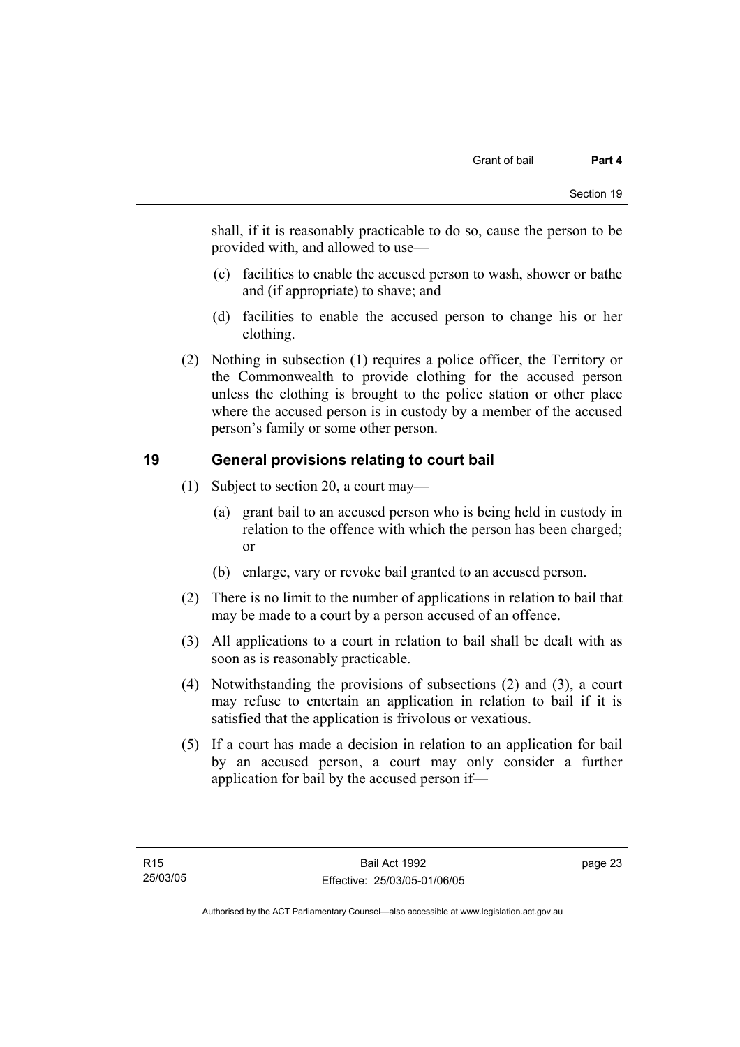shall, if it is reasonably practicable to do so, cause the person to be provided with, and allowed to use—

(c) facilities to enable the accused person to wash, shower or bathe and (if appropriate) to shave; and

(d) facilities to enable the accused person to change his or her clothing.

(2) Nothing in subsection (1) requires a police officer, the Territory or the Commonwealth to provide clothing for the accused person unless the clothing is brought to the police station or other place where the accused person is in custody by a member of the accused person's family or some other person.

## 19 General provisions relating to court bail

(1) Subject to section 20, a court may—

(a) grant bail to an accused person who is being held in custody in relation to the offence with which the person has been charged; or

(b) enlarge, vary or revoke bail granted to an accused person.

(2) There is no limit to the number of applications in relation to bail that may be made to a court by a person accused of an offence.

(3) All applications to a court in relation to bail shall be dealt with as soon as is reasonably practicable.

(4) Notwithstanding the provisions of subsections (2) and (3), a court may refuse to entertain an application in relation to bail if it is satisfied that the application is frivolous or vexatious.

(5) If a court has made a decision in relation to an application for bail by an accused person, a court may only consider a further application for bail by the accused person if—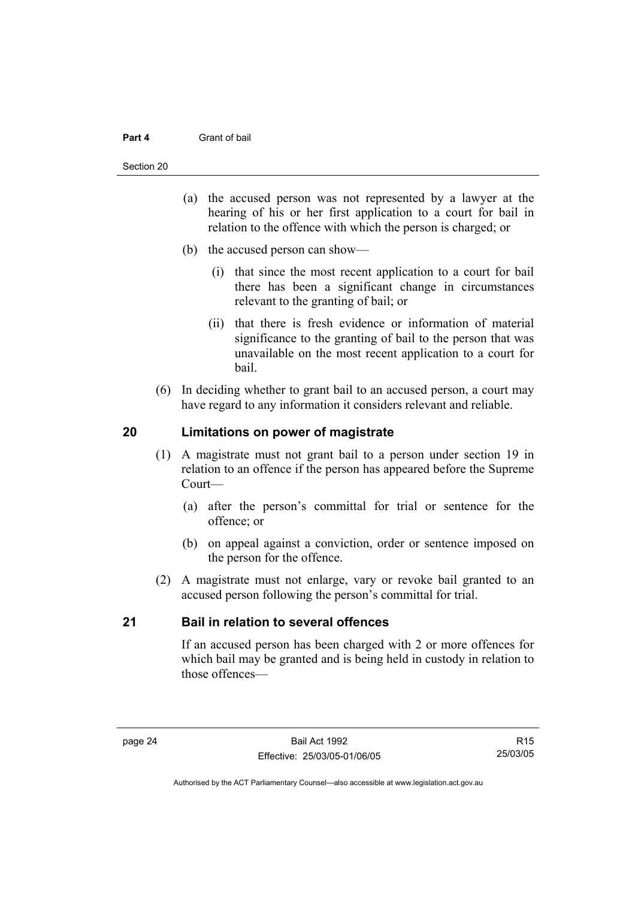(a) the accused person was not represented by a lawyer at the hearing of his or her first application to a court for bail in relation to the offence with which the person is charged; or

(b) the accused person can show—

(i) that since the most recent application to a court for bail there has been a significant change in circumstances relevant to the granting of bail; or

(ii) that there is fresh evidence or information of material significance to the granting of bail to the person that was unavailable on the most recent application to a court for bail.

(6) In deciding whether to grant bail to an accused person, a court may have regard to any information it considers relevant and reliable.

## 20 Limitations on power of magistrate

(1) A magistrate must not grant bail to a person under section 19 in relation to an offence if the person has appeared before the Supreme Court—

(a) after the person's committal for trial or sentence for the offence; or

(b) on appeal against a conviction, order or sentence imposed on the person for the offence.

(2) A magistrate must not enlarge, vary or revoke bail granted to an accused person following the person's committal for trial.

## 21 Bail in relation to several offences

If an accused person has been charged with 2 or more offences for which bail may be granted and is being held in custody in relation to those offences—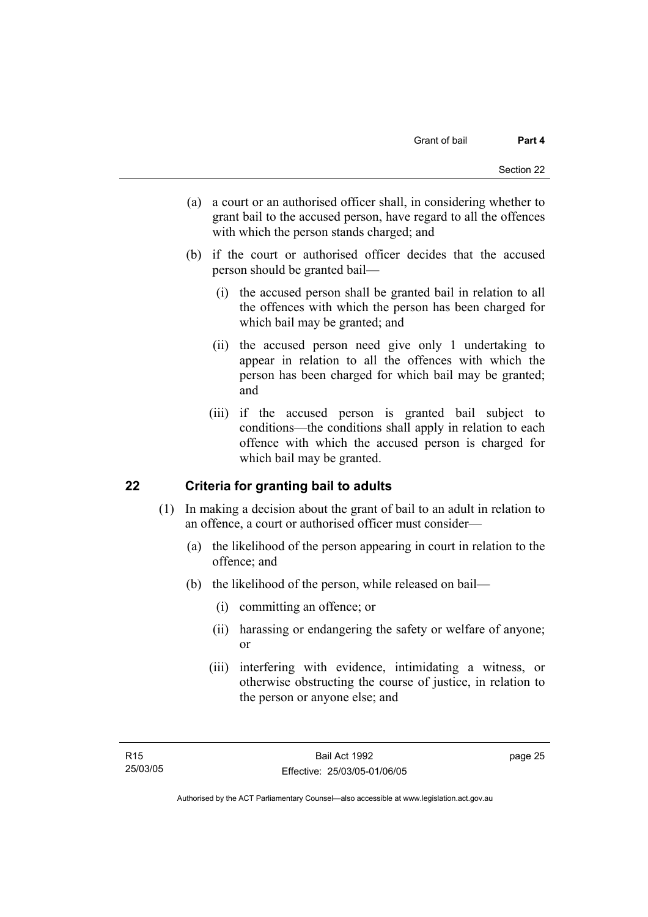(a) a court or an authorised officer shall, in considering whether to grant bail to the accused person, have regard to all the offences with which the person stands charged; and

(b) if the court or authorised officer decides that the accused person should be granted bail—

(i) the accused person shall be granted bail in relation to all the offences with which the person has been charged for which bail may be granted; and

(ii) the accused person need give only 1 undertaking to appear in relation to all the offences with which the person has been charged for which bail may be granted; and

(iii) if the accused person is granted bail subject to conditions—the conditions shall apply in relation to each offence with which the accused person is charged for which bail may be granted.

## 22 Criteria for granting bail to adults

(1) In making a decision about the grant of bail to an adult in relation to an offence, a court or authorised officer must consider—

(a) the likelihood of the person appearing in court in relation to the offence; and

(b) the likelihood of the person, while released on bail—

(i) committing an offence; or

(ii) harassing or endangering the safety or welfare of anyone; or

(iii) interfering with evidence, intimidating a witness, or otherwise obstructing the course of justice, in relation to the person or anyone else; and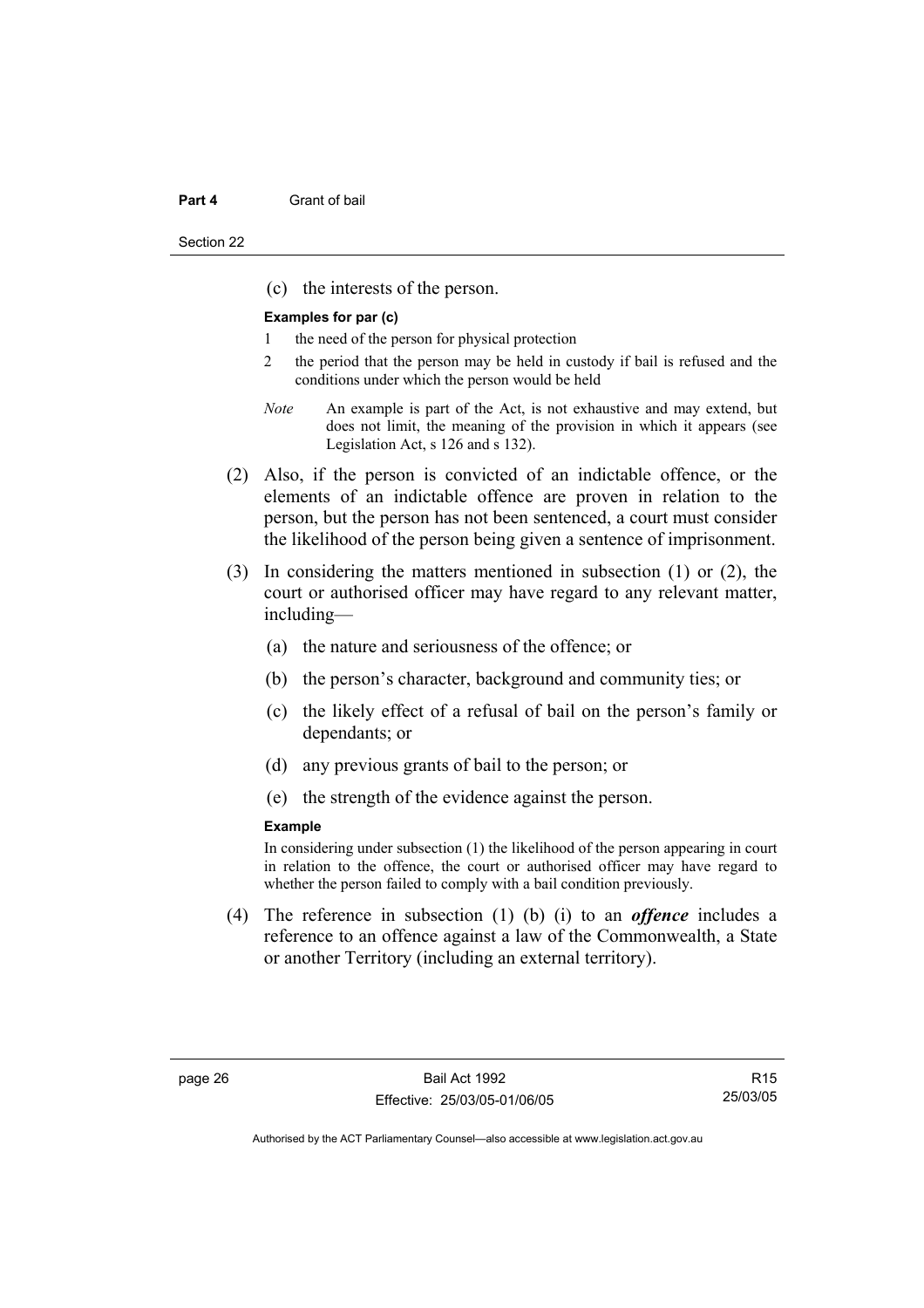(c) the interests of the person.

**Examples for par (c)**

1 the need of the person for physical protection

2 the period that the person may be held in custody if bail is refused and the conditions under which the person would be held

*Note* An example is part of the Act, is not exhaustive and may extend, but does not limit, the meaning of the provision in which it appears (see Legislation Act, s 126 and s 132).

(2) Also, if the person is convicted of an indictable offence, or the elements of an indictable offence are proven in relation to the person, but the person has not been sentenced, a court must consider the likelihood of the person being given a sentence of imprisonment.

(3) In considering the matters mentioned in subsection (1) or (2), the court or authorised officer may have regard to any relevant matter, including—

(a) the nature and seriousness of the offence; or

(b) the person's character, background and community ties; or

(c) the likely effect of a refusal of bail on the person's family or dependants; or

(d) any previous grants of bail to the person; or

(e) the strength of the evidence against the person.

**Example**

In considering under subsection (1) the likelihood of the person appearing in court in relation to the offence, the court or authorised officer may have regard to whether the person failed to comply with a bail condition previously.

(4) The reference in subsection (1) (b) (i) to an ***offence*** includes a reference to an offence against a law of the Commonwealth, a State or another Territory (including an external territory).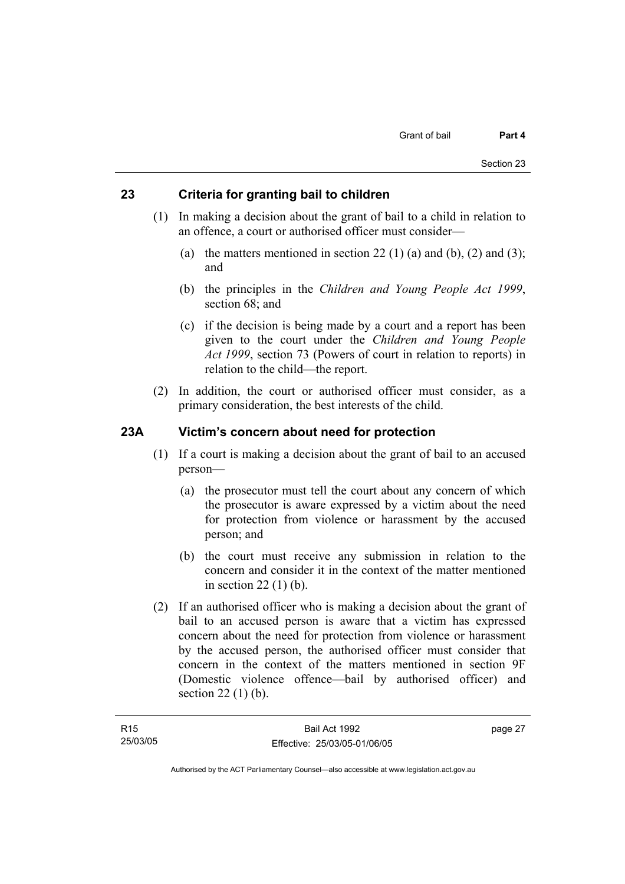## 23 Criteria for granting bail to children

(1) In making a decision about the grant of bail to a child in relation to an offence, a court or authorised officer must consider—

(a) the matters mentioned in section 22 (1) (a) and (b), (2) and (3); and

(b) the principles in the *Children and Young People Act 1999*, section 68; and

(c) if the decision is being made by a court and a report has been given to the court under the *Children and Young People Act 1999*, section 73 (Powers of court in relation to reports) in relation to the child—the report.

(2) In addition, the court or authorised officer must consider, as a primary consideration, the best interests of the child.

## 23A Victim's concern about need for protection

(1) If a court is making a decision about the grant of bail to an accused person—

(a) the prosecutor must tell the court about any concern of which the prosecutor is aware expressed by a victim about the need for protection from violence or harassment by the accused person; and

(b) the court must receive any submission in relation to the concern and consider it in the context of the matter mentioned in section 22 (1) (b).

(2) If an authorised officer who is making a decision about the grant of bail to an accused person is aware that a victim has expressed concern about the need for protection from violence or harassment by the accused person, the authorised officer must consider that concern in the context of the matters mentioned in section 9F (Domestic violence offence—bail by authorised officer) and section 22 (1) (b).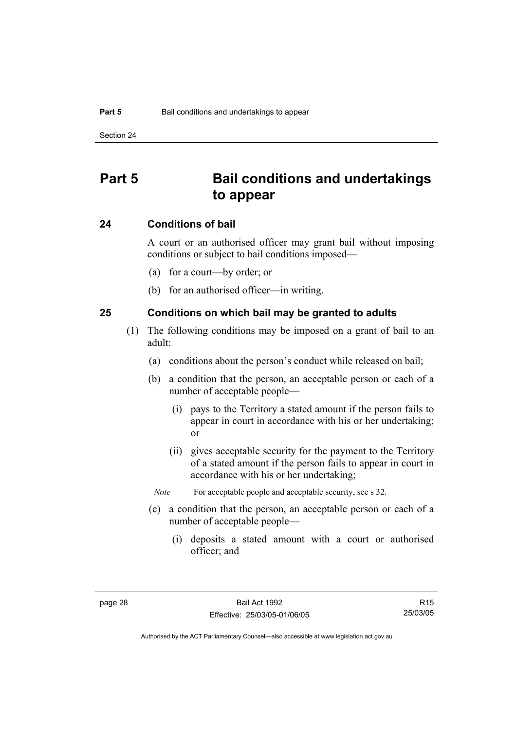# Part 5 Bail conditions and undertakings to appear

## 24 Conditions of bail

A court or an authorised officer may grant bail without imposing conditions or subject to bail conditions imposed—

(a) for a court—by order; or

(b) for an authorised officer—in writing.

## 25 Conditions on which bail may be granted to adults

(1) The following conditions may be imposed on a grant of bail to an adult:

(a) conditions about the person's conduct while released on bail;

(b) a condition that the person, an acceptable person or each of a number of acceptable people—

(i) pays to the Territory a stated amount if the person fails to appear in court in accordance with his or her undertaking; or

(ii) gives acceptable security for the payment to the Territory of a stated amount if the person fails to appear in court in accordance with his or her undertaking;

*Note* For acceptable people and acceptable security, see s 32.

(c) a condition that the person, an acceptable person or each of a number of acceptable people—

(i) deposits a stated amount with a court or authorised officer; and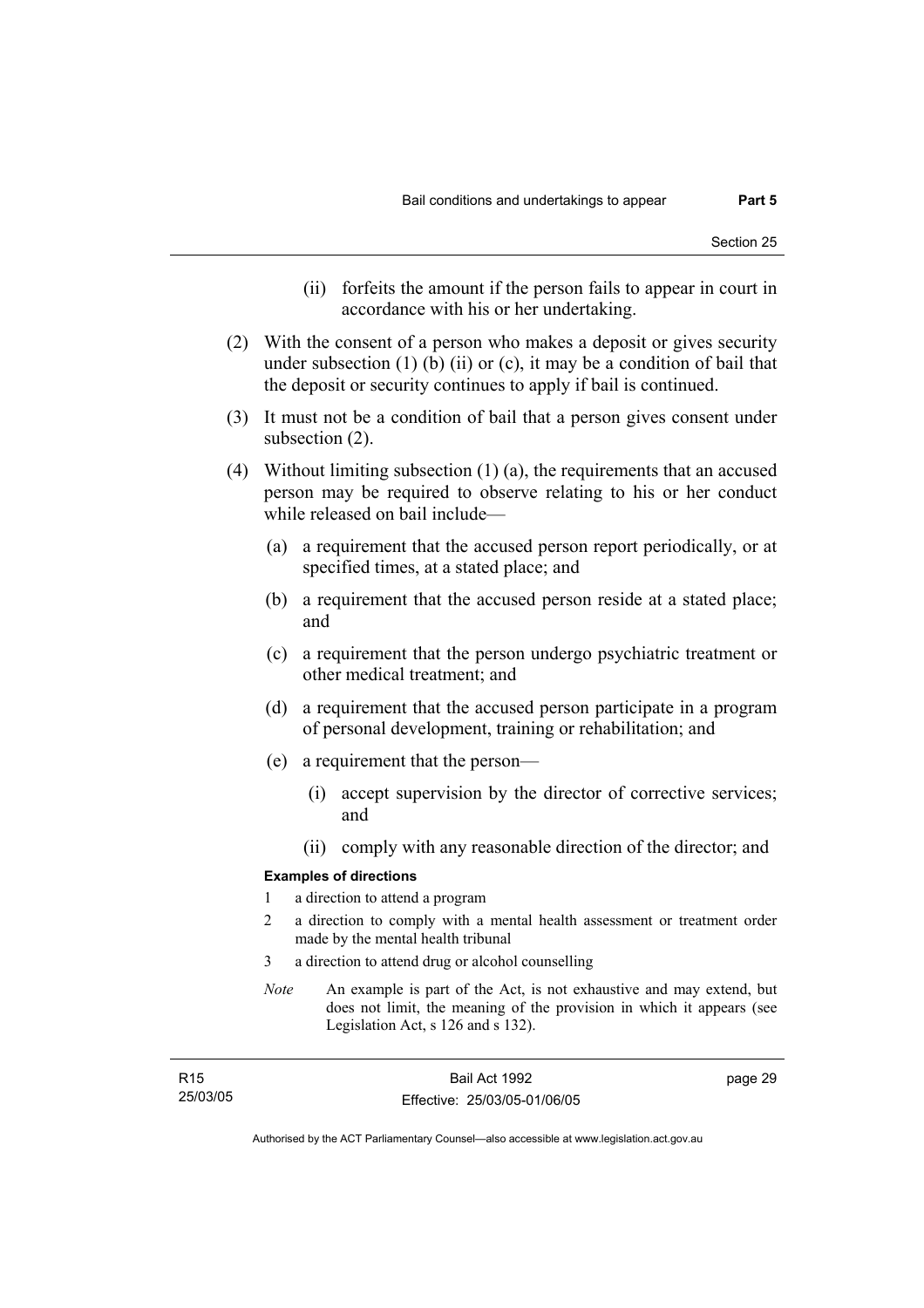(ii) forfeits the amount if the person fails to appear in court in accordance with his or her undertaking.

(2) With the consent of a person who makes a deposit or gives security under subsection (1) (b) (ii) or (c), it may be a condition of bail that the deposit or security continues to apply if bail is continued.

(3) It must not be a condition of bail that a person gives consent under subsection (2).

(4) Without limiting subsection (1) (a), the requirements that an accused person may be required to observe relating to his or her conduct while released on bail include—

(a) a requirement that the accused person report periodically, or at specified times, at a stated place; and

(b) a requirement that the accused person reside at a stated place; and

(c) a requirement that the person undergo psychiatric treatment or other medical treatment; and

(d) a requirement that the accused person participate in a program of personal development, training or rehabilitation; and

(e) a requirement that the person—

(i) accept supervision by the director of corrective services; and

(ii) comply with any reasonable direction of the director; and

**Examples of directions**

1 a direction to attend a program

2 a direction to comply with a mental health assessment or treatment order made by the mental health tribunal

3 a direction to attend drug or alcohol counselling

*Note* An example is part of the Act, is not exhaustive and may extend, but does not limit, the meaning of the provision in which it appears (see Legislation Act, s 126 and s 132).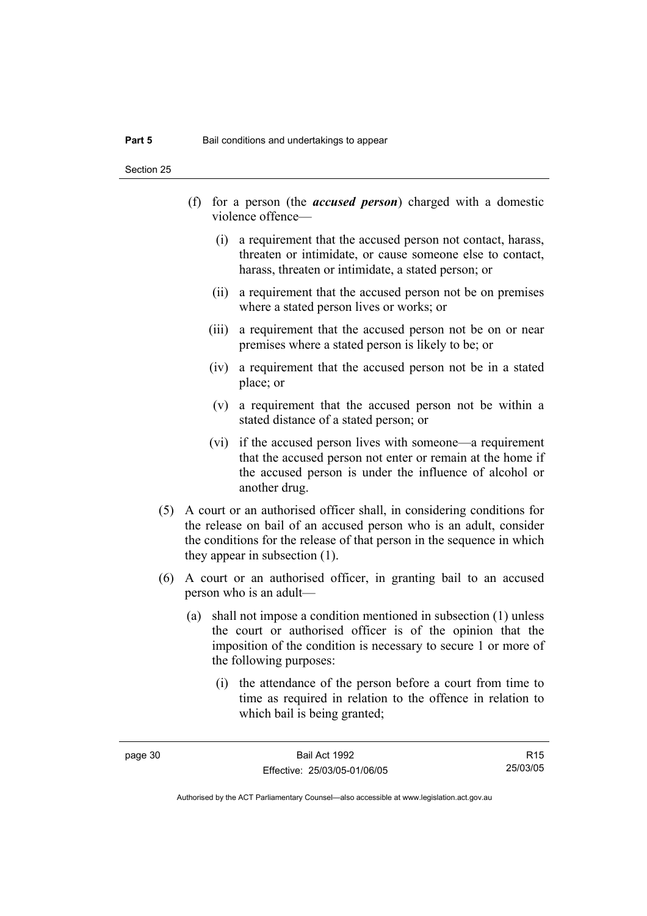(f) for a person (the ***accused person***) charged with a domestic violence offence—

   (i) a requirement that the accused person not contact, harass, threaten or intimidate, or cause someone else to contact, harass, threaten or intimidate, a stated person; or

   (ii) a requirement that the accused person not be on premises where a stated person lives or works; or

   (iii) a requirement that the accused person not be on or near premises where a stated person is likely to be; or

   (iv) a requirement that the accused person not be in a stated place; or

   (v) a requirement that the accused person not be within a stated distance of a stated person; or

   (vi) if the accused person lives with someone—a requirement that the accused person not enter or remain at the home if the accused person is under the influence of alcohol or another drug.

(5) A court or an authorised officer shall, in considering conditions for the release on bail of an accused person who is an adult, consider the conditions for the release of that person in the sequence in which they appear in subsection (1).

(6) A court or an authorised officer, in granting bail to an accused person who is an adult—

   (a) shall not impose a condition mentioned in subsection (1) unless the court or authorised officer is of the opinion that the imposition of the condition is necessary to secure 1 or more of the following purposes:

      (i) the attendance of the person before a court from time to time as required in relation to the offence in relation to which bail is being granted;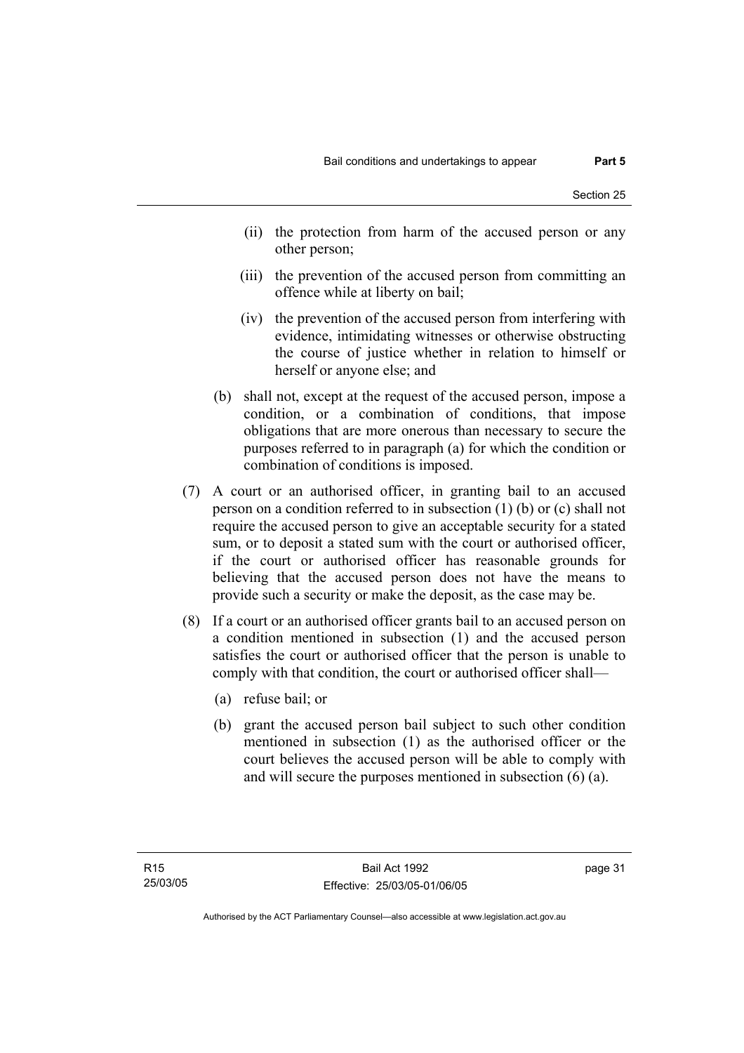(ii) the protection from harm of the accused person or any other person;

(iii) the prevention of the accused person from committing an offence while at liberty on bail;

(iv) the prevention of the accused person from interfering with evidence, intimidating witnesses or otherwise obstructing the course of justice whether in relation to himself or herself or anyone else; and

(b) shall not, except at the request of the accused person, impose a condition, or a combination of conditions, that impose obligations that are more onerous than necessary to secure the purposes referred to in paragraph (a) for which the condition or combination of conditions is imposed.

(7) A court or an authorised officer, in granting bail to an accused person on a condition referred to in subsection (1) (b) or (c) shall not require the accused person to give an acceptable security for a stated sum, or to deposit a stated sum with the court or authorised officer, if the court or authorised officer has reasonable grounds for believing that the accused person does not have the means to provide such a security or make the deposit, as the case may be.

(8) If a court or an authorised officer grants bail to an accused person on a condition mentioned in subsection (1) and the accused person satisfies the court or authorised officer that the person is unable to comply with that condition, the court or authorised officer shall—

(a) refuse bail; or

(b) grant the accused person bail subject to such other condition mentioned in subsection (1) as the authorised officer or the court believes the accused person will be able to comply with and will secure the purposes mentioned in subsection (6) (a).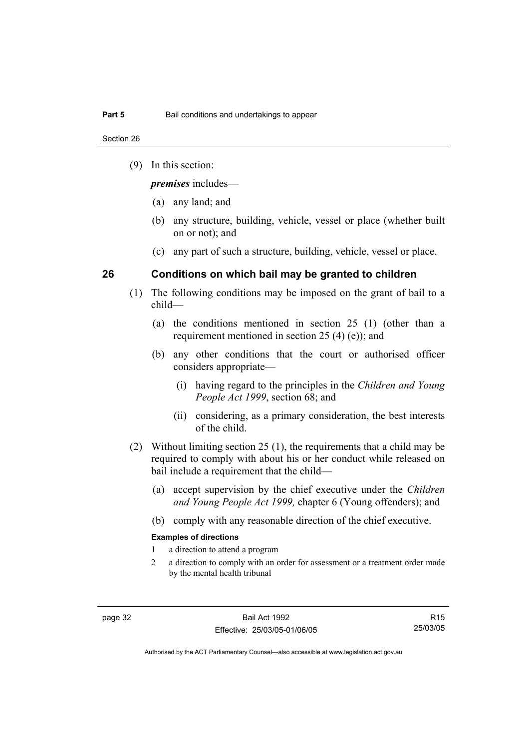(9) In this section:

***premises*** includes—

(a) any land; and

(b) any structure, building, vehicle, vessel or place (whether built on or not); and

(c) any part of such a structure, building, vehicle, vessel or place.

## 26 Conditions on which bail may be granted to children

(1) The following conditions may be imposed on the grant of bail to a child—

(a) the conditions mentioned in section 25 (1) (other than a requirement mentioned in section 25 (4) (e)); and

(b) any other conditions that the court or authorised officer considers appropriate—

(i) having regard to the principles in the *Children and Young People Act 1999*, section 68; and

(ii) considering, as a primary consideration, the best interests of the child.

(2) Without limiting section 25 (1), the requirements that a child may be required to comply with about his or her conduct while released on bail include a requirement that the child—

(a) accept supervision by the chief executive under the *Children and Young People Act 1999,* chapter 6 (Young offenders); and

(b) comply with any reasonable direction of the chief executive.

**Examples of directions**

1 a direction to attend a program

2 a direction to comply with an order for assessment or a treatment order made by the mental health tribunal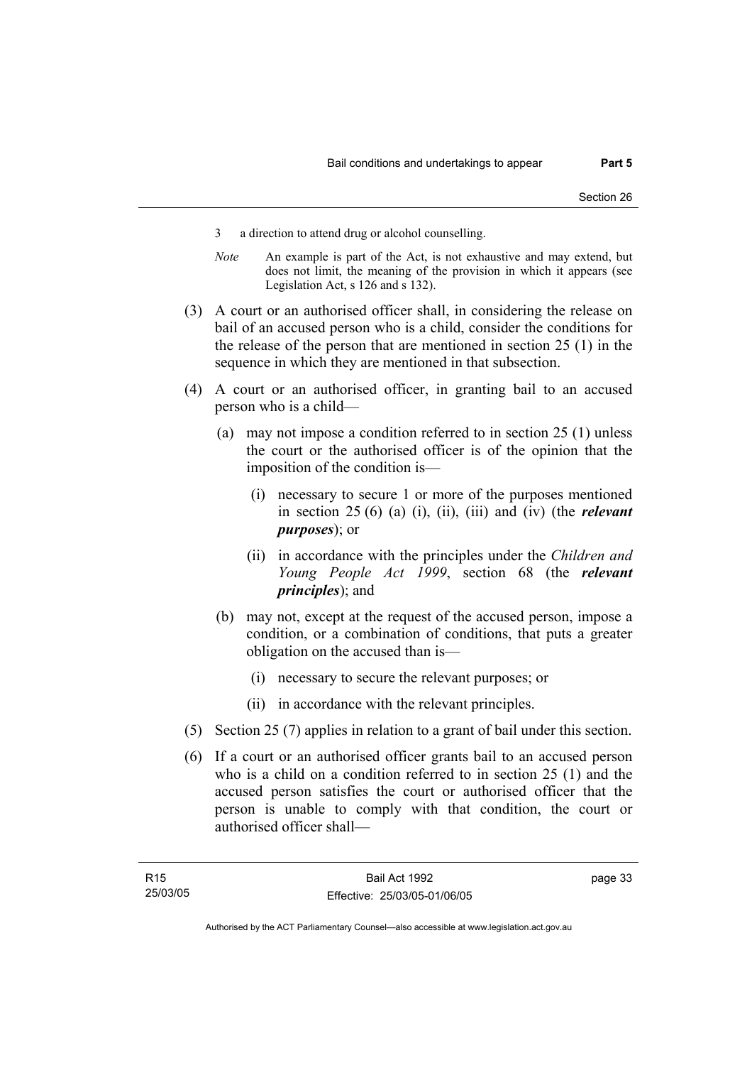3 a direction to attend drug or alcohol counselling.

*Note* An example is part of the Act, is not exhaustive and may extend, but does not limit, the meaning of the provision in which it appears (see Legislation Act, s 126 and s 132).

(3) A court or an authorised officer shall, in considering the release on bail of an accused person who is a child, consider the conditions for the release of the person that are mentioned in section 25 (1) in the sequence in which they are mentioned in that subsection.

(4) A court or an authorised officer, in granting bail to an accused person who is a child—

(a) may not impose a condition referred to in section 25 (1) unless the court or the authorised officer is of the opinion that the imposition of the condition is—

(i) necessary to secure 1 or more of the purposes mentioned in section 25 (6) (a) (i), (ii), (iii) and (iv) (the ***relevant purposes***); or

(ii) in accordance with the principles under the *Children and Young People Act 1999*, section 68 (the ***relevant principles***); and

(b) may not, except at the request of the accused person, impose a condition, or a combination of conditions, that puts a greater obligation on the accused than is—

(i) necessary to secure the relevant purposes; or

(ii) in accordance with the relevant principles.

(5) Section 25 (7) applies in relation to a grant of bail under this section.

(6) If a court or an authorised officer grants bail to an accused person who is a child on a condition referred to in section 25 (1) and the accused person satisfies the court or authorised officer that the person is unable to comply with that condition, the court or authorised officer shall—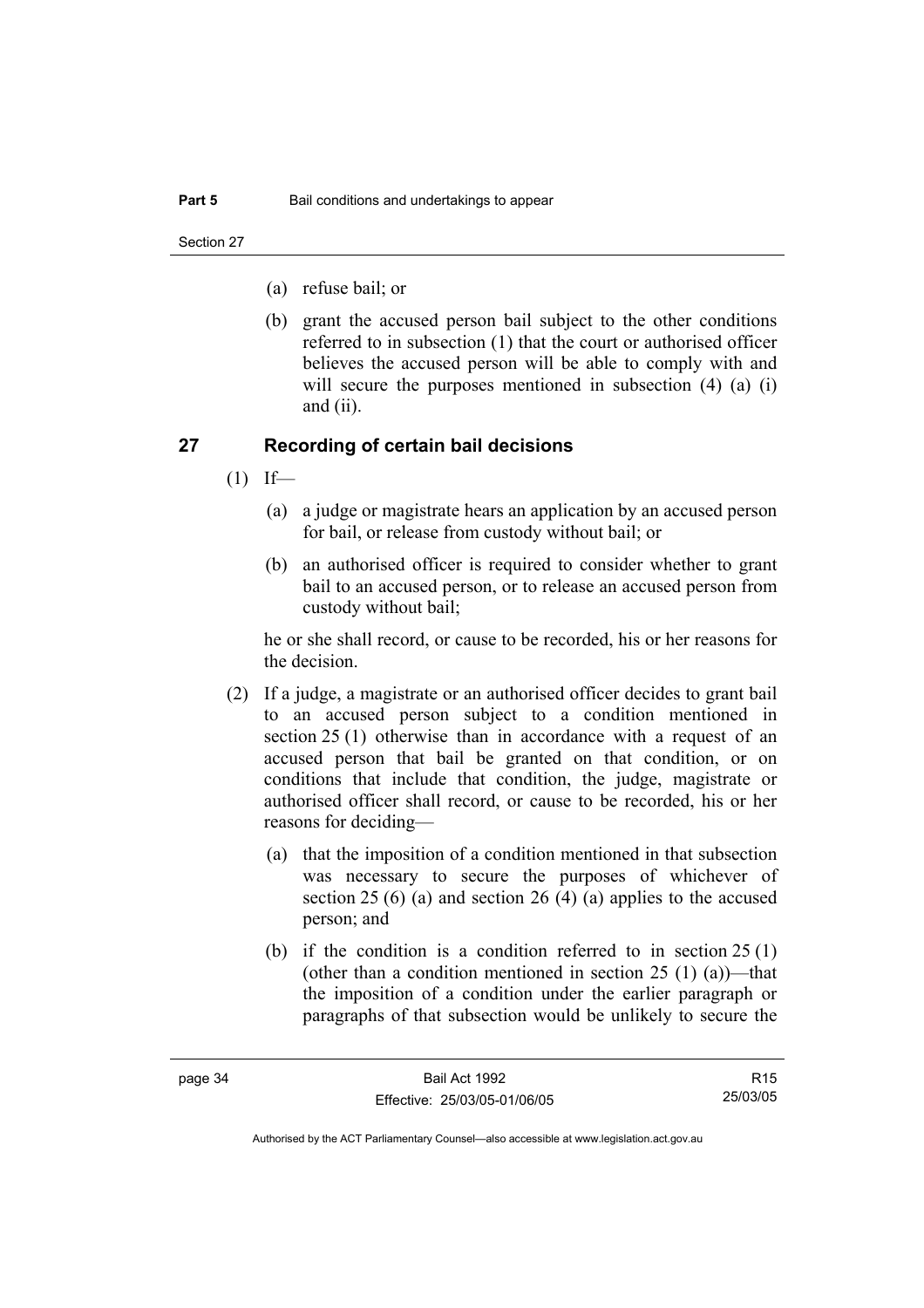(a) refuse bail; or

(b) grant the accused person bail subject to the other conditions referred to in subsection (1) that the court or authorised officer believes the accused person will be able to comply with and will secure the purposes mentioned in subsection (4) (a) (i) and (ii).

## 27 Recording of certain bail decisions

(1) If—

(a) a judge or magistrate hears an application by an accused person for bail, or release from custody without bail; or

(b) an authorised officer is required to consider whether to grant bail to an accused person, or to release an accused person from custody without bail;

he or she shall record, or cause to be recorded, his or her reasons for the decision.

(2) If a judge, a magistrate or an authorised officer decides to grant bail to an accused person subject to a condition mentioned in section 25 (1) otherwise than in accordance with a request of an accused person that bail be granted on that condition, or on conditions that include that condition, the judge, magistrate or authorised officer shall record, or cause to be recorded, his or her reasons for deciding—

(a) that the imposition of a condition mentioned in that subsection was necessary to secure the purposes of whichever of section 25 (6) (a) and section 26 (4) (a) applies to the accused person; and

(b) if the condition is a condition referred to in section 25 (1) (other than a condition mentioned in section 25 (1) (a))—that the imposition of a condition under the earlier paragraph or paragraphs of that subsection would be unlikely to secure the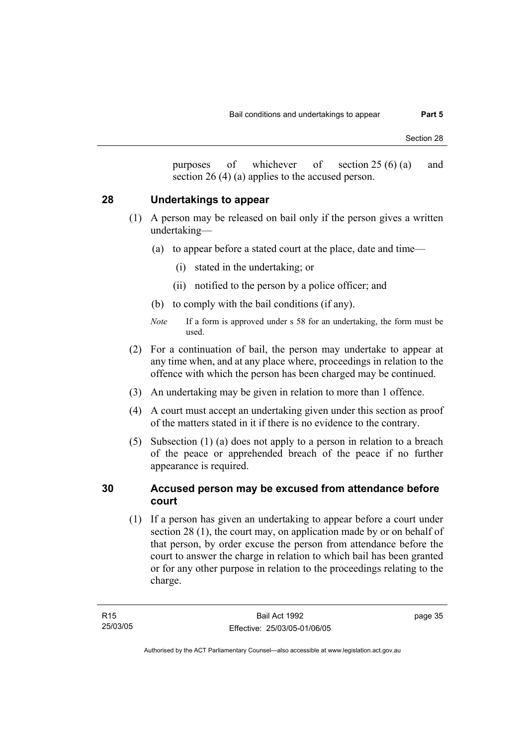purposes of whichever of section 25 (6) (a) and section 26 (4) (a) applies to the accused person.

## 28 Undertakings to appear

(1) A person may be released on bail only if the person gives a written undertaking—

(a) to appear before a stated court at the place, date and time—

(i) stated in the undertaking; or

(ii) notified to the person by a police officer; and

(b) to comply with the bail conditions (if any).

*Note* If a form is approved under s 58 for an undertaking, the form must be used.

(2) For a continuation of bail, the person may undertake to appear at any time when, and at any place where, proceedings in relation to the offence with which the person has been charged may be continued.

(3) An undertaking may be given in relation to more than 1 offence.

(4) A court must accept an undertaking given under this section as proof of the matters stated in it if there is no evidence to the contrary.

(5) Subsection (1) (a) does not apply to a person in relation to a breach of the peace or apprehended breach of the peace if no further appearance is required.

## 30 Accused person may be excused from attendance before court

(1) If a person has given an undertaking to appear before a court under section 28 (1), the court may, on application made by or on behalf of that person, by order excuse the person from attendance before the court to answer the charge in relation to which bail has been granted or for any other purpose in relation to the proceedings relating to the charge.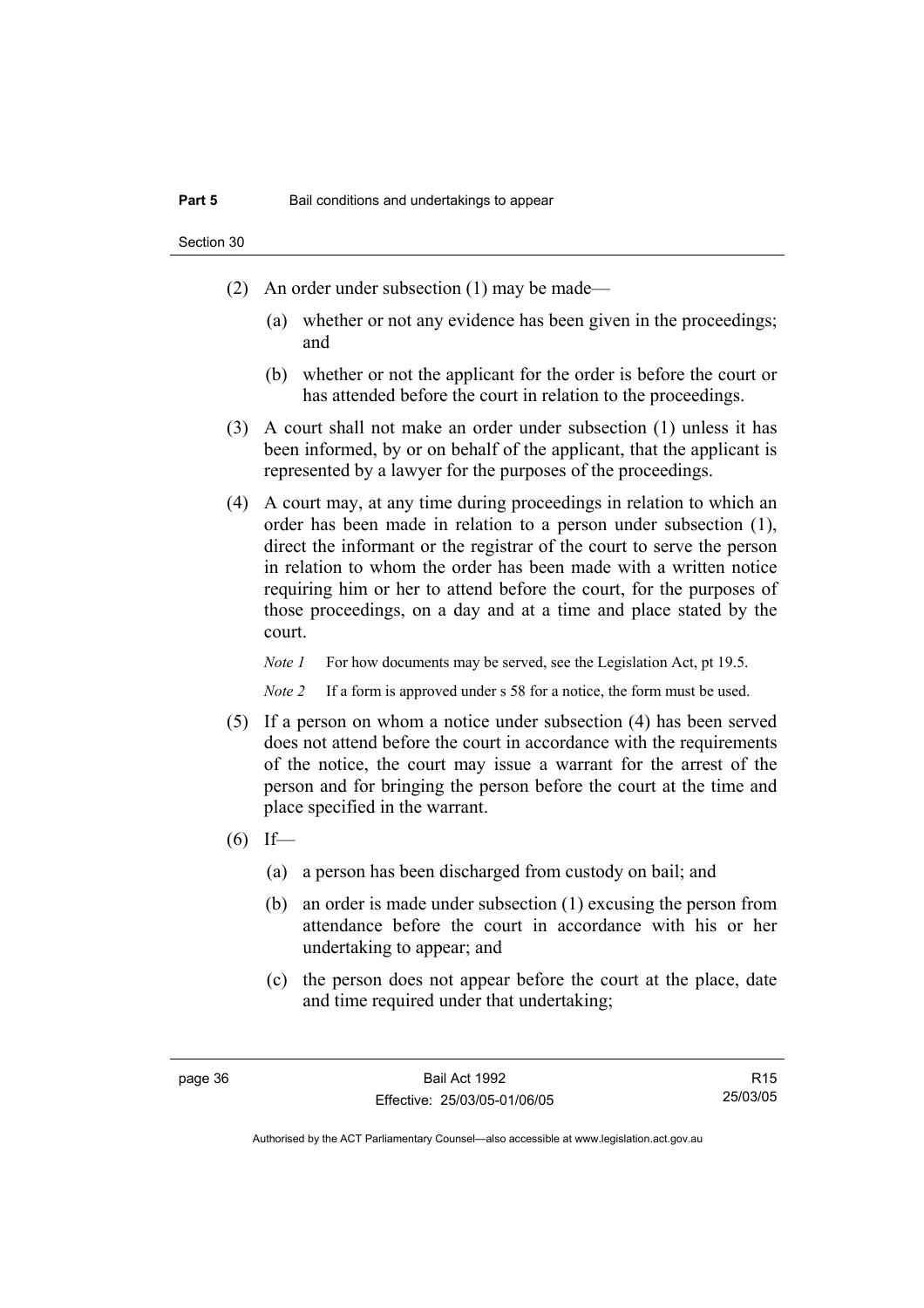(2) An order under subsection (1) may be made—

(a) whether or not any evidence has been given in the proceedings; and

(b) whether or not the applicant for the order is before the court or has attended before the court in relation to the proceedings.

(3) A court shall not make an order under subsection (1) unless it has been informed, by or on behalf of the applicant, that the applicant is represented by a lawyer for the purposes of the proceedings.

(4) A court may, at any time during proceedings in relation to which an order has been made in relation to a person under subsection (1), direct the informant or the registrar of the court to serve the person in relation to whom the order has been made with a written notice requiring him or her to attend before the court, for the purposes of those proceedings, on a day and at a time and place stated by the court.

*Note 1* For how documents may be served, see the Legislation Act, pt 19.5.

*Note 2* If a form is approved under s 58 for a notice, the form must be used.

(5) If a person on whom a notice under subsection (4) has been served does not attend before the court in accordance with the requirements of the notice, the court may issue a warrant for the arrest of the person and for bringing the person before the court at the time and place specified in the warrant.

(6) If—

(a) a person has been discharged from custody on bail; and

(b) an order is made under subsection (1) excusing the person from attendance before the court in accordance with his or her undertaking to appear; and

(c) the person does not appear before the court at the place, date and time required under that undertaking;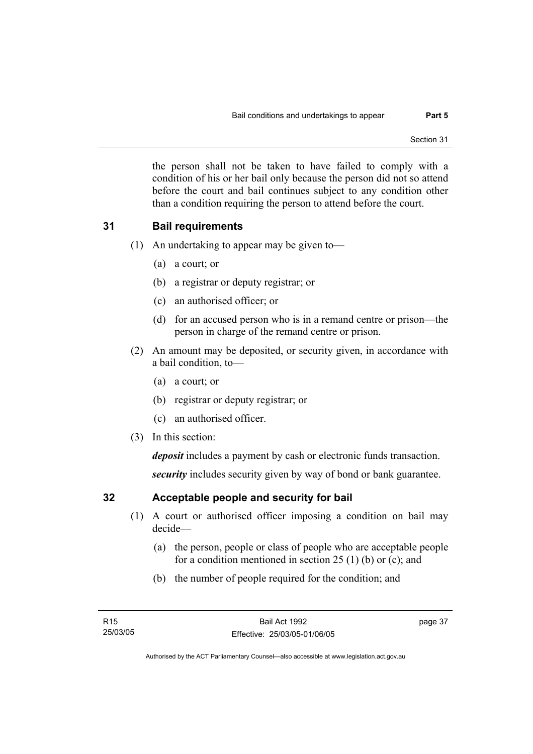the person shall not be taken to have failed to comply with a condition of his or her bail only because the person did not so attend before the court and bail continues subject to any condition other than a condition requiring the person to attend before the court.

## 31 Bail requirements

(1) An undertaking to appear may be given to—

(a) a court; or

(b) a registrar or deputy registrar; or

(c) an authorised officer; or

(d) for an accused person who is in a remand centre or prison—the person in charge of the remand centre or prison.

(2) An amount may be deposited, or security given, in accordance with a bail condition, to—

(a) a court; or

(b) registrar or deputy registrar; or

(c) an authorised officer.

(3) In this section:

***deposit*** includes a payment by cash or electronic funds transaction.

***security*** includes security given by way of bond or bank guarantee.

## 32 Acceptable people and security for bail

(1) A court or authorised officer imposing a condition on bail may decide—

(a) the person, people or class of people who are acceptable people for a condition mentioned in section 25 (1) (b) or (c); and

(b) the number of people required for the condition; and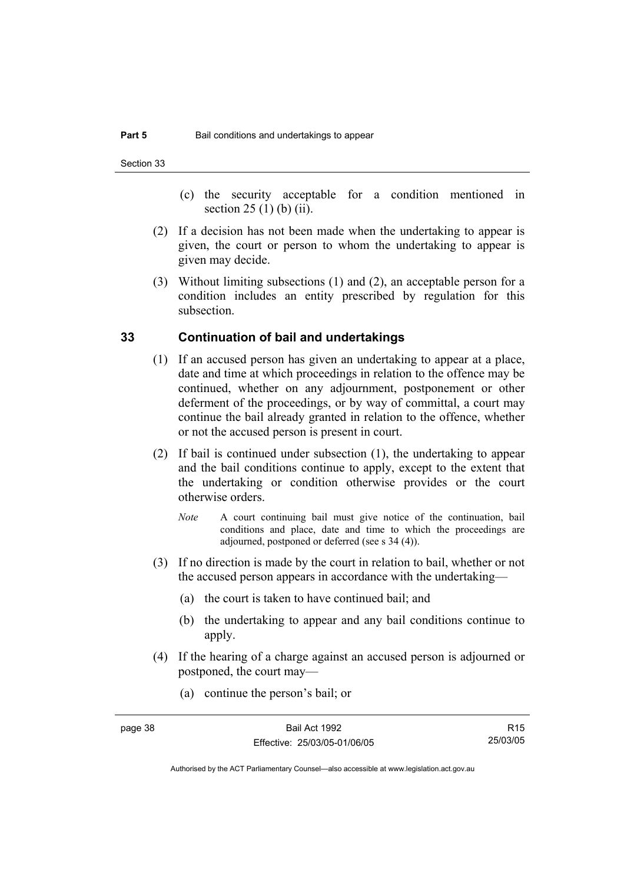(c) the security acceptable for a condition mentioned in section 25 (1) (b) (ii).

(2) If a decision has not been made when the undertaking to appear is given, the court or person to whom the undertaking to appear is given may decide.

(3) Without limiting subsections (1) and (2), an acceptable person for a condition includes an entity prescribed by regulation for this subsection.

## 33 Continuation of bail and undertakings

(1) If an accused person has given an undertaking to appear at a place, date and time at which proceedings in relation to the offence may be continued, whether on any adjournment, postponement or other deferment of the proceedings, or by way of committal, a court may continue the bail already granted in relation to the offence, whether or not the accused person is present in court.

(2) If bail is continued under subsection (1), the undertaking to appear and the bail conditions continue to apply, except to the extent that the undertaking or condition otherwise provides or the court otherwise orders.

*Note* A court continuing bail must give notice of the continuation, bail conditions and place, date and time to which the proceedings are adjourned, postponed or deferred (see s 34 (4)).

(3) If no direction is made by the court in relation to bail, whether or not the accused person appears in accordance with the undertaking—

(a) the court is taken to have continued bail; and

(b) the undertaking to appear and any bail conditions continue to apply.

(4) If the hearing of a charge against an accused person is adjourned or postponed, the court may—

(a) continue the person's bail; or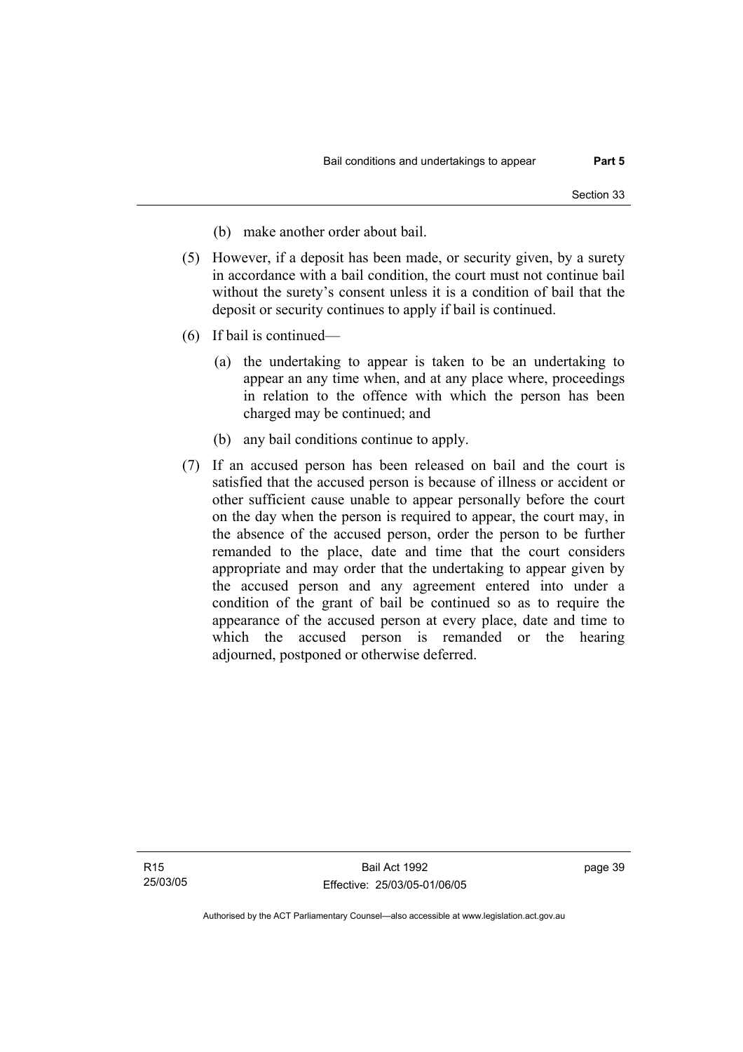(b) make another order about bail.

(5) However, if a deposit has been made, or security given, by a surety in accordance with a bail condition, the court must not continue bail without the surety's consent unless it is a condition of bail that the deposit or security continues to apply if bail is continued.

(6) If bail is continued—

(a) the undertaking to appear is taken to be an undertaking to appear an any time when, and at any place where, proceedings in relation to the offence with which the person has been charged may be continued; and

(b) any bail conditions continue to apply.

(7) If an accused person has been released on bail and the court is satisfied that the accused person is because of illness or accident or other sufficient cause unable to appear personally before the court on the day when the person is required to appear, the court may, in the absence of the accused person, order the person to be further remanded to the place, date and time that the court considers appropriate and may order that the undertaking to appear given by the accused person and any agreement entered into under a condition of the grant of bail be continued so as to require the appearance of the accused person at every place, date and time to which the accused person is remanded or the hearing adjourned, postponed or otherwise deferred.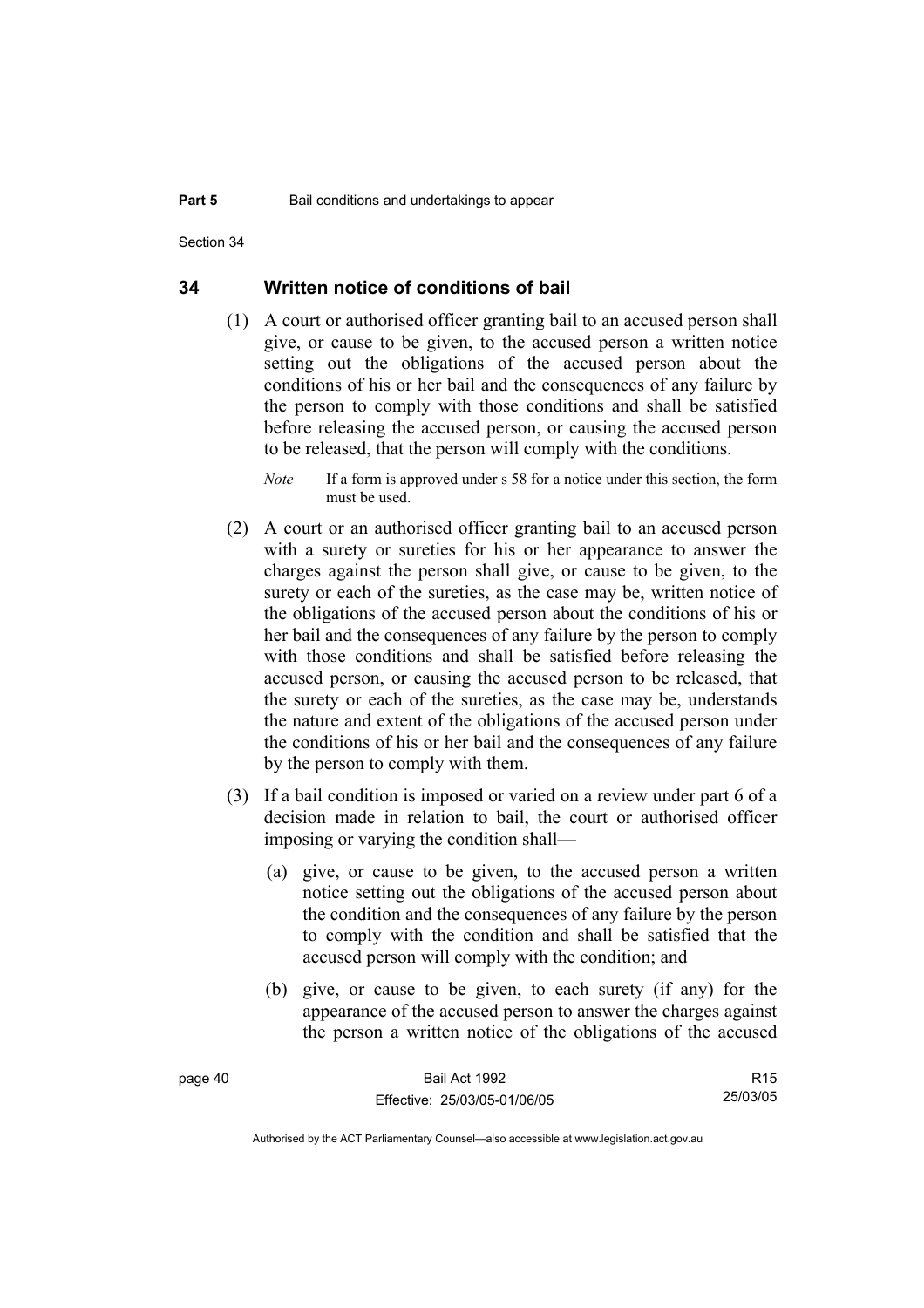## 34 Written notice of conditions of bail

(1) A court or authorised officer granting bail to an accused person shall give, or cause to be given, to the accused person a written notice setting out the obligations of the accused person about the conditions of his or her bail and the consequences of any failure by the person to comply with those conditions and shall be satisfied before releasing the accused person, or causing the accused person to be released, that the person will comply with the conditions.

*Note* If a form is approved under s 58 for a notice under this section, the form must be used.

(2) A court or an authorised officer granting bail to an accused person with a surety or sureties for his or her appearance to answer the charges against the person shall give, or cause to be given, to the surety or each of the sureties, as the case may be, written notice of the obligations of the accused person about the conditions of his or her bail and the consequences of any failure by the person to comply with those conditions and shall be satisfied before releasing the accused person, or causing the accused person to be released, that the surety or each of the sureties, as the case may be, understands the nature and extent of the obligations of the accused person under the conditions of his or her bail and the consequences of any failure by the person to comply with them.

(3) If a bail condition is imposed or varied on a review under part 6 of a decision made in relation to bail, the court or authorised officer imposing or varying the condition shall—

(a) give, or cause to be given, to the accused person a written notice setting out the obligations of the accused person about the condition and the consequences of any failure by the person to comply with the condition and shall be satisfied that the accused person will comply with the condition; and

(b) give, or cause to be given, to each surety (if any) for the appearance of the accused person to answer the charges against the person a written notice of the obligations of the accused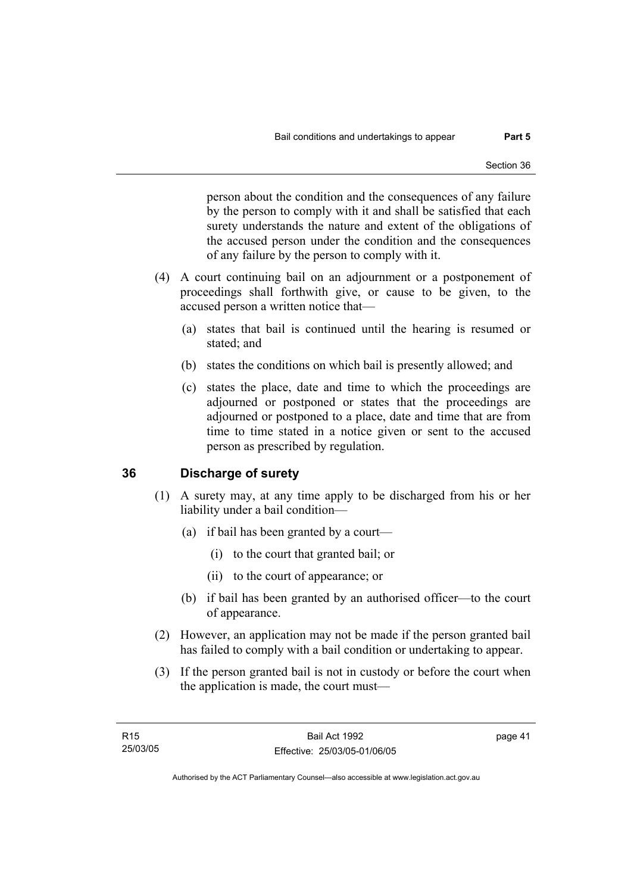person about the condition and the consequences of any failure by the person to comply with it and shall be satisfied that each surety understands the nature and extent of the obligations of the accused person under the condition and the consequences of any failure by the person to comply with it.

(4) A court continuing bail on an adjournment or a postponement of proceedings shall forthwith give, or cause to be given, to the accused person a written notice that—

(a) states that bail is continued until the hearing is resumed or stated; and

(b) states the conditions on which bail is presently allowed; and

(c) states the place, date and time to which the proceedings are adjourned or postponed or states that the proceedings are adjourned or postponed to a place, date and time that are from time to time stated in a notice given or sent to the accused person as prescribed by regulation.

## 36 Discharge of surety

(1) A surety may, at any time apply to be discharged from his or her liability under a bail condition—

(a) if bail has been granted by a court—

(i) to the court that granted bail; or

(ii) to the court of appearance; or

(b) if bail has been granted by an authorised officer—to the court of appearance.

(2) However, an application may not be made if the person granted bail has failed to comply with a bail condition or undertaking to appear.

(3) If the person granted bail is not in custody or before the court when the application is made, the court must—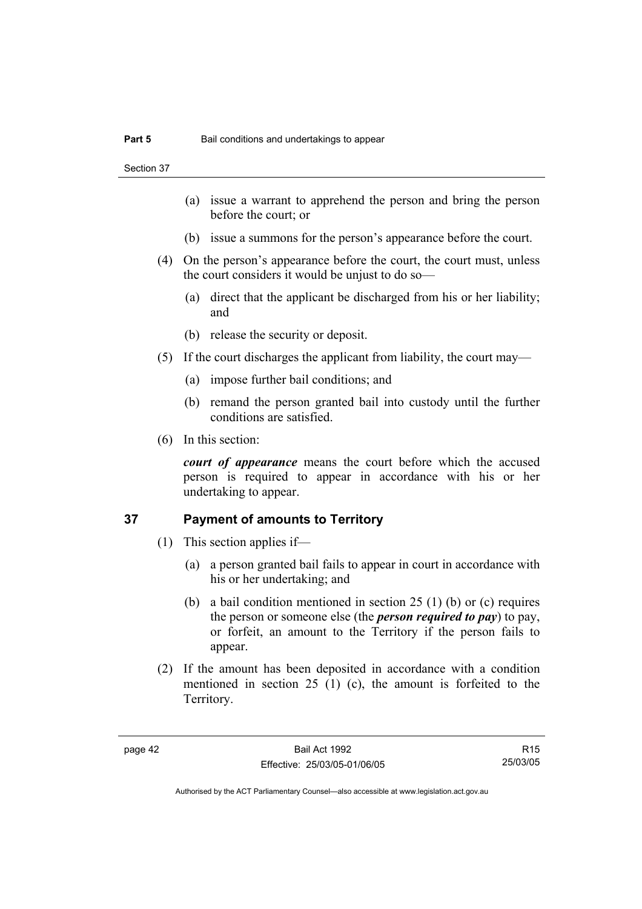(a) issue a warrant to apprehend the person and bring the person before the court; or

(b) issue a summons for the person's appearance before the court.

(4) On the person's appearance before the court, the court must, unless the court considers it would be unjust to do so—

(a) direct that the applicant be discharged from his or her liability; and

(b) release the security or deposit.

(5) If the court discharges the applicant from liability, the court may—

(a) impose further bail conditions; and

(b) remand the person granted bail into custody until the further conditions are satisfied.

(6) In this section:

***court of appearance*** means the court before which the accused person is required to appear in accordance with his or her undertaking to appear.

## 37 Payment of amounts to Territory

(1) This section applies if—

(a) a person granted bail fails to appear in court in accordance with his or her undertaking; and

(b) a bail condition mentioned in section 25 (1) (b) or (c) requires the person or someone else (the ***person required to pay***) to pay, or forfeit, an amount to the Territory if the person fails to appear.

(2) If the amount has been deposited in accordance with a condition mentioned in section 25 (1) (c), the amount is forfeited to the Territory.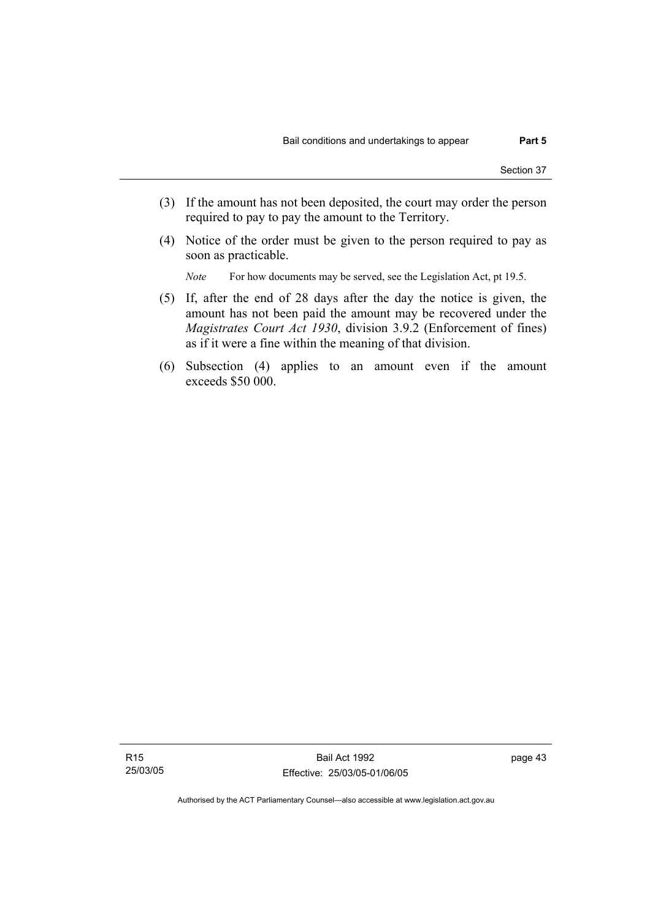(3) If the amount has not been deposited, the court may order the person required to pay to pay the amount to the Territory.

(4) Notice of the order must be given to the person required to pay as soon as practicable.

*Note* For how documents may be served, see the Legislation Act, pt 19.5.

(5) If, after the end of 28 days after the day the notice is given, the amount has not been paid the amount may be recovered under the *Magistrates Court Act 1930*, division 3.9.2 (Enforcement of fines) as if it were a fine within the meaning of that division.

(6) Subsection (4) applies to an amount even if the amount exceeds $50 000.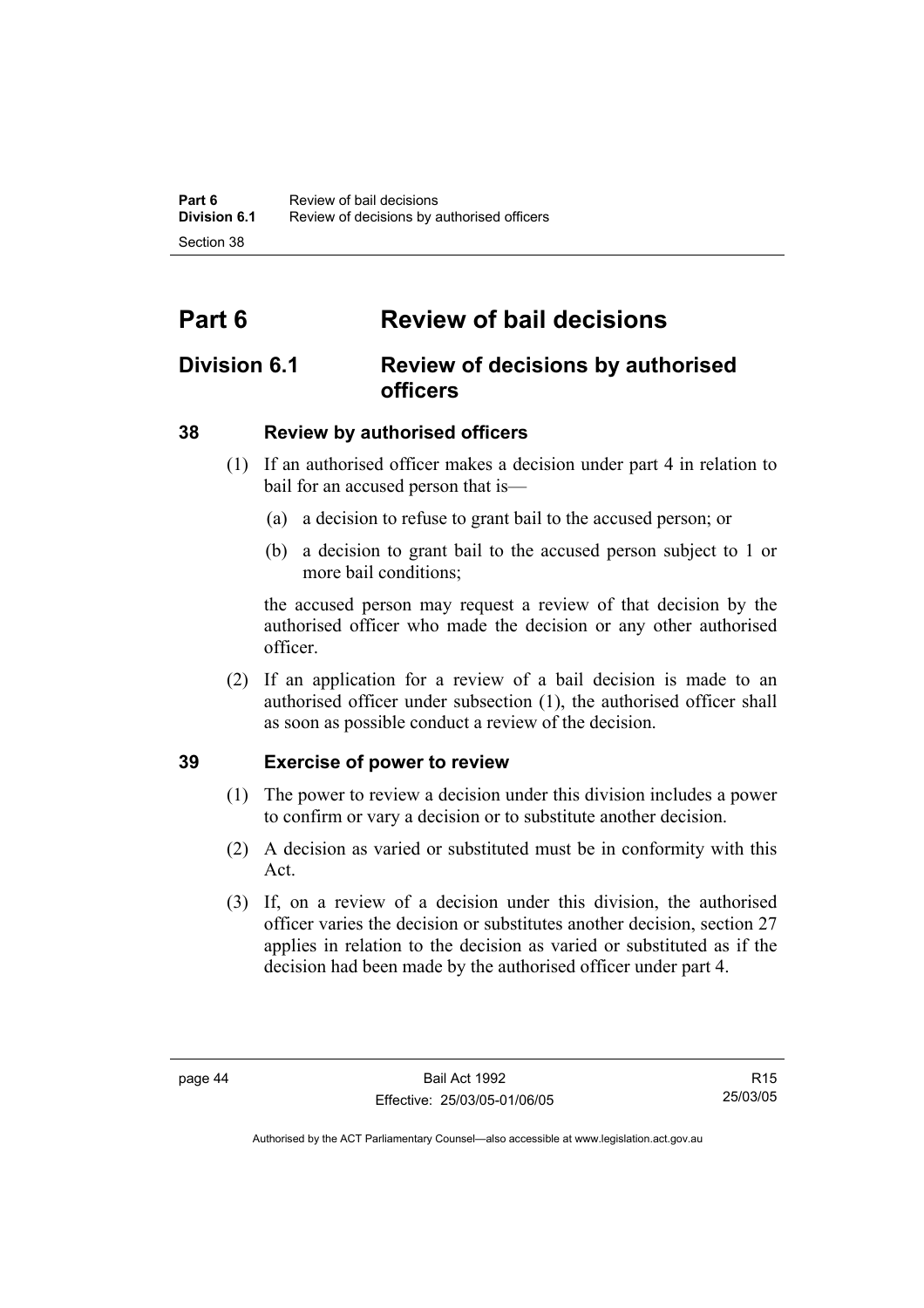# Part 6 Review of bail decisions

## Division 6.1 Review of decisions by authorised officers

### 38 Review by authorised officers

(1) If an authorised officer makes a decision under part 4 in relation to bail for an accused person that is—

(a) a decision to refuse to grant bail to the accused person; or

(b) a decision to grant bail to the accused person subject to 1 or more bail conditions;

the accused person may request a review of that decision by the authorised officer who made the decision or any other authorised officer.

(2) If an application for a review of a bail decision is made to an authorised officer under subsection (1), the authorised officer shall as soon as possible conduct a review of the decision.

### 39 Exercise of power to review

(1) The power to review a decision under this division includes a power to confirm or vary a decision or to substitute another decision.

(2) A decision as varied or substituted must be in conformity with this Act.

(3) If, on a review of a decision under this division, the authorised officer varies the decision or substitutes another decision, section 27 applies in relation to the decision as varied or substituted as if the decision had been made by the authorised officer under part 4.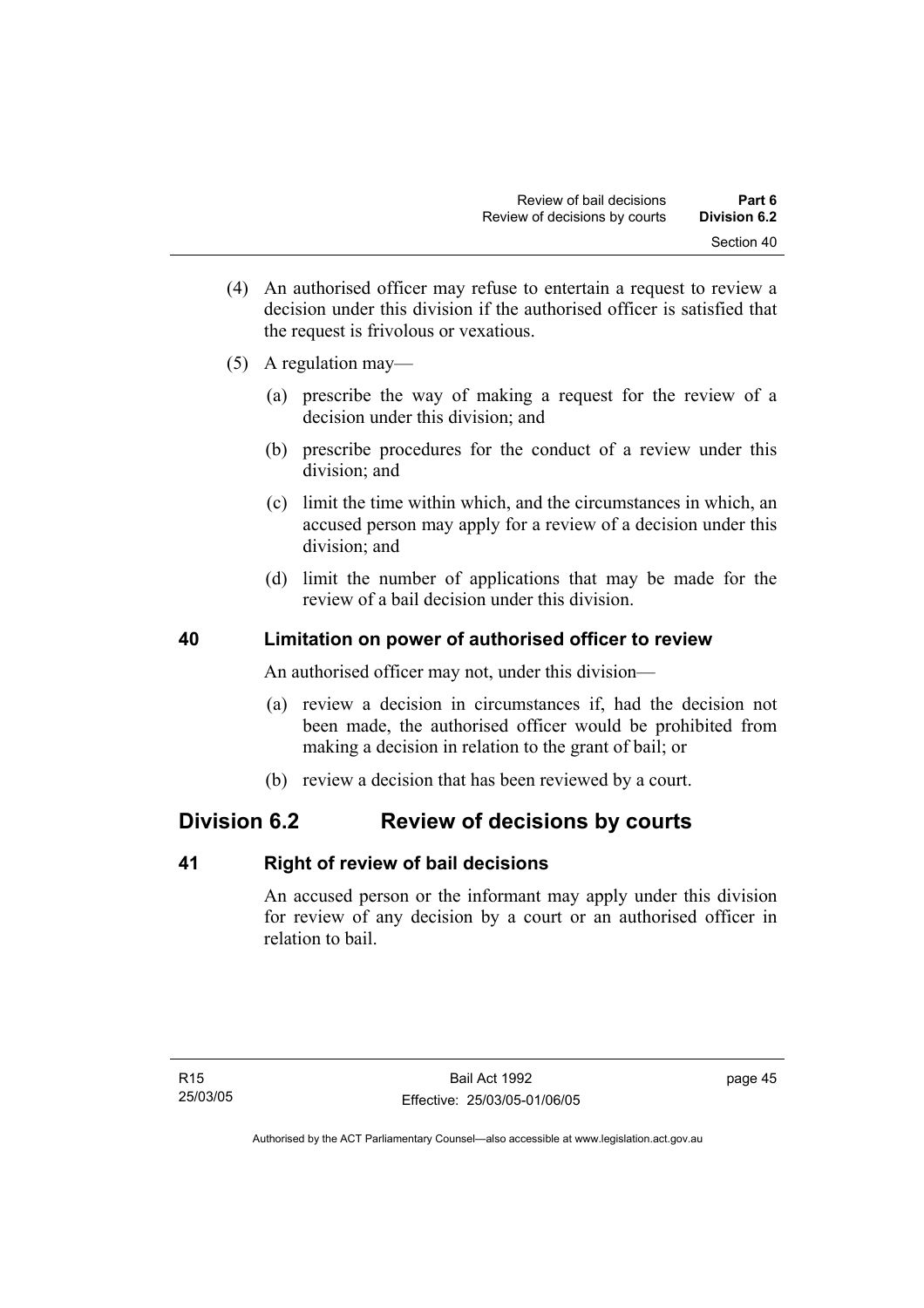(4) An authorised officer may refuse to entertain a request to review a decision under this division if the authorised officer is satisfied that the request is frivolous or vexatious.

(5) A regulation may—

(a) prescribe the way of making a request for the review of a decision under this division; and

(b) prescribe procedures for the conduct of a review under this division; and

(c) limit the time within which, and the circumstances in which, an accused person may apply for a review of a decision under this division; and

(d) limit the number of applications that may be made for the review of a bail decision under this division.

### 40 Limitation on power of authorised officer to review

An authorised officer may not, under this division—

(a) review a decision in circumstances if, had the decision not been made, the authorised officer would be prohibited from making a decision in relation to the grant of bail; or

(b) review a decision that has been reviewed by a court.

## Division 6.2 Review of decisions by courts

### 41 Right of review of bail decisions

An accused person or the informant may apply under this division for review of any decision by a court or an authorised officer in relation to bail.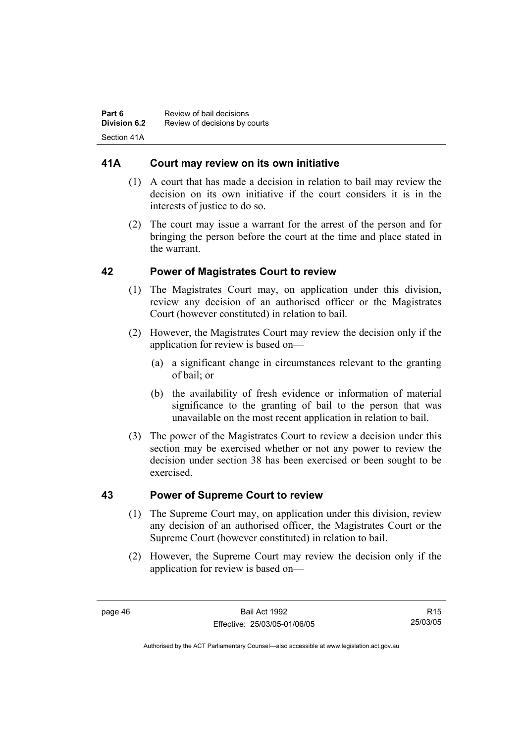## 41A Court may review on its own initiative

(1) A court that has made a decision in relation to bail may review the decision on its own initiative if the court considers it is in the interests of justice to do so.

(2) The court may issue a warrant for the arrest of the person and for bringing the person before the court at the time and place stated in the warrant.

## 42 Power of Magistrates Court to review

(1) The Magistrates Court may, on application under this division, review any decision of an authorised officer or the Magistrates Court (however constituted) in relation to bail.

(2) However, the Magistrates Court may review the decision only if the application for review is based on—

(a) a significant change in circumstances relevant to the granting of bail; or

(b) the availability of fresh evidence or information of material significance to the granting of bail to the person that was unavailable on the most recent application in relation to bail.

(3) The power of the Magistrates Court to review a decision under this section may be exercised whether or not any power to review the decision under section 38 has been exercised or been sought to be exercised.

## 43 Power of Supreme Court to review

(1) The Supreme Court may, on application under this division, review any decision of an authorised officer, the Magistrates Court or the Supreme Court (however constituted) in relation to bail.

(2) However, the Supreme Court may review the decision only if the application for review is based on—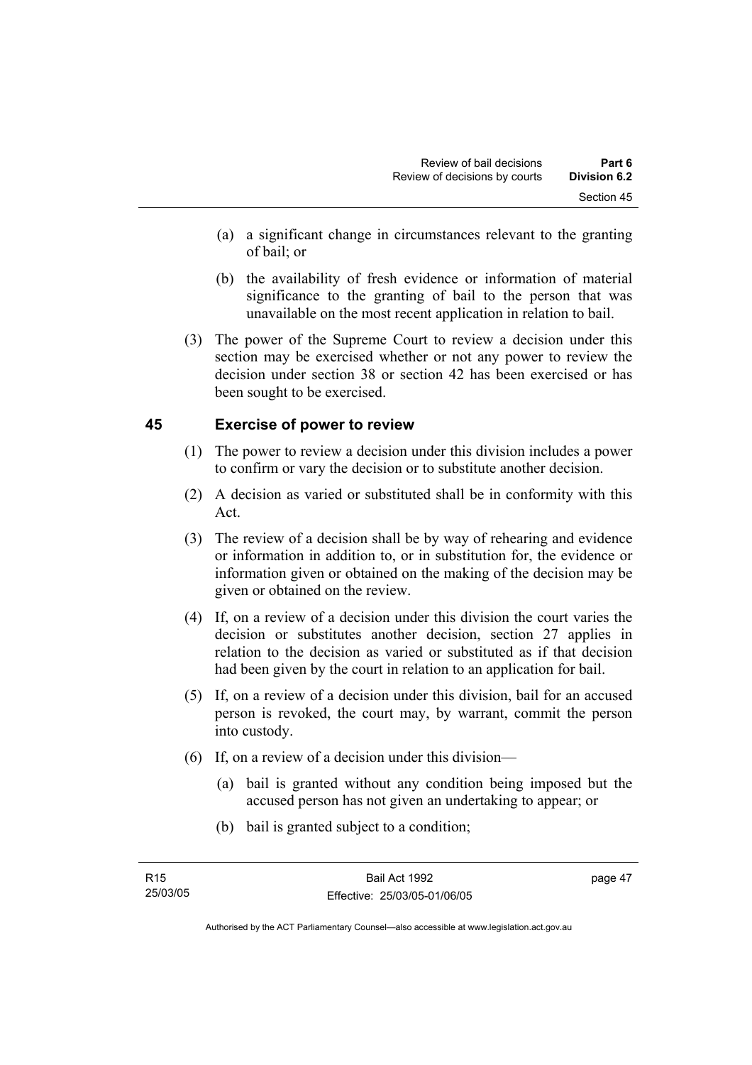(a) a significant change in circumstances relevant to the granting of bail; or

(b) the availability of fresh evidence or information of material significance to the granting of bail to the person that was unavailable on the most recent application in relation to bail.

(3) The power of the Supreme Court to review a decision under this section may be exercised whether or not any power to review the decision under section 38 or section 42 has been exercised or has been sought to be exercised.

## 45 Exercise of power to review

(1) The power to review a decision under this division includes a power to confirm or vary the decision or to substitute another decision.

(2) A decision as varied or substituted shall be in conformity with this Act.

(3) The review of a decision shall be by way of rehearing and evidence or information in addition to, or in substitution for, the evidence or information given or obtained on the making of the decision may be given or obtained on the review.

(4) If, on a review of a decision under this division the court varies the decision or substitutes another decision, section 27 applies in relation to the decision as varied or substituted as if that decision had been given by the court in relation to an application for bail.

(5) If, on a review of a decision under this division, bail for an accused person is revoked, the court may, by warrant, commit the person into custody.

(6) If, on a review of a decision under this division—

(a) bail is granted without any condition being imposed but the accused person has not given an undertaking to appear; or

(b) bail is granted subject to a condition;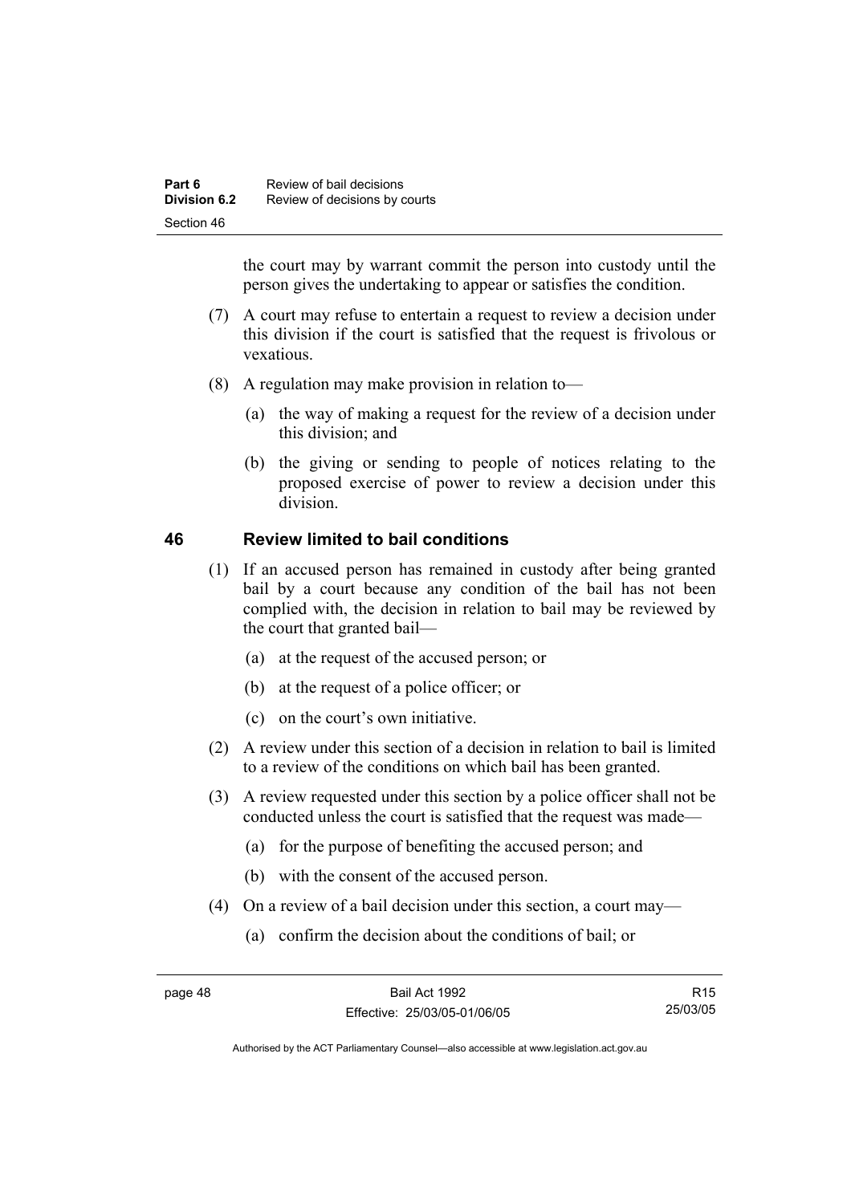the court may by warrant commit the person into custody until the person gives the undertaking to appear or satisfies the condition.

(7) A court may refuse to entertain a request to review a decision under this division if the court is satisfied that the request is frivolous or vexatious.

(8) A regulation may make provision in relation to—

(a) the way of making a request for the review of a decision under this division; and

(b) the giving or sending to people of notices relating to the proposed exercise of power to review a decision under this division.

## 46 Review limited to bail conditions

(1) If an accused person has remained in custody after being granted bail by a court because any condition of the bail has not been complied with, the decision in relation to bail may be reviewed by the court that granted bail—

(a) at the request of the accused person; or

(b) at the request of a police officer; or

(c) on the court's own initiative.

(2) A review under this section of a decision in relation to bail is limited to a review of the conditions on which bail has been granted.

(3) A review requested under this section by a police officer shall not be conducted unless the court is satisfied that the request was made—

(a) for the purpose of benefiting the accused person; and

(b) with the consent of the accused person.

(4) On a review of a bail decision under this section, a court may—

(a) confirm the decision about the conditions of bail; or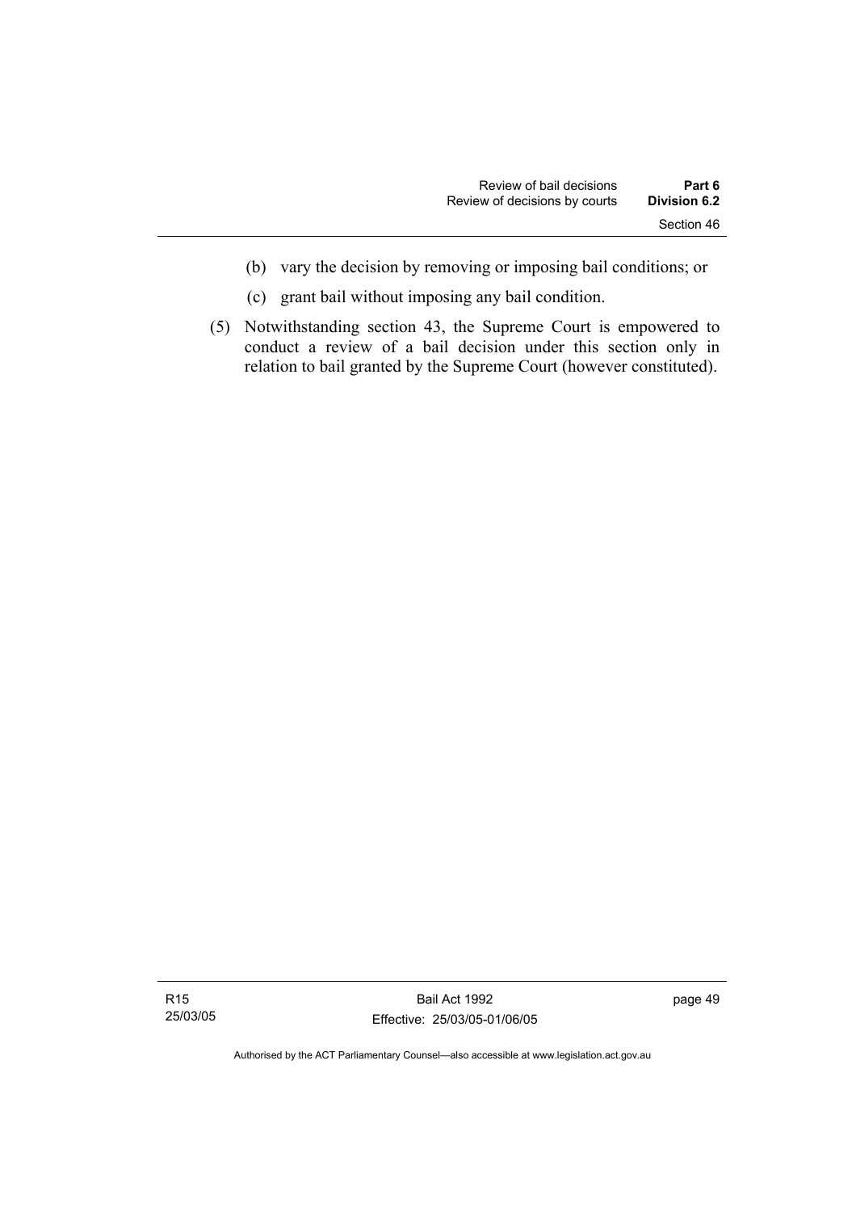(b) vary the decision by removing or imposing bail conditions; or

(c) grant bail without imposing any bail condition.

(5) Notwithstanding section 43, the Supreme Court is empowered to conduct a review of a bail decision under this section only in relation to bail granted by the Supreme Court (however constituted).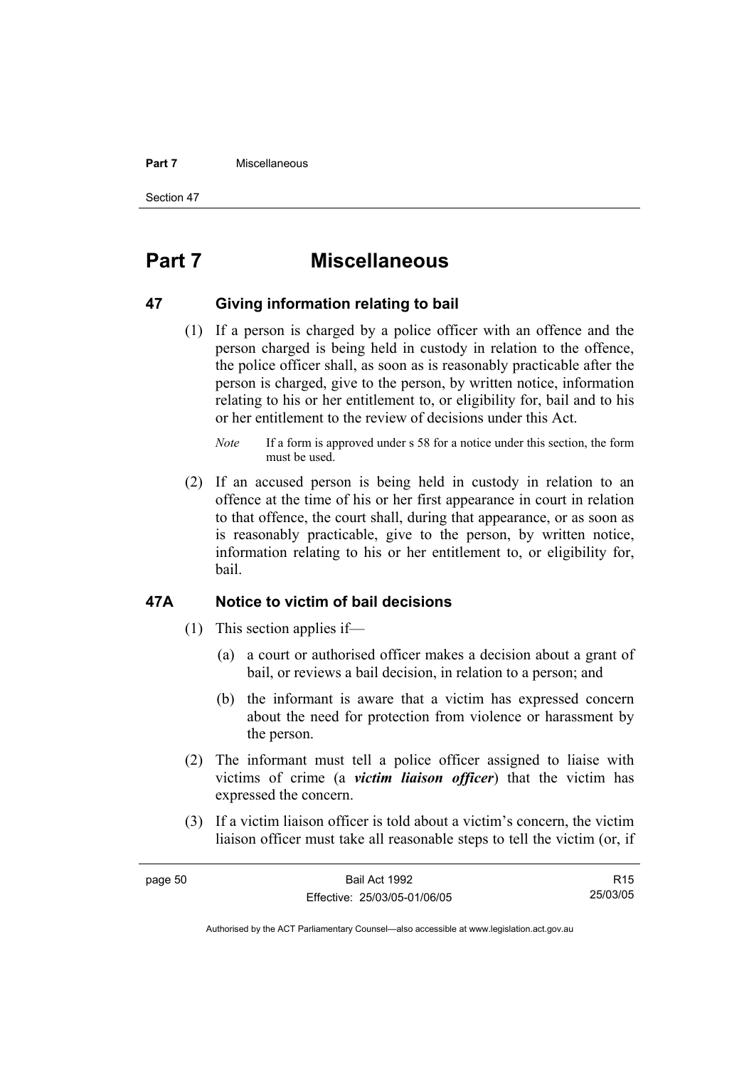# Part 7 Miscellaneous

## 47 Giving information relating to bail

(1) If a person is charged by a police officer with an offence and the person charged is being held in custody in relation to the offence, the police officer shall, as soon as is reasonably practicable after the person is charged, give to the person, by written notice, information relating to his or her entitlement to, or eligibility for, bail and to his or her entitlement to the review of decisions under this Act.

*Note* If a form is approved under s 58 for a notice under this section, the form must be used.

(2) If an accused person is being held in custody in relation to an offence at the time of his or her first appearance in court in relation to that offence, the court shall, during that appearance, or as soon as is reasonably practicable, give to the person, by written notice, information relating to his or her entitlement to, or eligibility for, bail.

## 47A Notice to victim of bail decisions

(1) This section applies if—

(a) a court or authorised officer makes a decision about a grant of bail, or reviews a bail decision, in relation to a person; and

(b) the informant is aware that a victim has expressed concern about the need for protection from violence or harassment by the person.

(2) The informant must tell a police officer assigned to liaise with victims of crime (a ***victim liaison officer***) that the victim has expressed the concern.

(3) If a victim liaison officer is told about a victim's concern, the victim liaison officer must take all reasonable steps to tell the victim (or, if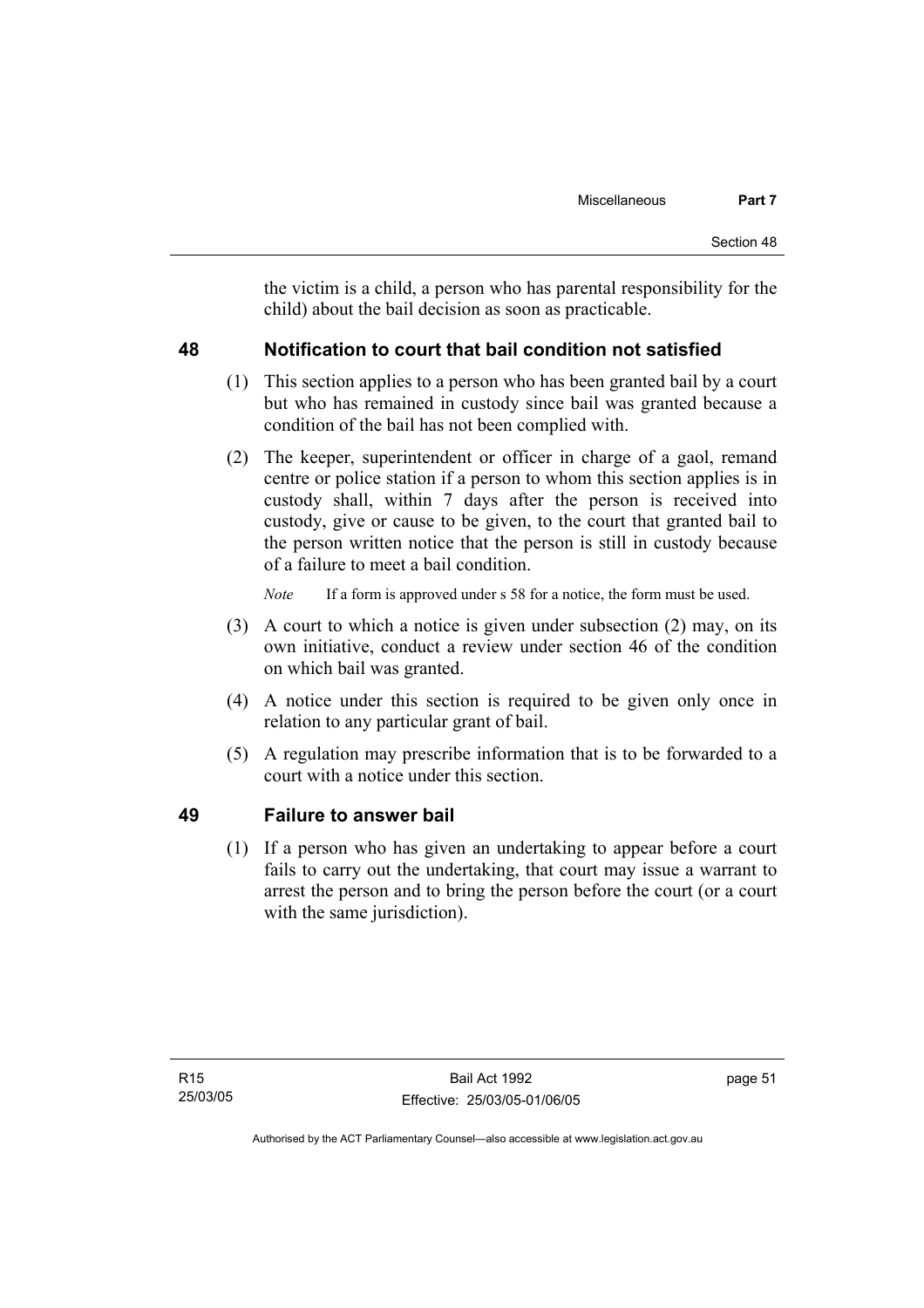the victim is a child, a person who has parental responsibility for the child) about the bail decision as soon as practicable.

## 48 Notification to court that bail condition not satisfied

(1) This section applies to a person who has been granted bail by a court but who has remained in custody since bail was granted because a condition of the bail has not been complied with.

(2) The keeper, superintendent or officer in charge of a gaol, remand centre or police station if a person to whom this section applies is in custody shall, within 7 days after the person is received into custody, give or cause to be given, to the court that granted bail to the person written notice that the person is still in custody because of a failure to meet a bail condition.

*Note* If a form is approved under s 58 for a notice, the form must be used.

(3) A court to which a notice is given under subsection (2) may, on its own initiative, conduct a review under section 46 of the condition on which bail was granted.

(4) A notice under this section is required to be given only once in relation to any particular grant of bail.

(5) A regulation may prescribe information that is to be forwarded to a court with a notice under this section.

## 49 Failure to answer bail

(1) If a person who has given an undertaking to appear before a court fails to carry out the undertaking, that court may issue a warrant to arrest the person and to bring the person before the court (or a court with the same jurisdiction).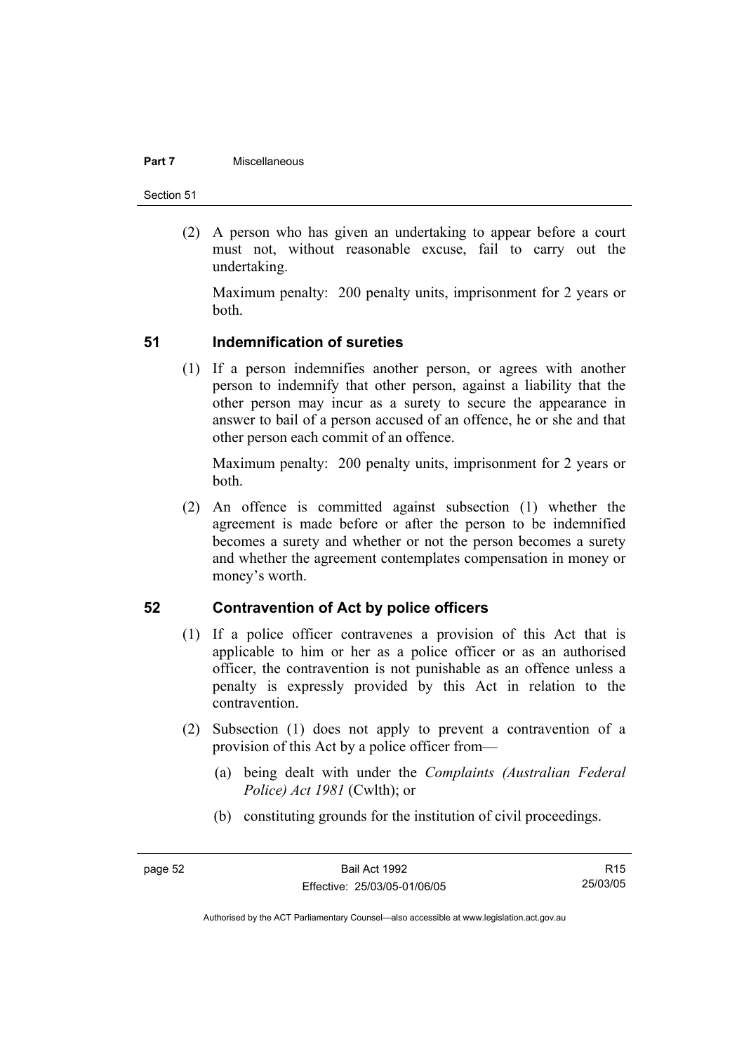(2) A person who has given an undertaking to appear before a court must not, without reasonable excuse, fail to carry out the undertaking.

Maximum penalty: 200 penalty units, imprisonment for 2 years or both.

## 51 Indemnification of sureties

(1) If a person indemnifies another person, or agrees with another person to indemnify that other person, against a liability that the other person may incur as a surety to secure the appearance in answer to bail of a person accused of an offence, he or she and that other person each commit of an offence.

Maximum penalty: 200 penalty units, imprisonment for 2 years or both.

(2) An offence is committed against subsection (1) whether the agreement is made before or after the person to be indemnified becomes a surety and whether or not the person becomes a surety and whether the agreement contemplates compensation in money or money's worth.

## 52 Contravention of Act by police officers

(1) If a police officer contravenes a provision of this Act that is applicable to him or her as a police officer or as an authorised officer, the contravention is not punishable as an offence unless a penalty is expressly provided by this Act in relation to the contravention.

(2) Subsection (1) does not apply to prevent a contravention of a provision of this Act by a police officer from—

(a) being dealt with under the *Complaints (Australian Federal Police) Act 1981* (Cwlth); or

(b) constituting grounds for the institution of civil proceedings.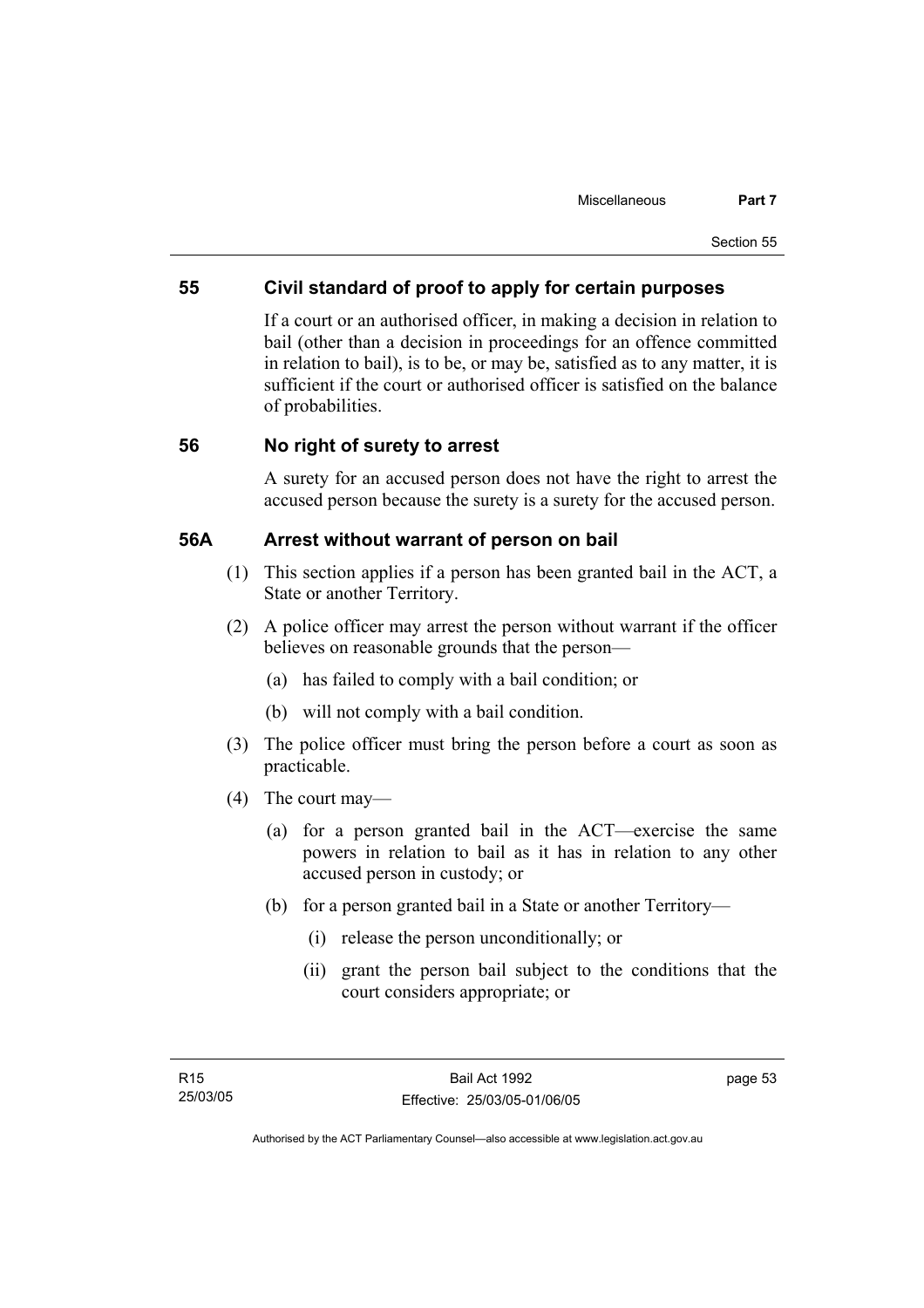## 55 Civil standard of proof to apply for certain purposes

If a court or an authorised officer, in making a decision in relation to bail (other than a decision in proceedings for an offence committed in relation to bail), is to be, or may be, satisfied as to any matter, it is sufficient if the court or authorised officer is satisfied on the balance of probabilities.

## 56 No right of surety to arrest

A surety for an accused person does not have the right to arrest the accused person because the surety is a surety for the accused person.

## 56A Arrest without warrant of person on bail

(1) This section applies if a person has been granted bail in the ACT, a State or another Territory.

(2) A police officer may arrest the person without warrant if the officer believes on reasonable grounds that the person—

(a) has failed to comply with a bail condition; or

(b) will not comply with a bail condition.

(3) The police officer must bring the person before a court as soon as practicable.

(4) The court may—

(a) for a person granted bail in the ACT—exercise the same powers in relation to bail as it has in relation to any other accused person in custody; or

(b) for a person granted bail in a State or another Territory—

(i) release the person unconditionally; or

(ii) grant the person bail subject to the conditions that the court considers appropriate; or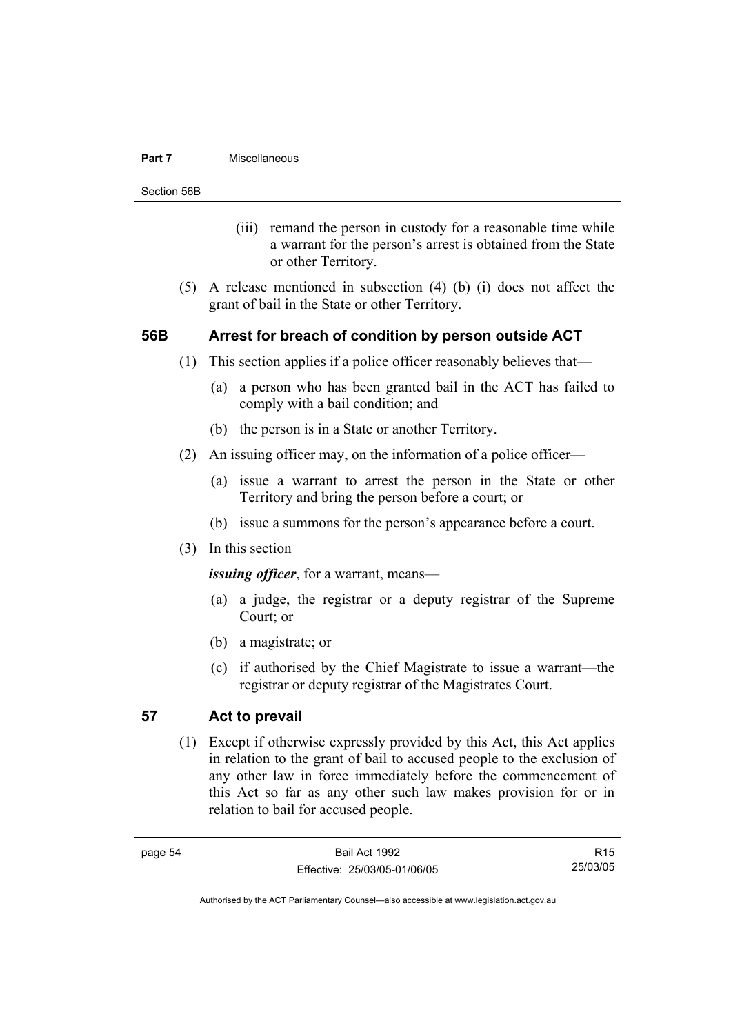(iii) remand the person in custody for a reasonable time while a warrant for the person's arrest is obtained from the State or other Territory.

(5) A release mentioned in subsection (4) (b) (i) does not affect the grant of bail in the State or other Territory.

## 56B Arrest for breach of condition by person outside ACT

(1) This section applies if a police officer reasonably believes that—

(a) a person who has been granted bail in the ACT has failed to comply with a bail condition; and

(b) the person is in a State or another Territory.

(2) An issuing officer may, on the information of a police officer—

(a) issue a warrant to arrest the person in the State or other Territory and bring the person before a court; or

(b) issue a summons for the person's appearance before a court.

(3) In this section

***issuing officer***, for a warrant, means—

(a) a judge, the registrar or a deputy registrar of the Supreme Court; or

(b) a magistrate; or

(c) if authorised by the Chief Magistrate to issue a warrant—the registrar or deputy registrar of the Magistrates Court.

## 57 Act to prevail

(1) Except if otherwise expressly provided by this Act, this Act applies in relation to the grant of bail to accused people to the exclusion of any other law in force immediately before the commencement of this Act so far as any other such law makes provision for or in relation to bail for accused people.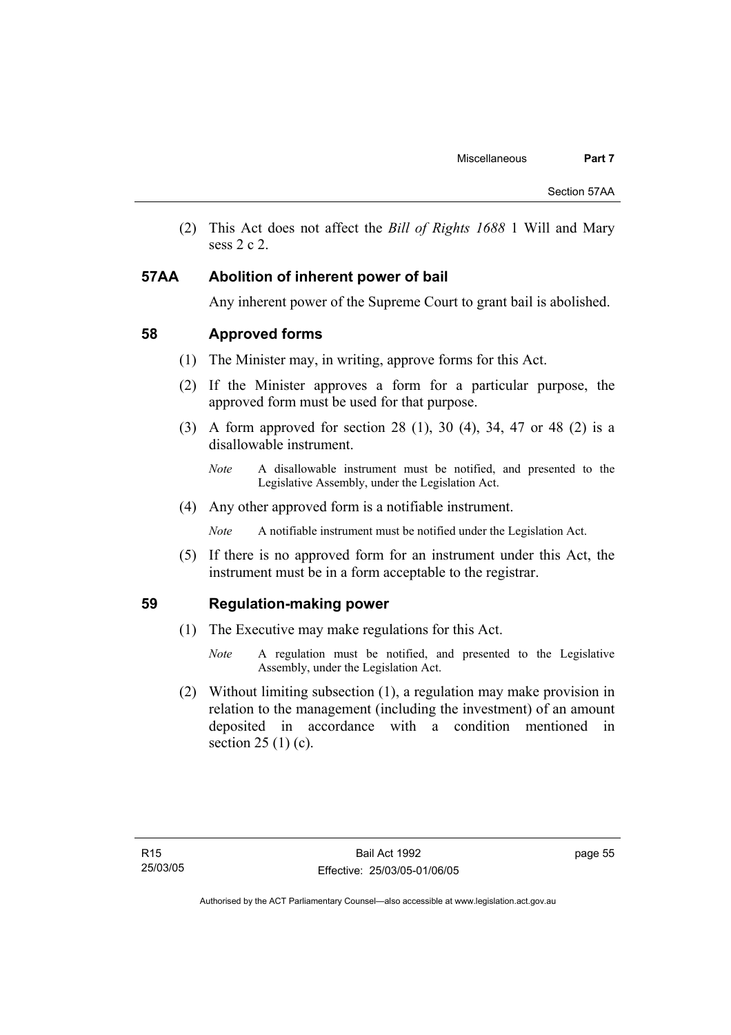(2) This Act does not affect the *Bill of Rights 1688* 1 Will and Mary sess 2 c 2.

### 57AA Abolition of inherent power of bail

Any inherent power of the Supreme Court to grant bail is abolished.

### 58 Approved forms

(1) The Minister may, in writing, approve forms for this Act.

(2) If the Minister approves a form for a particular purpose, the approved form must be used for that purpose.

(3) A form approved for section 28 (1), 30 (4), 34, 47 or 48 (2) is a disallowable instrument.

*Note* A disallowable instrument must be notified, and presented to the Legislative Assembly, under the Legislation Act.

(4) Any other approved form is a notifiable instrument.

*Note* A notifiable instrument must be notified under the Legislation Act.

(5) If there is no approved form for an instrument under this Act, the instrument must be in a form acceptable to the registrar.

### 59 Regulation-making power

(1) The Executive may make regulations for this Act.

*Note* A regulation must be notified, and presented to the Legislative Assembly, under the Legislation Act.

(2) Without limiting subsection (1), a regulation may make provision in relation to the management (including the investment) of an amount deposited in accordance with a condition mentioned in section 25 (1) (c).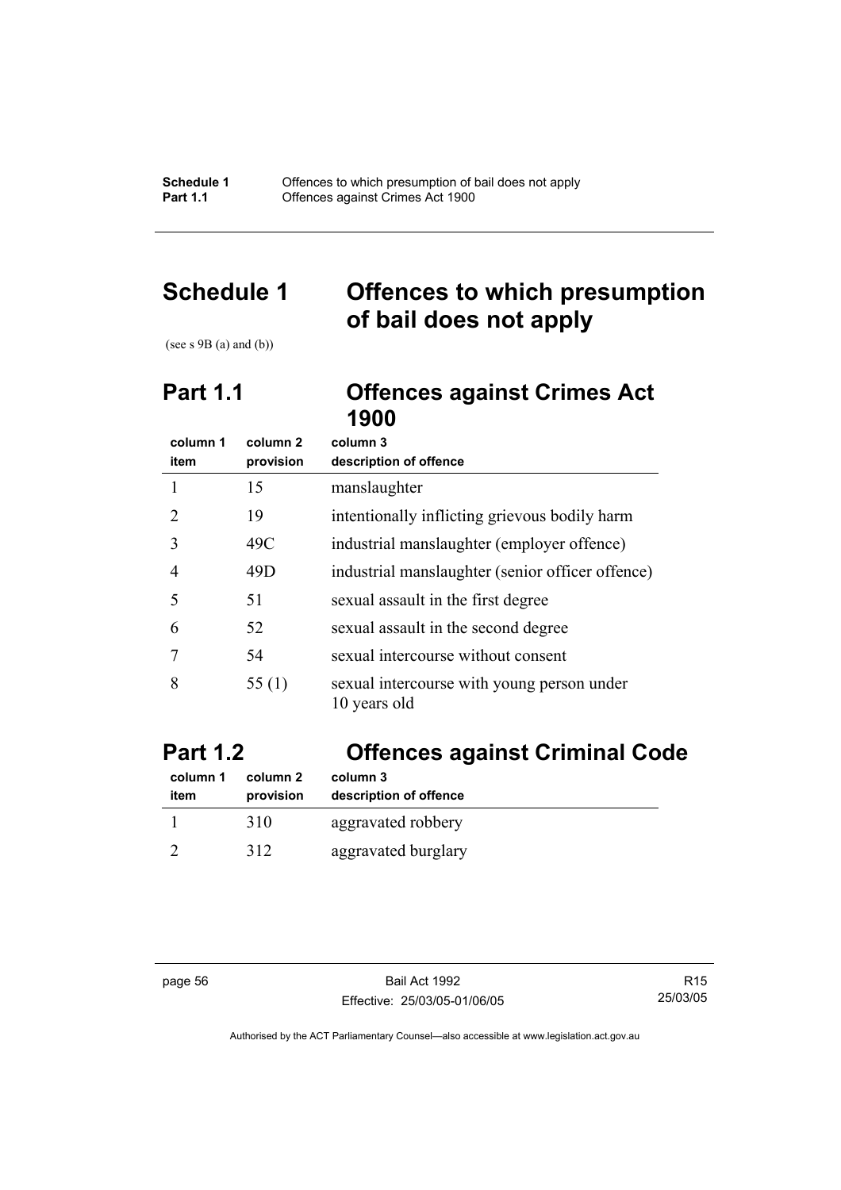# Schedule 1 Offences to which presumption of bail does not apply

(see s 9B (a) and (b))

## Part 1.1 Offences against Crimes Act 1900

| column 1<br>item | column 2<br>provision | column 3<br>description of offence |
|---|---|---|
| 1 | 15 | manslaughter |
| 2 | 19 | intentionally inflicting grievous bodily harm |
| 3 | 49C | industrial manslaughter (employer offence) |
| 4 | 49D | industrial manslaughter (senior officer offence) |
| 5 | 51 | sexual assault in the first degree |
| 6 | 52 | sexual assault in the second degree |
| 7 | 54 | sexual intercourse without consent |
| 8 | 55 (1) | sexual intercourse with young person under 10 years old |

## Part 1.2 Offences against Criminal Code

| column 1<br>item | column 2<br>provision | column 3<br>description of offence |
|---|---|---|
| 1 | 310 | aggravated robbery |
| 2 | 312 | aggravated burglary |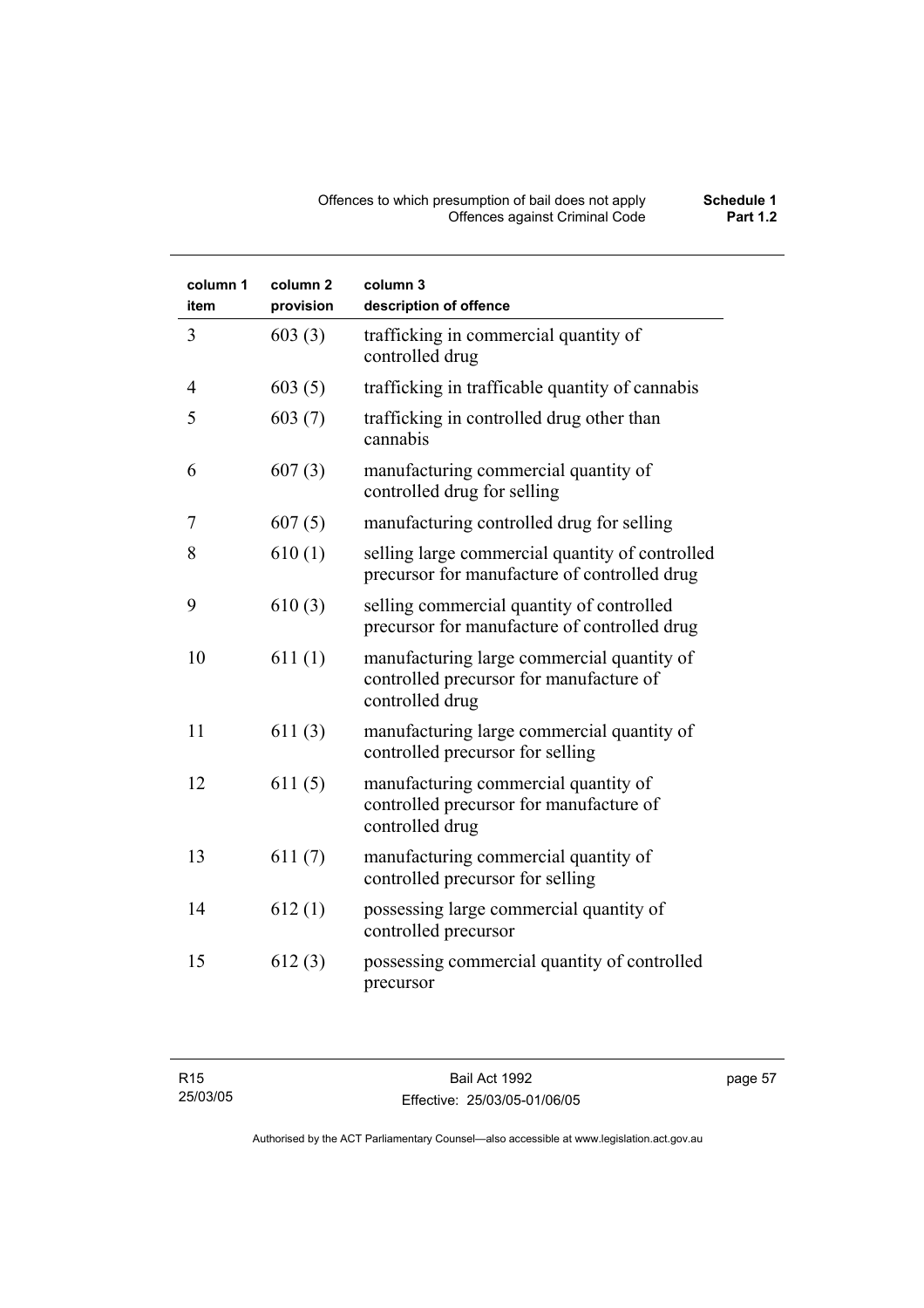| column 1 item | column 2 provision | column 3 description of offence |
| --- | --- | --- |
| 3 | 603 (3) | trafficking in commercial quantity of controlled drug |
| 4 | 603 (5) | trafficking in trafficable quantity of cannabis |
| 5 | 603 (7) | trafficking in controlled drug other than cannabis |
| 6 | 607 (3) | manufacturing commercial quantity of controlled drug for selling |
| 7 | 607 (5) | manufacturing controlled drug for selling |
| 8 | 610 (1) | selling large commercial quantity of controlled precursor for manufacture of controlled drug |
| 9 | 610 (3) | selling commercial quantity of controlled precursor for manufacture of controlled drug |
| 10 | 611 (1) | manufacturing large commercial quantity of controlled precursor for manufacture of controlled drug |
| 11 | 611 (3) | manufacturing large commercial quantity of controlled precursor for selling |
| 12 | 611 (5) | manufacturing commercial quantity of controlled precursor for manufacture of controlled drug |
| 13 | 611 (7) | manufacturing commercial quantity of controlled precursor for selling |
| 14 | 612 (1) | possessing large commercial quantity of controlled precursor |
| 15 | 612 (3) | possessing commercial quantity of controlled precursor |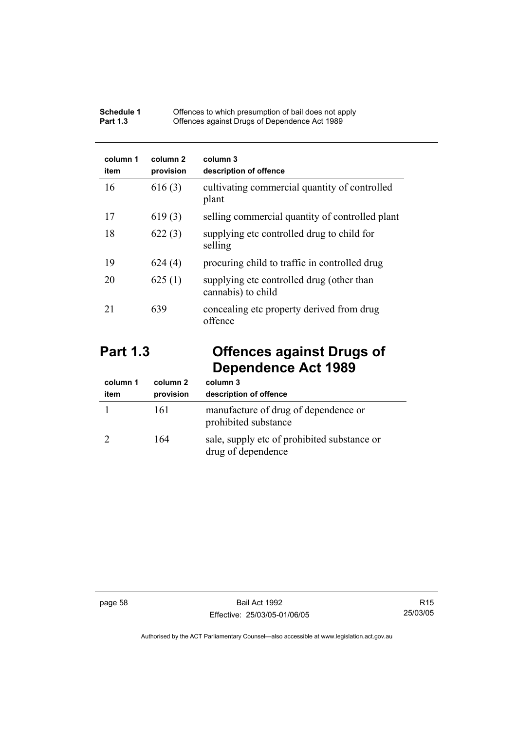| column 1 item | column 2 provision | column 3 description of offence |
| --- | --- | --- |
| 16 | 616 (3) | cultivating commercial quantity of controlled plant |
| 17 | 619 (3) | selling commercial quantity of controlled plant |
| 18 | 622 (3) | supplying etc controlled drug to child for selling |
| 19 | 624 (4) | procuring child to traffic in controlled drug |
| 20 | 625 (1) | supplying etc controlled drug (other than cannabis) to child |
| 21 | 639 | concealing etc property derived from drug offence |

## Part 1.3 Offences against Drugs of Dependence Act 1989

| column 1 item | column 2 provision | column 3 description of offence |
| --- | --- | --- |
| 1 | 161 | manufacture of drug of dependence or prohibited substance |
| 2 | 164 | sale, supply etc of prohibited substance or drug of dependence |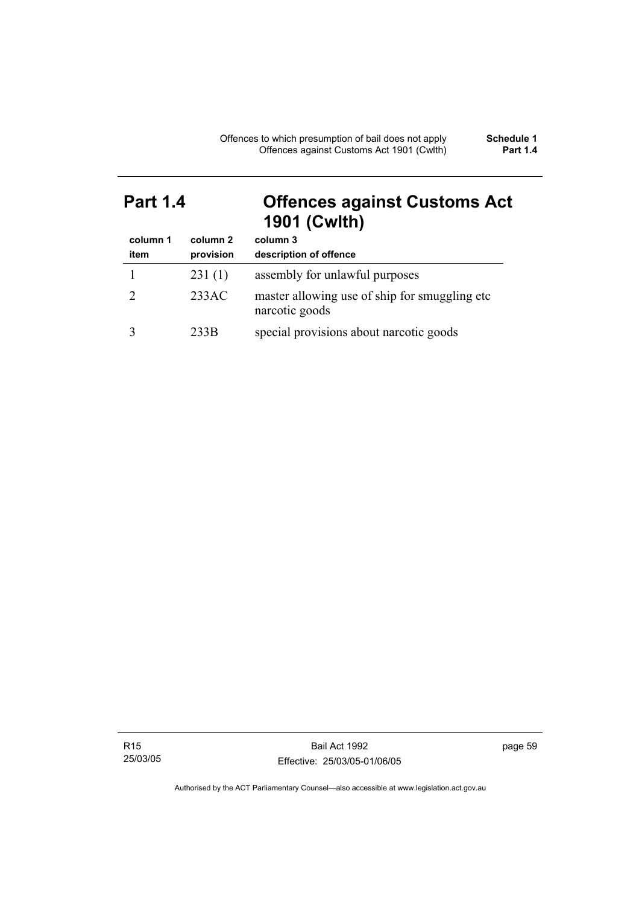# Part 1.4 Offences against Customs Act 1901 (Cwlth)

| column 1<br>item | column 2<br>provision | column 3<br>description of offence |
|---|---|---|
| 1 | 231 (1) | assembly for unlawful purposes |
| 2 | 233AC | master allowing use of ship for smuggling etc narcotic goods |
| 3 | 233B | special provisions about narcotic goods |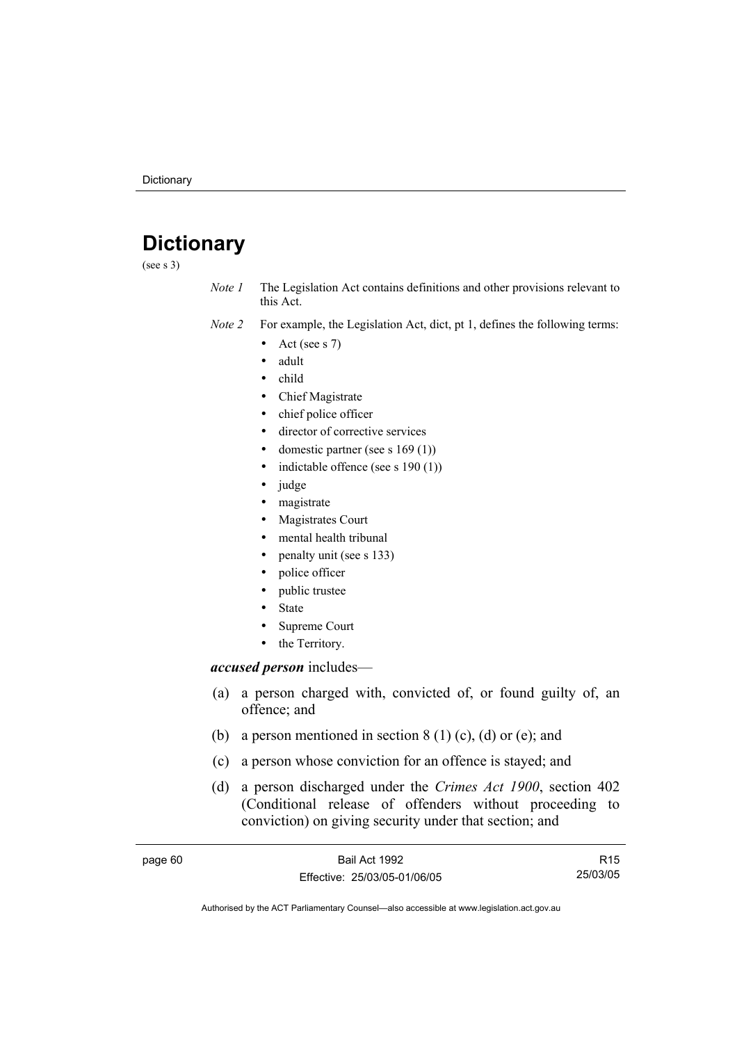# Dictionary

(see s 3)

*Note 1* The Legislation Act contains definitions and other provisions relevant to this Act.

*Note 2* For example, the Legislation Act, dict, pt 1, defines the following terms:

- Act (see s 7)
- adult
- child
- Chief Magistrate
- chief police officer
- director of corrective services
- domestic partner (see s 169 (1))
- indictable offence (see s 190 (1))
- judge
- magistrate
- Magistrates Court
- mental health tribunal
- penalty unit (see s 133)
- police officer
- public trustee
- State
- Supreme Court
- the Territory.

***accused person*** includes—

(a) a person charged with, convicted of, or found guilty of, an offence; and

(b) a person mentioned in section 8 (1) (c), (d) or (e); and

(c) a person whose conviction for an offence is stayed; and

(d) a person discharged under the *Crimes Act 1900*, section 402 (Conditional release of offenders without proceeding to conviction) on giving security under that section; and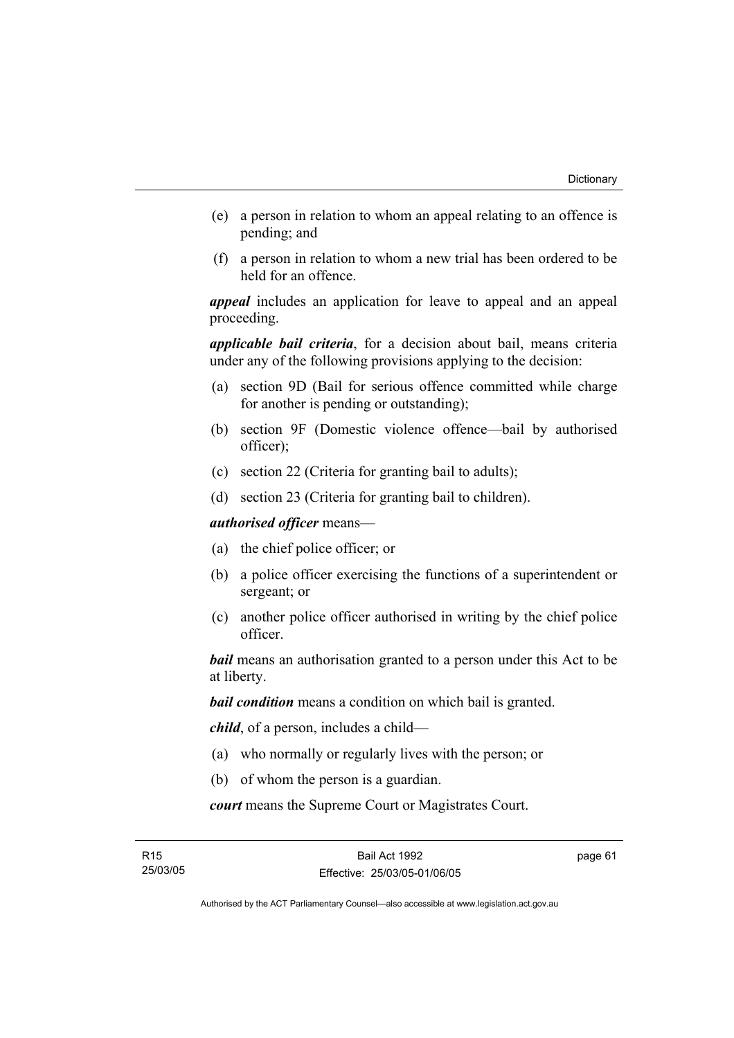(e) a person in relation to whom an appeal relating to an offence is pending; and

(f) a person in relation to whom a new trial has been ordered to be held for an offence.

***appeal*** includes an application for leave to appeal and an appeal proceeding.

***applicable bail criteria***, for a decision about bail, means criteria under any of the following provisions applying to the decision:

(a) section 9D (Bail for serious offence committed while charge for another is pending or outstanding);

(b) section 9F (Domestic violence offence—bail by authorised officer);

(c) section 22 (Criteria for granting bail to adults);

(d) section 23 (Criteria for granting bail to children).

***authorised officer*** means—

(a) the chief police officer; or

(b) a police officer exercising the functions of a superintendent or sergeant; or

(c) another police officer authorised in writing by the chief police officer.

***bail*** means an authorisation granted to a person under this Act to be at liberty.

***bail condition*** means a condition on which bail is granted.

***child***, of a person, includes a child—

(a) who normally or regularly lives with the person; or

(b) of whom the person is a guardian.

***court*** means the Supreme Court or Magistrates Court.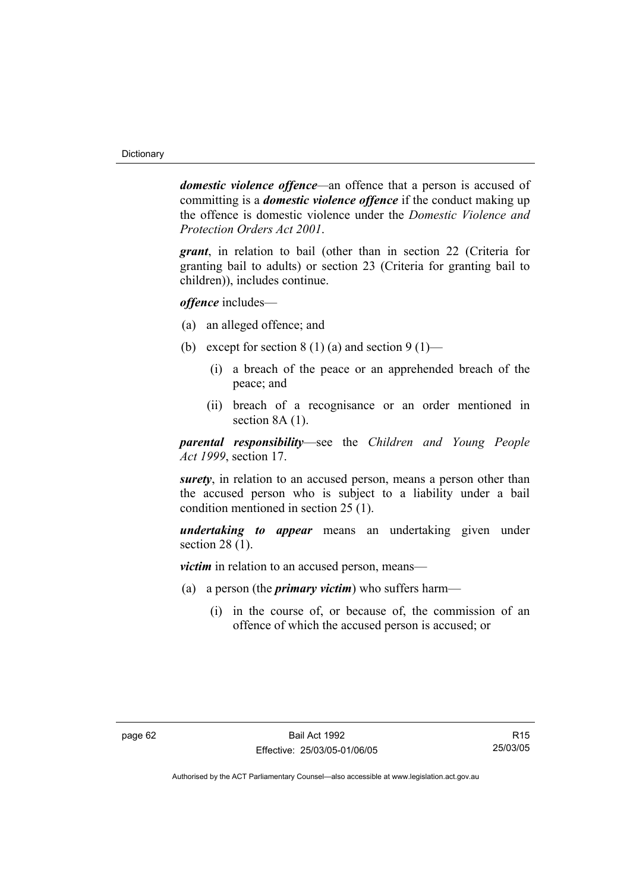***domestic violence offence***—an offence that a person is accused of committing is a ***domestic violence offence*** if the conduct making up the offence is domestic violence under the *Domestic Violence and Protection Orders Act 2001*.

***grant***, in relation to bail (other than in section 22 (Criteria for granting bail to adults) or section 23 (Criteria for granting bail to children)), includes continue.

***offence*** includes—

(a) an alleged offence; and

(b) except for section 8 (1) (a) and section 9 (1)—

  (i) a breach of the peace or an apprehended breach of the peace; and

  (ii) breach of a recognisance or an order mentioned in section 8A (1).

***parental responsibility***—see the *Children and Young People Act 1999*, section 17.

***surety***, in relation to an accused person, means a person other than the accused person who is subject to a liability under a bail condition mentioned in section 25 (1).

***undertaking to appear*** means an undertaking given under section 28 (1).

***victim*** in relation to an accused person, means—

(a) a person (the ***primary victim***) who suffers harm—

  (i) in the course of, or because of, the commission of an offence of which the accused person is accused; or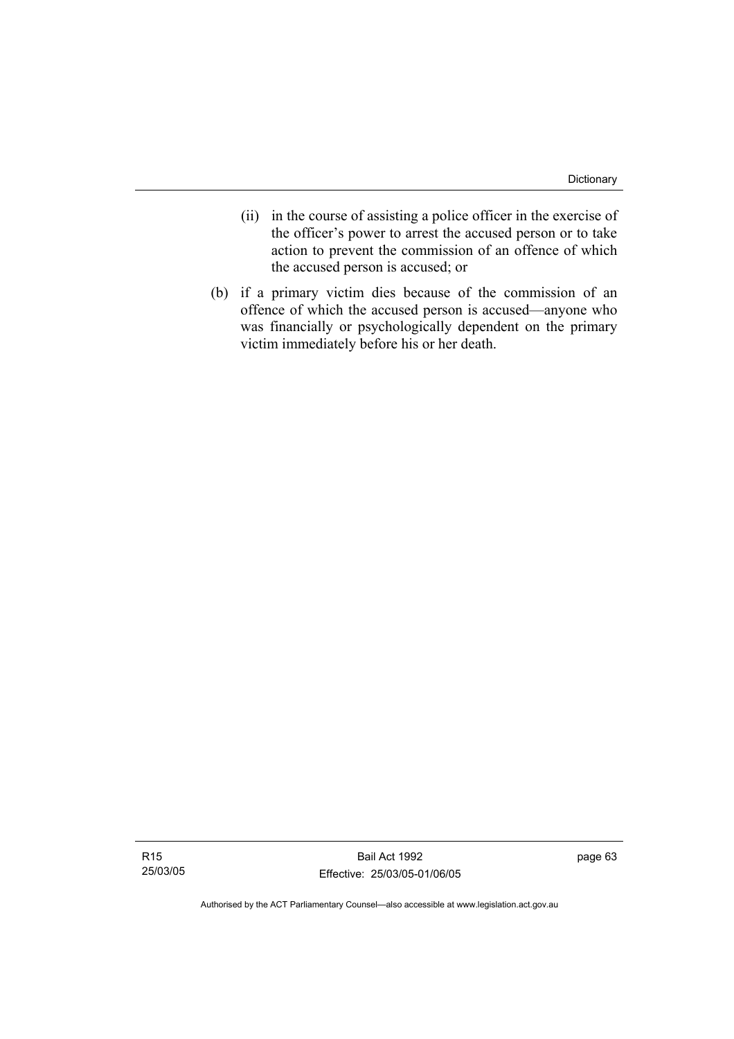(ii) in the course of assisting a police officer in the exercise of the officer's power to arrest the accused person or to take action to prevent the commission of an offence of which the accused person is accused; or

(b) if a primary victim dies because of the commission of an offence of which the accused person is accused—anyone who was financially or psychologically dependent on the primary victim immediately before his or her death.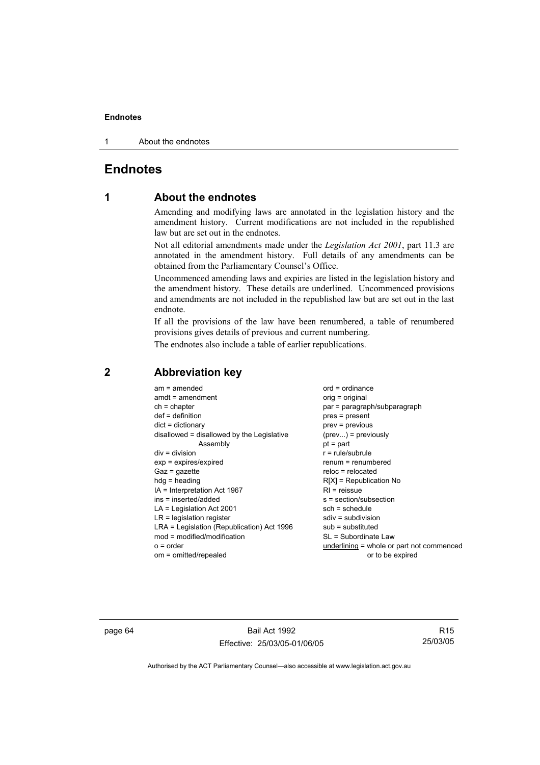# Endnotes

## 1 About the endnotes

Amending and modifying laws are annotated in the legislation history and the amendment history. Current modifications are not included in the republished law but are set out in the endnotes.

Not all editorial amendments made under the *Legislation Act 2001*, part 11.3 are annotated in the amendment history. Full details of any amendments can be obtained from the Parliamentary Counsel's Office.

Uncommenced amending laws and expiries are listed in the legislation history and the amendment history. These details are underlined. Uncommenced provisions and amendments are not included in the republished law but are set out in the last endnote.

If all the provisions of the law have been renumbered, a table of renumbered provisions gives details of previous and current numbering.

The endnotes also include a table of earlier republications.

## 2 Abbreviation key

am = amended
amdt = amendment
ch = chapter
def = definition
dict = dictionary
disallowed = disallowed by the Legislative Assembly
div = division
exp = expires/expired
Gaz = gazette
hdg = heading
IA = Interpretation Act 1967
ins = inserted/added
LA = Legislation Act 2001
LR = legislation register
LRA = Legislation (Republication) Act 1996
mod = modified/modification
o = order
om = omitted/repealed
ord = ordinance
orig = original
par = paragraph/subparagraph
pres = present
prev = previous
(prev...) = previously
pt = part
r = rule/subrule
renum = renumbered
reloc = relocated
R[X] = Republication No
RI = reissue
s = section/subsection
sch = schedule
sdiv = subdivision
sub = substituted
SL = Subordinate Law
underlining = whole or part not commenced or to be expired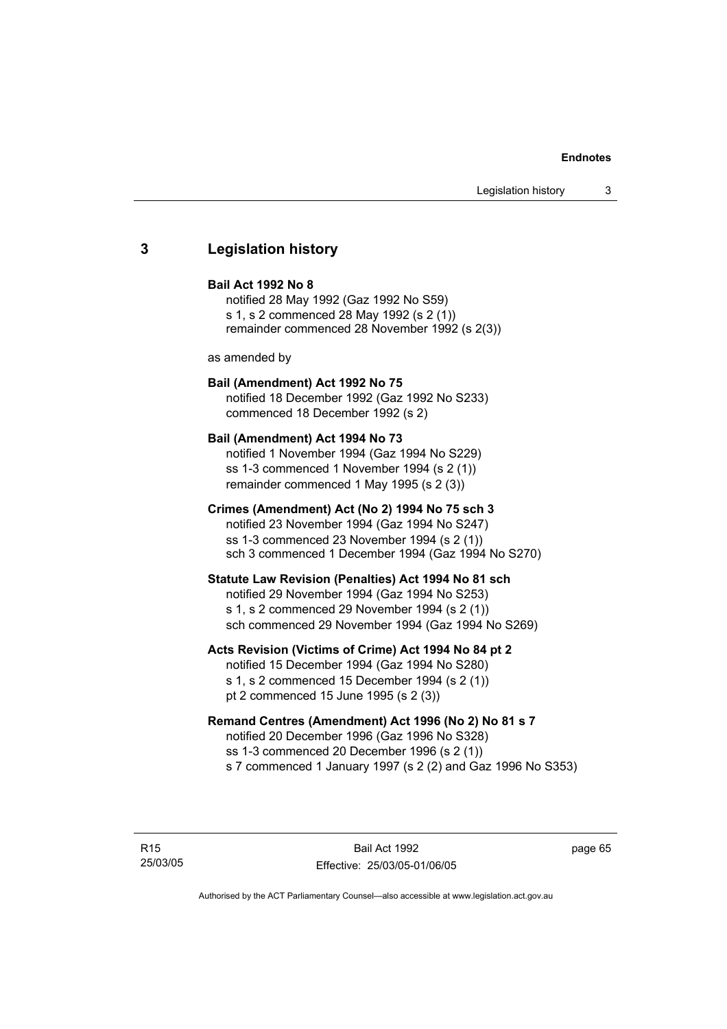## 3 Legislation history

**Bail Act 1992 No 8**

notified 28 May 1992 (Gaz 1992 No S59)
s 1, s 2 commenced 28 May 1992 (s 2 (1))
remainder commenced 28 November 1992 (s 2(3))

as amended by

**Bail (Amendment) Act 1992 No 75**

notified 18 December 1992 (Gaz 1992 No S233)
commenced 18 December 1992 (s 2)

**Bail (Amendment) Act 1994 No 73**

notified 1 November 1994 (Gaz 1994 No S229)
ss 1-3 commenced 1 November 1994 (s 2 (1))
remainder commenced 1 May 1995 (s 2 (3))

**Crimes (Amendment) Act (No 2) 1994 No 75 sch 3**

notified 23 November 1994 (Gaz 1994 No S247)
ss 1-3 commenced 23 November 1994 (s 2 (1))
sch 3 commenced 1 December 1994 (Gaz 1994 No S270)

**Statute Law Revision (Penalties) Act 1994 No 81 sch**

notified 29 November 1994 (Gaz 1994 No S253)
s 1, s 2 commenced 29 November 1994 (s 2 (1))
sch commenced 29 November 1994 (Gaz 1994 No S269)

**Acts Revision (Victims of Crime) Act 1994 No 84 pt 2**

notified 15 December 1994 (Gaz 1994 No S280)
s 1, s 2 commenced 15 December 1994 (s 2 (1))
pt 2 commenced 15 June 1995 (s 2 (3))

**Remand Centres (Amendment) Act 1996 (No 2) No 81 s 7**

notified 20 December 1996 (Gaz 1996 No S328)
ss 1-3 commenced 20 December 1996 (s 2 (1))
s 7 commenced 1 January 1997 (s 2 (2) and Gaz 1996 No S353)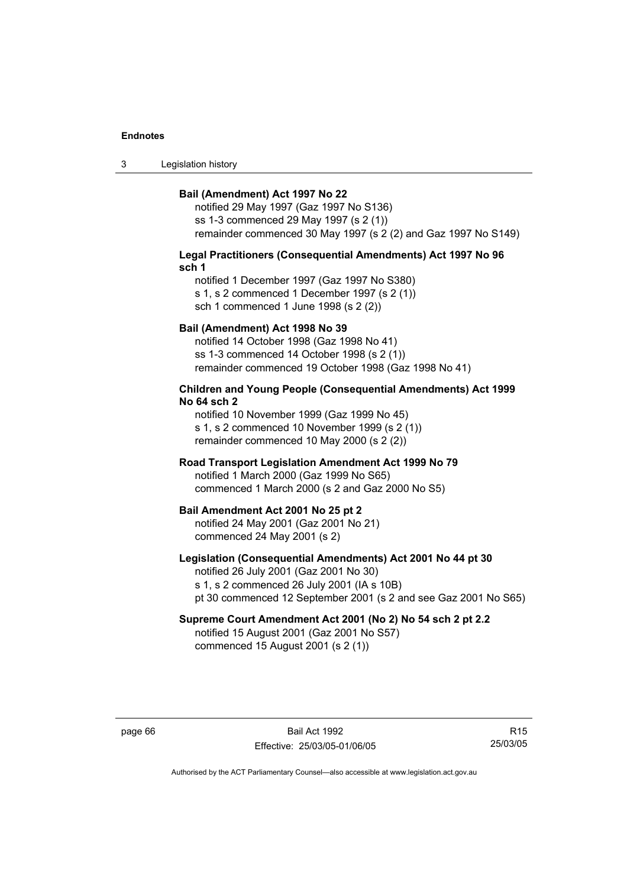**Bail (Amendment) Act 1997 No 22**

notified 29 May 1997 (Gaz 1997 No S136)
ss 1-3 commenced 29 May 1997 (s 2 (1))
remainder commenced 30 May 1997 (s 2 (2) and Gaz 1997 No S149)

**Legal Practitioners (Consequential Amendments) Act 1997 No 96 sch 1**

notified 1 December 1997 (Gaz 1997 No S380)
s 1, s 2 commenced 1 December 1997 (s 2 (1))
sch 1 commenced 1 June 1998 (s 2 (2))

**Bail (Amendment) Act 1998 No 39**

notified 14 October 1998 (Gaz 1998 No 41)
ss 1-3 commenced 14 October 1998 (s 2 (1))
remainder commenced 19 October 1998 (Gaz 1998 No 41)

**Children and Young People (Consequential Amendments) Act 1999 No 64 sch 2**

notified 10 November 1999 (Gaz 1999 No 45)
s 1, s 2 commenced 10 November 1999 (s 2 (1))
remainder commenced 10 May 2000 (s 2 (2))

**Road Transport Legislation Amendment Act 1999 No 79**

notified 1 March 2000 (Gaz 1999 No S65)
commenced 1 March 2000 (s 2 and Gaz 2000 No S5)

**Bail Amendment Act 2001 No 25 pt 2**

notified 24 May 2001 (Gaz 2001 No 21)
commenced 24 May 2001 (s 2)

**Legislation (Consequential Amendments) Act 2001 No 44 pt 30**

notified 26 July 2001 (Gaz 2001 No 30)
s 1, s 2 commenced 26 July 2001 (IA s 10B)
pt 30 commenced 12 September 2001 (s 2 and see Gaz 2001 No S65)

**Supreme Court Amendment Act 2001 (No 2) No 54 sch 2 pt 2.2**

notified 15 August 2001 (Gaz 2001 No S57)
commenced 15 August 2001 (s 2 (1))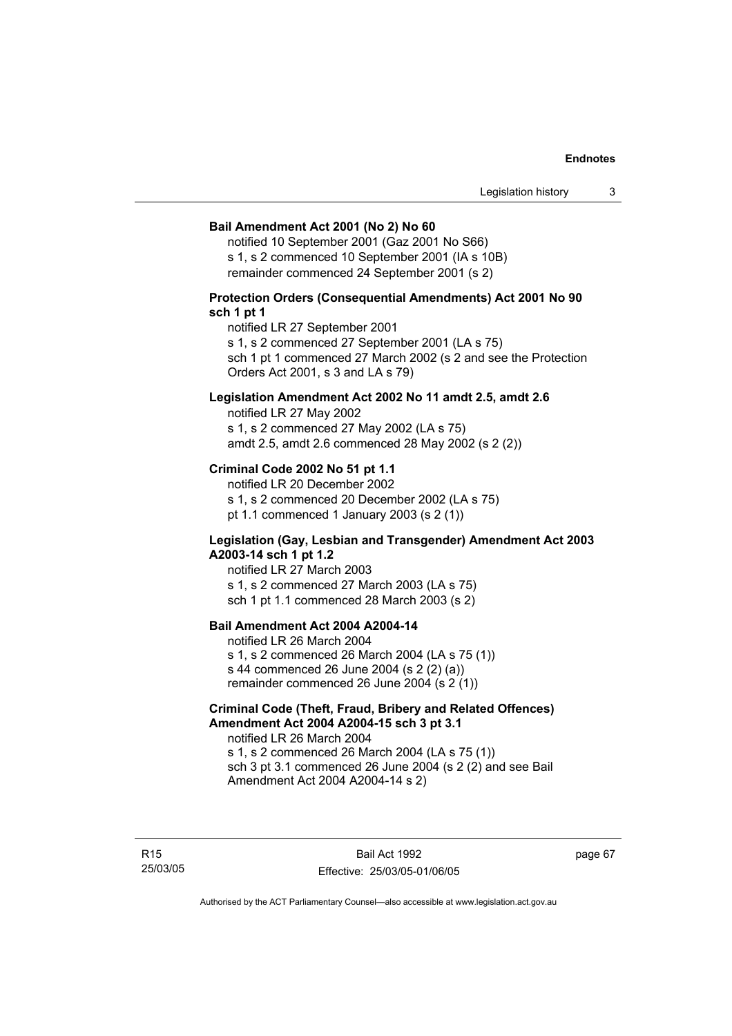**Bail Amendment Act 2001 (No 2) No 60**

notified 10 September 2001 (Gaz 2001 No S66)
s 1, s 2 commenced 10 September 2001 (IA s 10B)
remainder commenced 24 September 2001 (s 2)

**Protection Orders (Consequential Amendments) Act 2001 No 90 sch 1 pt 1**

notified LR 27 September 2001
s 1, s 2 commenced 27 September 2001 (LA s 75)
sch 1 pt 1 commenced 27 March 2002 (s 2 and see the Protection Orders Act 2001, s 3 and LA s 79)

**Legislation Amendment Act 2002 No 11 amdt 2.5, amdt 2.6**

notified LR 27 May 2002
s 1, s 2 commenced 27 May 2002 (LA s 75)
amdt 2.5, amdt 2.6 commenced 28 May 2002 (s 2 (2))

**Criminal Code 2002 No 51 pt 1.1**

notified LR 20 December 2002
s 1, s 2 commenced 20 December 2002 (LA s 75)
pt 1.1 commenced 1 January 2003 (s 2 (1))

**Legislation (Gay, Lesbian and Transgender) Amendment Act 2003 A2003-14 sch 1 pt 1.2**

notified LR 27 March 2003
s 1, s 2 commenced 27 March 2003 (LA s 75)
sch 1 pt 1.1 commenced 28 March 2003 (s 2)

**Bail Amendment Act 2004 A2004-14**

notified LR 26 March 2004
s 1, s 2 commenced 26 March 2004 (LA s 75 (1))
s 44 commenced 26 June 2004 (s 2 (2) (a))
remainder commenced 26 June 2004 (s 2 (1))

**Criminal Code (Theft, Fraud, Bribery and Related Offences) Amendment Act 2004 A2004-15 sch 3 pt 3.1**

notified LR 26 March 2004
s 1, s 2 commenced 26 March 2004 (LA s 75 (1))
sch 3 pt 3.1 commenced 26 June 2004 (s 2 (2) and see Bail Amendment Act 2004 A2004-14 s 2)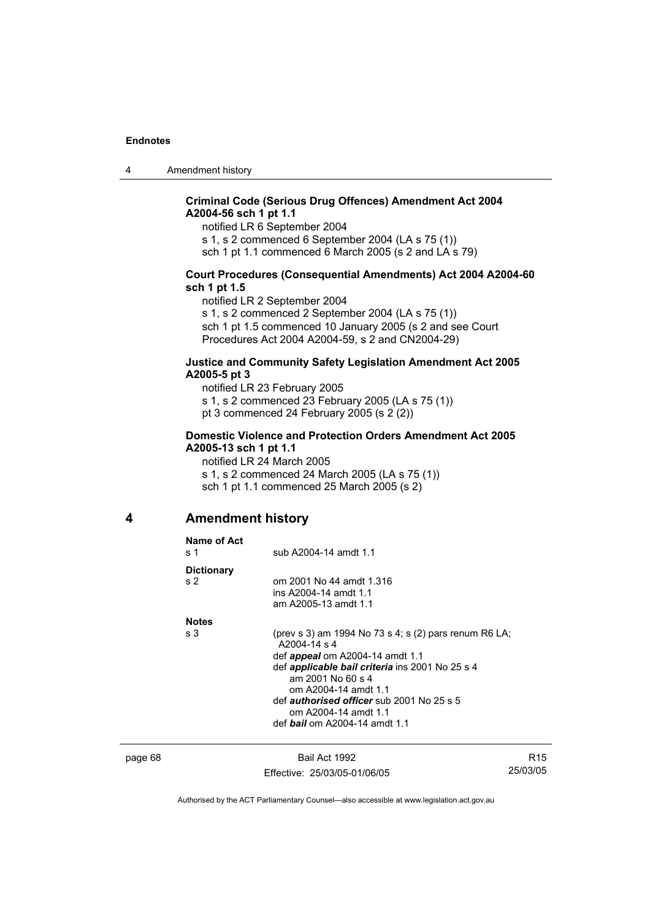**Criminal Code (Serious Drug Offences) Amendment Act 2004 A2004-56 sch 1 pt 1.1**

notified LR 6 September 2004
s 1, s 2 commenced 6 September 2004 (LA s 75 (1))
sch 1 pt 1.1 commenced 6 March 2005 (s 2 and LA s 79)

**Court Procedures (Consequential Amendments) Act 2004 A2004-60 sch 1 pt 1.5**

notified LR 2 September 2004
s 1, s 2 commenced 2 September 2004 (LA s 75 (1))
sch 1 pt 1.5 commenced 10 January 2005 (s 2 and see Court Procedures Act 2004 A2004-59, s 2 and CN2004-29)

**Justice and Community Safety Legislation Amendment Act 2005 A2005-5 pt 3**

notified LR 23 February 2005
s 1, s 2 commenced 23 February 2005 (LA s 75 (1))
pt 3 commenced 24 February 2005 (s 2 (2))

**Domestic Violence and Protection Orders Amendment Act 2005 A2005-13 sch 1 pt 1.1**

notified LR 24 March 2005
s 1, s 2 commenced 24 March 2005 (LA s 75 (1))
sch 1 pt 1.1 commenced 25 March 2005 (s 2)

## 4 Amendment history

**Name of Act**
s 1 sub A2004-14 amdt 1.1

**Dictionary**
s 2 om 2001 No 44 amdt 1.316
ins A2004-14 amdt 1.1
am A2005-13 amdt 1.1

**Notes**
s 3 (prev s 3) am 1994 No 73 s 4; s (2) pars renum R6 LA; A2004-14 s 4
def ***appeal*** om A2004-14 amdt 1.1
def ***applicable bail criteria*** ins 2001 No 25 s 4
am 2001 No 60 s 4
om A2004-14 amdt 1.1
def ***authorised officer*** sub 2001 No 25 s 5
om A2004-14 amdt 1.1
def ***bail*** om A2004-14 amdt 1.1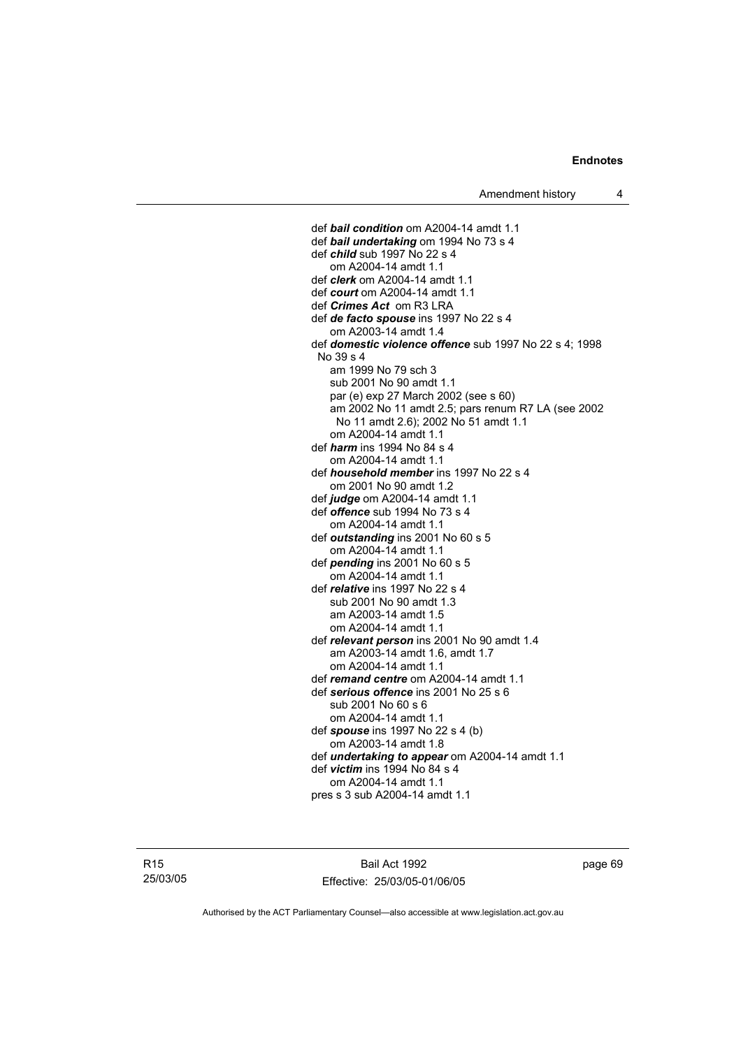def ***bail condition*** om A2004-14 amdt 1.1
def ***bail undertaking*** om 1994 No 73 s 4
def ***child*** sub 1997 No 22 s 4
    om A2004-14 amdt 1.1
def ***clerk*** om A2004-14 amdt 1.1
def ***court*** om A2004-14 amdt 1.1
def ***Crimes Act*** om R3 LRA
def ***de facto spouse*** ins 1997 No 22 s 4
    om A2003-14 amdt 1.4
def ***domestic violence offence*** sub 1997 No 22 s 4; 1998 No 39 s 4
    am 1999 No 79 sch 3
    sub 2001 No 90 amdt 1.1
    par (e) exp 27 March 2002 (see s 60)
    am 2002 No 11 amdt 2.5; pars renum R7 LA (see 2002 No 11 amdt 2.6); 2002 No 51 amdt 1.1
    om A2004-14 amdt 1.1
def ***harm*** ins 1994 No 84 s 4
    om A2004-14 amdt 1.1
def ***household member*** ins 1997 No 22 s 4
    om 2001 No 90 amdt 1.2
def ***judge*** om A2004-14 amdt 1.1
def ***offence*** sub 1994 No 73 s 4
    om A2004-14 amdt 1.1
def ***outstanding*** ins 2001 No 60 s 5
    om A2004-14 amdt 1.1
def ***pending*** ins 2001 No 60 s 5
    om A2004-14 amdt 1.1
def ***relative*** ins 1997 No 22 s 4
    sub 2001 No 90 amdt 1.3
    am A2003-14 amdt 1.5
    om A2004-14 amdt 1.1
def ***relevant person*** ins 2001 No 90 amdt 1.4
    am A2003-14 amdt 1.6, amdt 1.7
    om A2004-14 amdt 1.1
def ***remand centre*** om A2004-14 amdt 1.1
def ***serious offence*** ins 2001 No 25 s 6
    sub 2001 No 60 s 6
    om A2004-14 amdt 1.1
def ***spouse*** ins 1997 No 22 s 4 (b)
    om A2003-14 amdt 1.8
def ***undertaking to appear*** om A2004-14 amdt 1.1
def ***victim*** ins 1994 No 84 s 4
    om A2004-14 amdt 1.1
pres s 3 sub A2004-14 amdt 1.1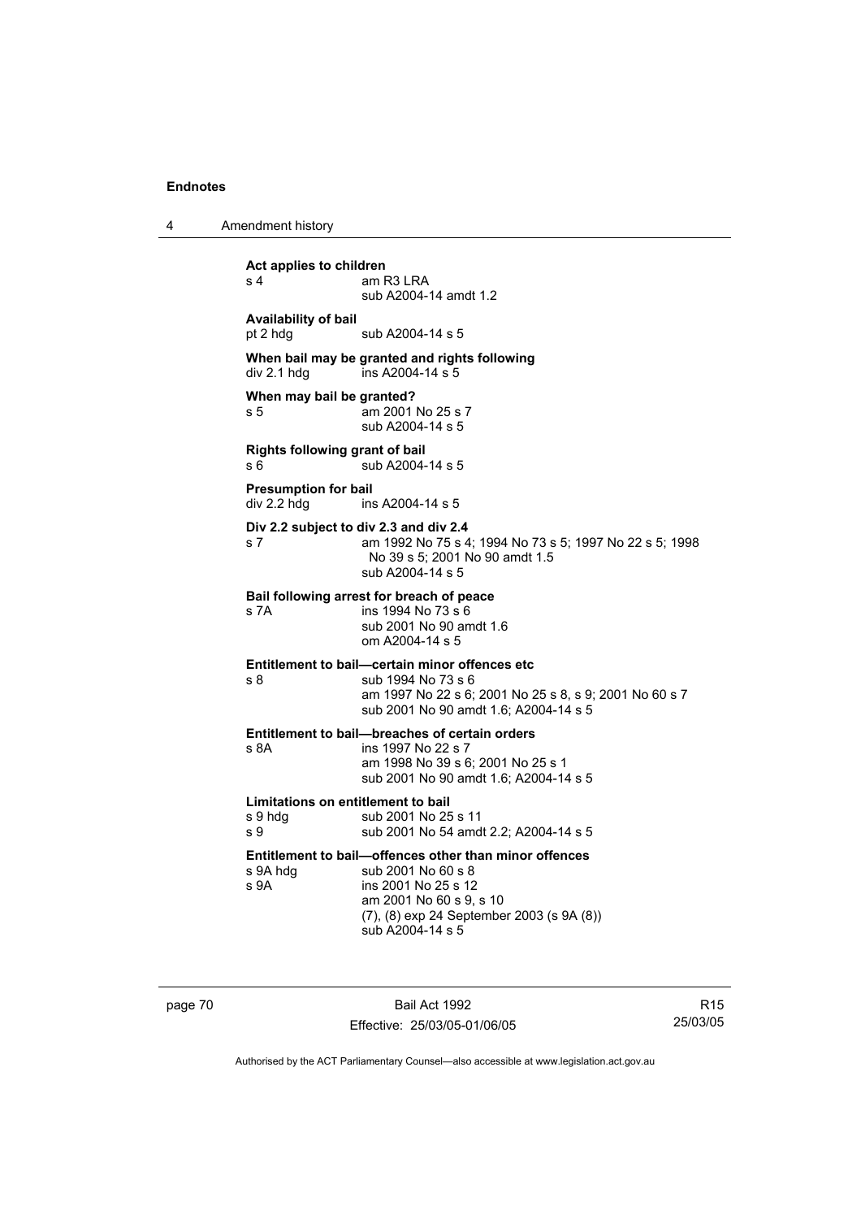**Act applies to children**

s 4 am R3 LRA
sub A2004-14 amdt 1.2

**Availability of bail**

pt 2 hdg sub A2004-14 s 5

**When bail may be granted and rights following**

div 2.1 hdg ins A2004-14 s 5

**When may bail be granted?**

s 5 am 2001 No 25 s 7
sub A2004-14 s 5

**Rights following grant of bail**

s 6 sub A2004-14 s 5

**Presumption for bail**

div 2.2 hdg ins A2004-14 s 5

**Div 2.2 subject to div 2.3 and div 2.4**

s 7 am 1992 No 75 s 4; 1994 No 73 s 5; 1997 No 22 s 5; 1998 No 39 s 5; 2001 No 90 amdt 1.5
sub A2004-14 s 5

**Bail following arrest for breach of peace**

s 7A ins 1994 No 73 s 6
sub 2001 No 90 amdt 1.6
om A2004-14 s 5

**Entitlement to bail—certain minor offences etc**

s 8 sub 1994 No 73 s 6
am 1997 No 22 s 6; 2001 No 25 s 8, s 9; 2001 No 60 s 7
sub 2001 No 90 amdt 1.6; A2004-14 s 5

**Entitlement to bail—breaches of certain orders**

s 8A ins 1997 No 22 s 7
am 1998 No 39 s 6; 2001 No 25 s 1
sub 2001 No 90 amdt 1.6; A2004-14 s 5

**Limitations on entitlement to bail**

s 9 hdg sub 2001 No 25 s 11
s 9 sub 2001 No 54 amdt 2.2; A2004-14 s 5

**Entitlement to bail—offences other than minor offences**

s 9A hdg sub 2001 No 60 s 8
s 9A ins 2001 No 25 s 12
am 2001 No 60 s 9, s 10
(7), (8) exp 24 September 2003 (s 9A (8))
sub A2004-14 s 5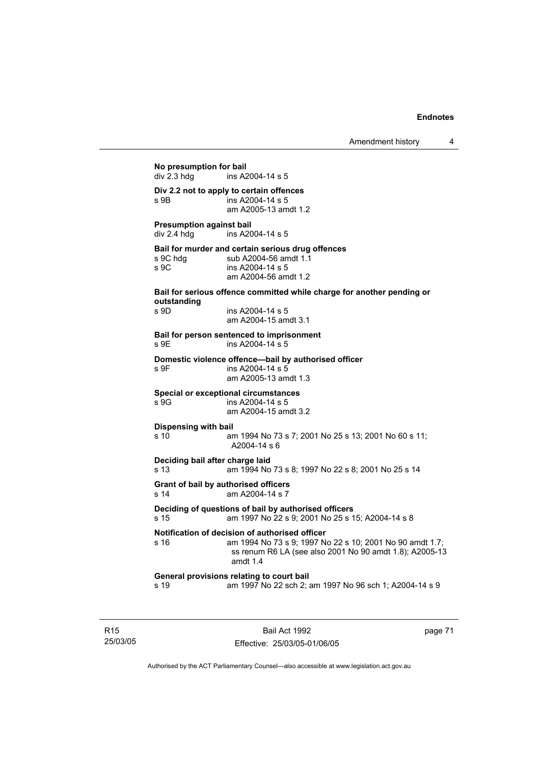**No presumption for bail**

div 2.3 hdg ins A2004-14 s 5

**Div 2.2 not to apply to certain offences**

s 9B ins A2004-14 s 5
am A2005-13 amdt 1.2

**Presumption against bail**

div 2.4 hdg ins A2004-14 s 5

**Bail for murder and certain serious drug offences**

s 9C hdg sub A2004-56 amdt 1.1
s 9C ins A2004-14 s 5
am A2004-56 amdt 1.2

**Bail for serious offence committed while charge for another pending or outstanding**

s 9D ins A2004-14 s 5
am A2004-15 amdt 3.1

**Bail for person sentenced to imprisonment**

s 9E ins A2004-14 s 5

**Domestic violence offence—bail by authorised officer**

s 9F ins A2004-14 s 5
am A2005-13 amdt 1.3

**Special or exceptional circumstances**

s 9G ins A2004-14 s 5
am A2004-15 amdt 3.2

**Dispensing with bail**

s 10 am 1994 No 73 s 7; 2001 No 25 s 13; 2001 No 60 s 11; A2004-14 s 6

**Deciding bail after charge laid**

s 13 am 1994 No 73 s 8; 1997 No 22 s 8; 2001 No 25 s 14

**Grant of bail by authorised officers**

s 14 am A2004-14 s 7

**Deciding of questions of bail by authorised officers**

s 15 am 1997 No 22 s 9; 2001 No 25 s 15; A2004-14 s 8

**Notification of decision of authorised officer**

s 16 am 1994 No 73 s 9; 1997 No 22 s 10; 2001 No 90 amdt 1.7; ss renum R6 LA (see also 2001 No 90 amdt 1.8); A2005-13 amdt 1.4

**General provisions relating to court bail**

s 19 am 1997 No 22 sch 2; am 1997 No 96 sch 1; A2004-14 s 9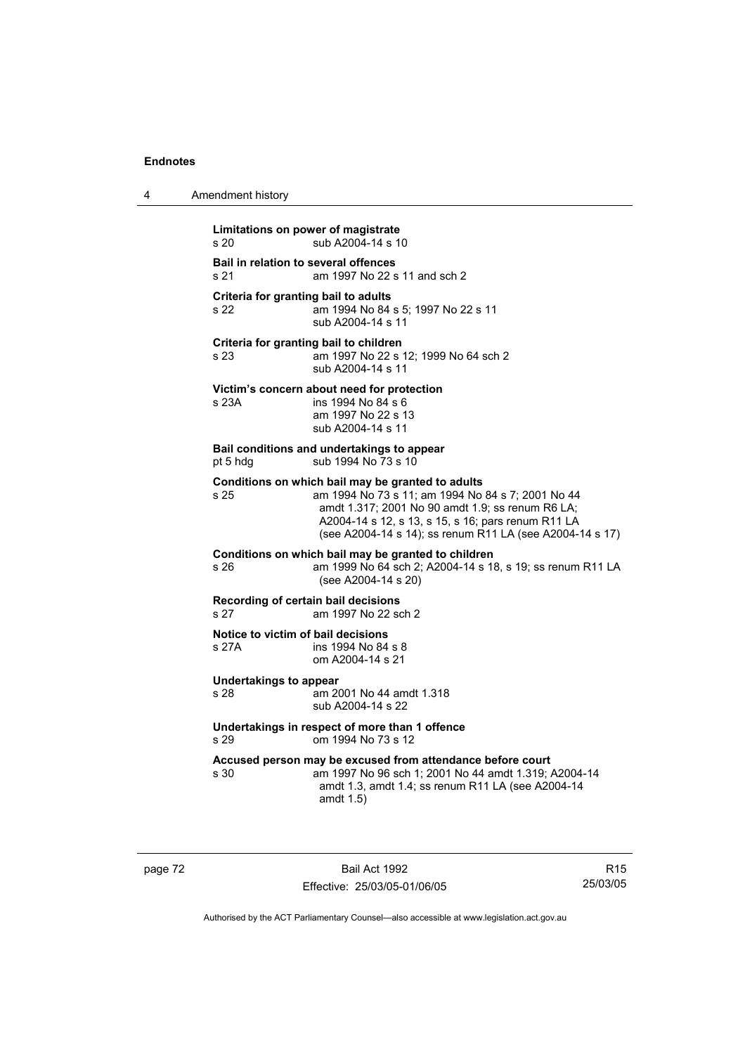**Limitations on power of magistrate**
s 20 sub A2004-14 s 10

**Bail in relation to several offences**
s 21 am 1997 No 22 s 11 and sch 2

**Criteria for granting bail to adults**
s 22 am 1994 No 84 s 5; 1997 No 22 s 11
sub A2004-14 s 11

**Criteria for granting bail to children**
s 23 am 1997 No 22 s 12; 1999 No 64 sch 2
sub A2004-14 s 11

**Victim's concern about need for protection**
s 23A ins 1994 No 84 s 6
am 1997 No 22 s 13
sub A2004-14 s 11

**Bail conditions and undertakings to appear**
pt 5 hdg sub 1994 No 73 s 10

**Conditions on which bail may be granted to adults**
s 25 am 1994 No 73 s 11; am 1994 No 84 s 7; 2001 No 44 amdt 1.317; 2001 No 90 amdt 1.9; ss renum R6 LA; A2004-14 s 12, s 13, s 15, s 16; pars renum R11 LA (see A2004-14 s 14); ss renum R11 LA (see A2004-14 s 17)

**Conditions on which bail may be granted to children**
s 26 am 1999 No 64 sch 2; A2004-14 s 18, s 19; ss renum R11 LA (see A2004-14 s 20)

**Recording of certain bail decisions**
s 27 am 1997 No 22 sch 2

**Notice to victim of bail decisions**
s 27A ins 1994 No 84 s 8
om A2004-14 s 21

**Undertakings to appear**
s 28 am 2001 No 44 amdt 1.318
sub A2004-14 s 22

**Undertakings in respect of more than 1 offence**
s 29 om 1994 No 73 s 12

**Accused person may be excused from attendance before court**
s 30 am 1997 No 96 sch 1; 2001 No 44 amdt 1.319; A2004-14 amdt 1.3, amdt 1.4; ss renum R11 LA (see A2004-14 amdt 1.5)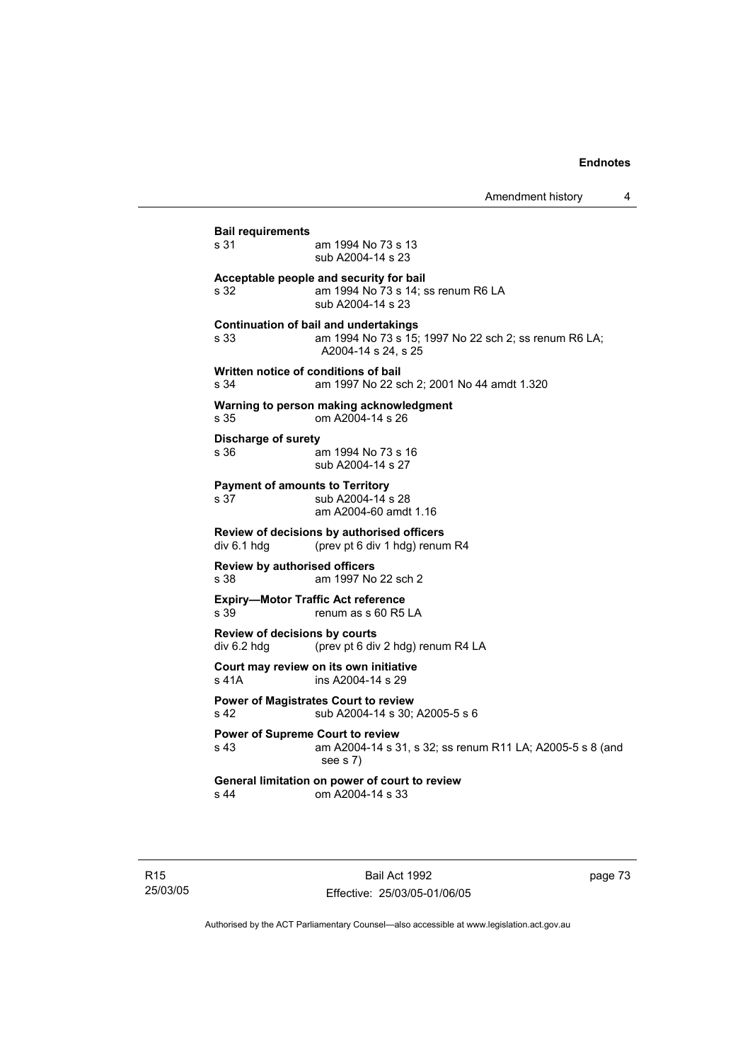**Bail requirements**
s 31 am 1994 No 73 s 13
sub A2004-14 s 23

**Acceptable people and security for bail**
s 32 am 1994 No 73 s 14; ss renum R6 LA
sub A2004-14 s 23

**Continuation of bail and undertakings**
s 33 am 1994 No 73 s 15; 1997 No 22 sch 2; ss renum R6 LA; A2004-14 s 24, s 25

**Written notice of conditions of bail**
s 34 am 1997 No 22 sch 2; 2001 No 44 amdt 1.320

**Warning to person making acknowledgment**
s 35 om A2004-14 s 26

**Discharge of surety**
s 36 am 1994 No 73 s 16
sub A2004-14 s 27

**Payment of amounts to Territory**
s 37 sub A2004-14 s 28
am A2004-60 amdt 1.16

**Review of decisions by authorised officers**
div 6.1 hdg (prev pt 6 div 1 hdg) renum R4

**Review by authorised officers**
s 38 am 1997 No 22 sch 2

**Expiry—Motor Traffic Act reference**
s 39 renum as s 60 R5 LA

**Review of decisions by courts**
div 6.2 hdg (prev pt 6 div 2 hdg) renum R4 LA

**Court may review on its own initiative**
s 41A ins A2004-14 s 29

**Power of Magistrates Court to review**
s 42 sub A2004-14 s 30; A2005-5 s 6

**Power of Supreme Court to review**
s 43 am A2004-14 s 31, s 32; ss renum R11 LA; A2005-5 s 8 (and see s 7)

**General limitation on power of court to review**
s 44 om A2004-14 s 33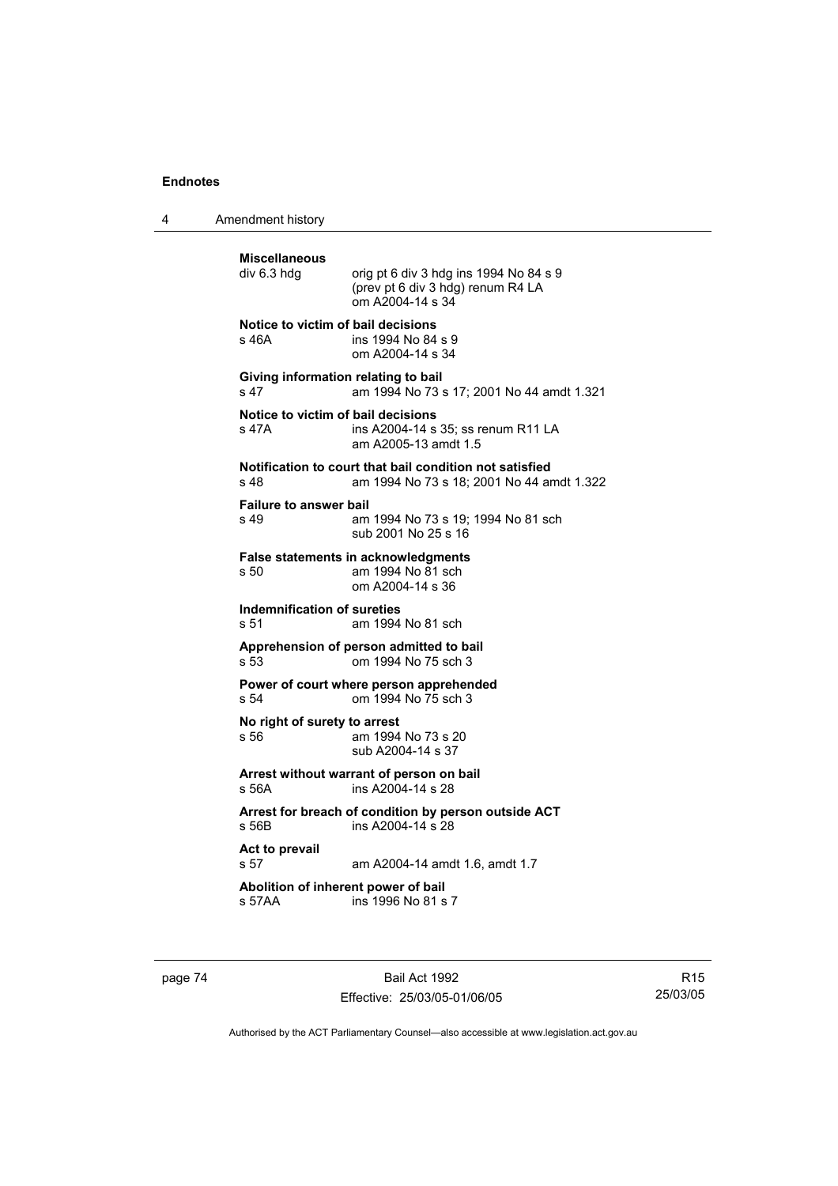**Miscellaneous**

div 6.3 hdg — orig pt 6 div 3 hdg ins 1994 No 84 s 9
(prev pt 6 div 3 hdg) renum R4 LA
om A2004-14 s 34

**Notice to victim of bail decisions**

s 46A — ins 1994 No 84 s 9
om A2004-14 s 34

**Giving information relating to bail**

s 47 — am 1994 No 73 s 17; 2001 No 44 amdt 1.321

**Notice to victim of bail decisions**

s 47A — ins A2004-14 s 35; ss renum R11 LA
am A2005-13 amdt 1.5

**Notification to court that bail condition not satisfied**

s 48 — am 1994 No 73 s 18; 2001 No 44 amdt 1.322

**Failure to answer bail**

s 49 — am 1994 No 73 s 19; 1994 No 81 sch
sub 2001 No 25 s 16

**False statements in acknowledgments**

s 50 — am 1994 No 81 sch
om A2004-14 s 36

**Indemnification of sureties**

s 51 — am 1994 No 81 sch

**Apprehension of person admitted to bail**

s 53 — om 1994 No 75 sch 3

**Power of court where person apprehended**

s 54 — om 1994 No 75 sch 3

**No right of surety to arrest**

s 56 — am 1994 No 73 s 20
sub A2004-14 s 37

**Arrest without warrant of person on bail**

s 56A — ins A2004-14 s 28

**Arrest for breach of condition by person outside ACT**

s 56B — ins A2004-14 s 28

**Act to prevail**

s 57 — am A2004-14 amdt 1.6, amdt 1.7

**Abolition of inherent power of bail**

s 57AA — ins 1996 No 81 s 7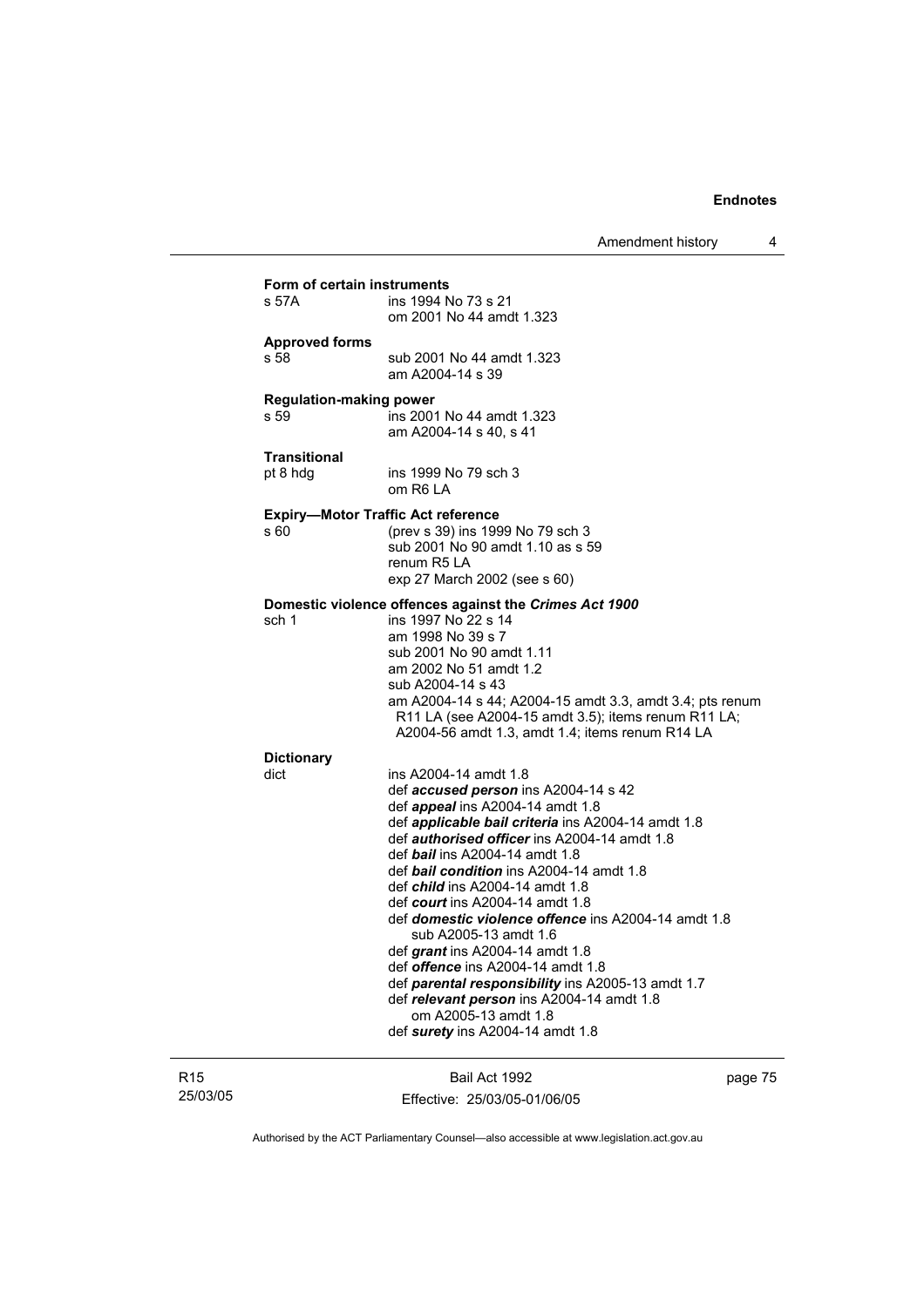**Form of certain instruments**

s 57A — ins 1994 No 73 s 21
om 2001 No 44 amdt 1.323

**Approved forms**

s 58 — sub 2001 No 44 amdt 1.323
am A2004-14 s 39

**Regulation-making power**

s 59 — ins 2001 No 44 amdt 1.323
am A2004-14 s 40, s 41

**Transitional**

pt 8 hdg — ins 1999 No 79 sch 3
om R6 LA

**Expiry—Motor Traffic Act reference**

s 60 — (prev s 39) ins 1999 No 79 sch 3
sub 2001 No 90 amdt 1.10 as s 59
renum R5 LA
exp 27 March 2002 (see s 60)

**Domestic violence offences against the *Crimes Act 1900***

sch 1 — ins 1997 No 22 s 14
am 1998 No 39 s 7
sub 2001 No 90 amdt 1.11
am 2002 No 51 amdt 1.2
sub A2004-14 s 43
am A2004-14 s 44; A2004-15 amdt 3.3, amdt 3.4; pts renum R11 LA (see A2004-15 amdt 3.5); items renum R11 LA; A2004-56 amdt 1.3, amdt 1.4; items renum R14 LA

**Dictionary**

dict — ins A2004-14 amdt 1.8
def ***accused person*** ins A2004-14 s 42
def ***appeal*** ins A2004-14 amdt 1.8
def ***applicable bail criteria*** ins A2004-14 amdt 1.8
def ***authorised officer*** ins A2004-14 amdt 1.8
def ***bail*** ins A2004-14 amdt 1.8
def ***bail condition*** ins A2004-14 amdt 1.8
def ***child*** ins A2004-14 amdt 1.8
def ***court*** ins A2004-14 amdt 1.8
def ***domestic violence offence*** ins A2004-14 amdt 1.8
sub A2005-13 amdt 1.6
def ***grant*** ins A2004-14 amdt 1.8
def ***offence*** ins A2004-14 amdt 1.8
def ***parental responsibility*** ins A2005-13 amdt 1.7
def ***relevant person*** ins A2004-14 amdt 1.8
om A2005-13 amdt 1.8
def ***surety*** ins A2004-14 amdt 1.8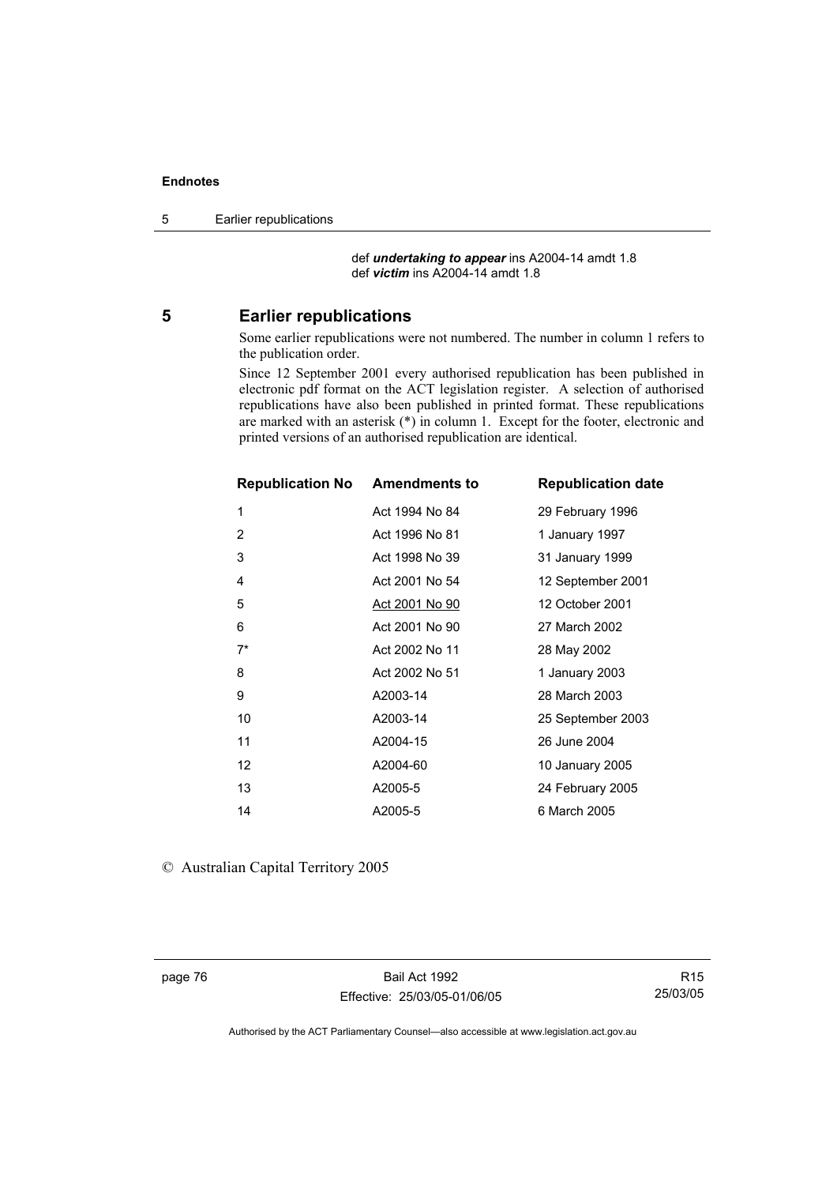def ***undertaking to appear*** ins A2004-14 amdt 1.8
def ***victim*** ins A2004-14 amdt 1.8

## 5 Earlier republications

Some earlier republications were not numbered. The number in column 1 refers to the publication order.

Since 12 September 2001 every authorised republication has been published in electronic pdf format on the ACT legislation register. A selection of authorised republications have also been published in printed format. These republications are marked with an asterisk (*) in column 1. Except for the footer, electronic and printed versions of an authorised republication are identical.

| Republication No | Amendments to | Republication date |
|---|---|---|
| 1 | Act 1994 No 84 | 29 February 1996 |
| 2 | Act 1996 No 81 | 1 January 1997 |
| 3 | Act 1998 No 39 | 31 January 1999 |
| 4 | Act 2001 No 54 | 12 September 2001 |
| 5 | Act 2001 No 90 | 12 October 2001 |
| 6 | Act 2001 No 90 | 27 March 2002 |
| 7* | Act 2002 No 11 | 28 May 2002 |
| 8 | Act 2002 No 51 | 1 January 2003 |
| 9 | A2003-14 | 28 March 2003 |
| 10 | A2003-14 | 25 September 2003 |
| 11 | A2004-15 | 26 June 2004 |
| 12 | A2004-60 | 10 January 2005 |
| 13 | A2005-5 | 24 February 2005 |
| 14 | A2005-5 | 6 March 2005 |

© Australian Capital Territory 2005